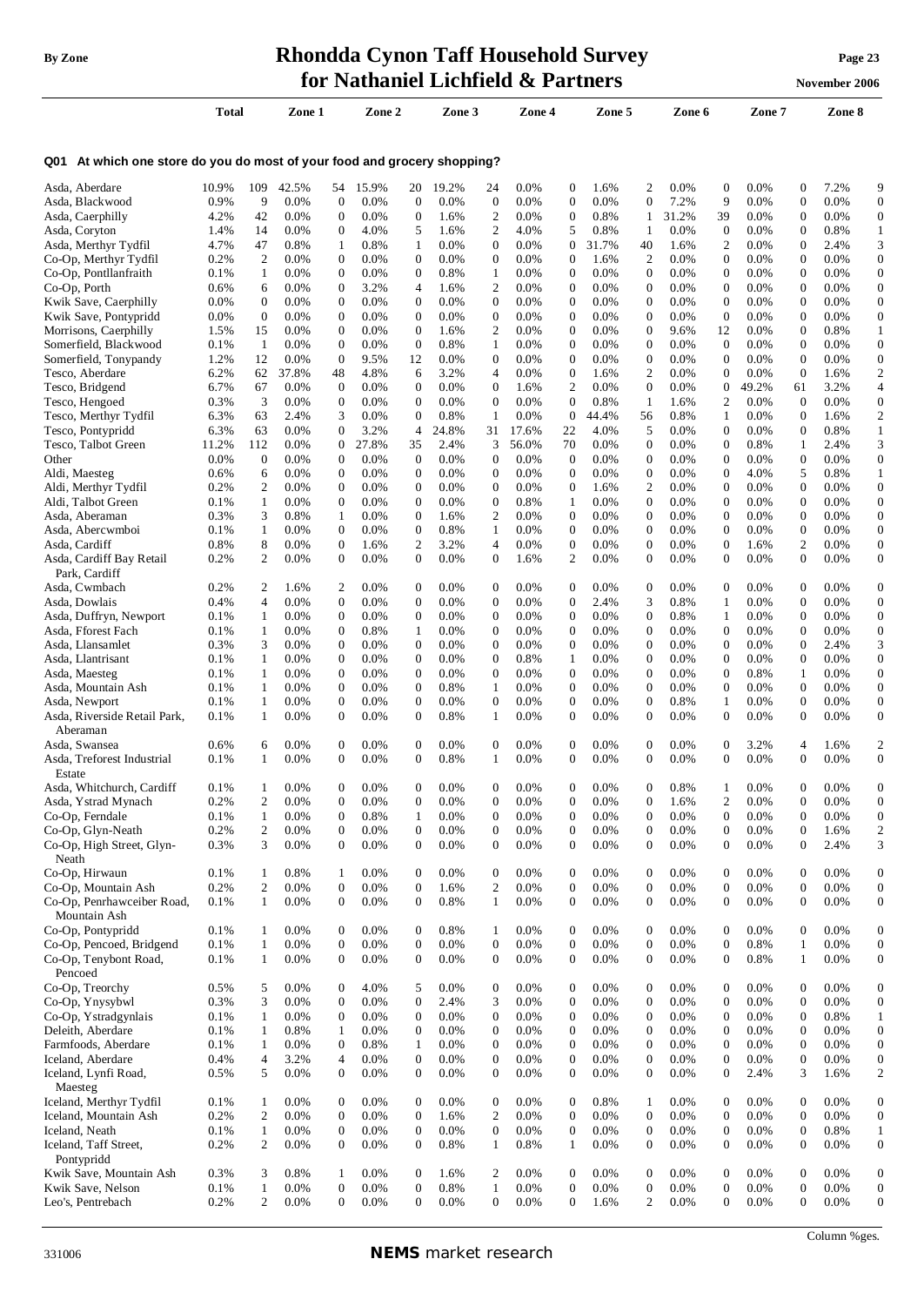# Rhondda Cynon Taff Household Survey for Nathaniel Lichfield & Partners

## Q01 At which one store do you do most of your food and grocery shopping?

| | Total | | Zone 1 | | Zone 2 | | Zone 3 | | Zone 4 | | Zone 5 | | Zone 6 | | Zone 7 | | Zone 8 | |
|---|---|---|---|---|---|---|---|---|---|---|---|---|---|---|---|---|---|---|
| Asda, Aberdare | 10.9% | 109 | 42.5% | 54 | 15.9% | 20 | 19.2% | 24 | 0.0% | 0 | 1.6% | 2 | 0.0% | 0 | 0.0% | 0 | 7.2% | 9 |
| Asda, Blackwood | 0.9% | 9 | 0.0% | 0 | 0.0% | 0 | 0.0% | 0 | 0.0% | 0 | 0.0% | 0 | 7.2% | 9 | 0.0% | 0 | 0.0% | 0 |
| Asda, Caerphilly | 4.2% | 42 | 0.0% | 0 | 0.0% | 0 | 1.6% | 2 | 0.0% | 0 | 0.8% | 1 | 31.2% | 39 | 0.0% | 0 | 0.0% | 0 |
| Asda, Coryton | 1.4% | 14 | 0.0% | 0 | 4.0% | 5 | 1.6% | 2 | 4.0% | 5 | 0.8% | 1 | 0.0% | 0 | 0.0% | 0 | 0.8% | 1 |
| Asda, Merthyr Tydfil | 4.7% | 47 | 0.8% | 1 | 0.8% | 1 | 0.0% | 0 | 0.0% | 0 | 31.7% | 40 | 1.6% | 2 | 0.0% | 0 | 2.4% | 3 |
| Co-Op, Merthyr Tydfil | 0.2% | 2 | 0.0% | 0 | 0.0% | 0 | 0.0% | 0 | 0.0% | 0 | 1.6% | 2 | 0.0% | 0 | 0.0% | 0 | 0.0% | 0 |
| Co-Op, Pontllanfraith | 0.1% | 1 | 0.0% | 0 | 0.0% | 0 | 0.8% | 1 | 0.0% | 0 | 0.0% | 0 | 0.0% | 0 | 0.0% | 0 | 0.0% | 0 |
| Co-Op, Porth | 0.6% | 6 | 0.0% | 0 | 3.2% | 4 | 1.6% | 2 | 0.0% | 0 | 0.0% | 0 | 0.0% | 0 | 0.0% | 0 | 0.0% | 0 |
| Kwik Save, Caerphilly | 0.0% | 0 | 0.0% | 0 | 0.0% | 0 | 0.0% | 0 | 0.0% | 0 | 0.0% | 0 | 0.0% | 0 | 0.0% | 0 | 0.0% | 0 |
| Kwik Save, Pontypridd | 0.0% | 0 | 0.0% | 0 | 0.0% | 0 | 0.0% | 0 | 0.0% | 0 | 0.0% | 0 | 0.0% | 0 | 0.0% | 0 | 0.0% | 0 |
| Morrisons, Caerphilly | 1.5% | 15 | 0.0% | 0 | 0.0% | 0 | 1.6% | 2 | 0.0% | 0 | 0.0% | 0 | 9.6% | 12 | 0.0% | 0 | 0.8% | 1 |
| Somerfield, Blackwood | 0.1% | 1 | 0.0% | 0 | 0.0% | 0 | 0.8% | 1 | 0.0% | 0 | 0.0% | 0 | 0.0% | 0 | 0.0% | 0 | 0.0% | 0 |
| Somerfield, Tonypandy | 1.2% | 12 | 0.0% | 0 | 9.5% | 12 | 0.0% | 0 | 0.0% | 0 | 0.0% | 0 | 0.0% | 0 | 0.0% | 0 | 0.0% | 0 |
| Tesco, Aberdare | 6.2% | 62 | 37.8% | 48 | 4.8% | 6 | 3.2% | 4 | 0.0% | 0 | 1.6% | 2 | 0.0% | 0 | 0.0% | 0 | 1.6% | 2 |
| Tesco, Bridgend | 6.7% | 67 | 0.0% | 0 | 0.0% | 0 | 0.0% | 0 | 1.6% | 2 | 0.0% | 0 | 0.0% | 0 | 49.2% | 61 | 3.2% | 4 |
| Tesco, Hengoed | 0.3% | 3 | 0.0% | 0 | 0.0% | 0 | 0.0% | 0 | 0.0% | 0 | 0.8% | 1 | 1.6% | 2 | 0.0% | 0 | 0.0% | 0 |
| Tesco, Merthyr Tydfil | 6.3% | 63 | 2.4% | 3 | 0.0% | 0 | 0.8% | 1 | 0.0% | 0 | 44.4% | 56 | 0.8% | 1 | 0.0% | 0 | 1.6% | 2 |
| Tesco, Pontypridd | 6.3% | 63 | 0.0% | 0 | 3.2% | 4 | 24.8% | 31 | 17.6% | 22 | 4.0% | 5 | 0.0% | 0 | 0.0% | 0 | 0.8% | 1 |
| Tesco, Talbot Green | 11.2% | 112 | 0.0% | 0 | 27.8% | 35 | 2.4% | 3 | 56.0% | 70 | 0.0% | 0 | 0.0% | 0 | 0.8% | 1 | 2.4% | 3 |
| Other | 0.0% | 0 | 0.0% | 0 | 0.0% | 0 | 0.0% | 0 | 0.0% | 0 | 0.0% | 0 | 0.0% | 0 | 0.0% | 0 | 0.0% | 0 |
| Aldi, Maesteg | 0.6% | 6 | 0.0% | 0 | 0.0% | 0 | 0.0% | 0 | 0.0% | 0 | 0.0% | 0 | 0.0% | 0 | 4.0% | 5 | 0.8% | 1 |
| Aldi, Merthyr Tydfil | 0.2% | 2 | 0.0% | 0 | 0.0% | 0 | 0.0% | 0 | 0.0% | 0 | 1.6% | 2 | 0.0% | 0 | 0.0% | 0 | 0.0% | 0 |
| Aldi, Talbot Green | 0.1% | 1 | 0.0% | 0 | 0.0% | 0 | 0.0% | 0 | 0.8% | 1 | 0.0% | 0 | 0.0% | 0 | 0.0% | 0 | 0.0% | 0 |
| Asda, Aberaman | 0.3% | 3 | 0.8% | 1 | 0.0% | 0 | 1.6% | 2 | 0.0% | 0 | 0.0% | 0 | 0.0% | 0 | 0.0% | 0 | 0.0% | 0 |
| Asda, Abercwmboi | 0.1% | 1 | 0.0% | 0 | 0.0% | 0 | 0.8% | 1 | 0.0% | 0 | 0.0% | 0 | 0.0% | 0 | 0.0% | 0 | 0.0% | 0 |
| Asda, Cardiff | 0.8% | 8 | 0.0% | 0 | 1.6% | 2 | 3.2% | 4 | 0.0% | 0 | 0.0% | 0 | 0.0% | 0 | 1.6% | 2 | 0.0% | 0 |
| Asda, Cardiff Bay Retail Park, Cardiff | 0.2% | 2 | 0.0% | 0 | 0.0% | 0 | 0.0% | 0 | 1.6% | 2 | 0.0% | 0 | 0.0% | 0 | 0.0% | 0 | 0.0% | 0 |
| Asda, Cwmbach | 0.2% | 2 | 1.6% | 2 | 0.0% | 0 | 0.0% | 0 | 0.0% | 0 | 0.0% | 0 | 0.0% | 0 | 0.0% | 0 | 0.0% | 0 |
| Asda, Dowlais | 0.4% | 4 | 0.0% | 0 | 0.0% | 0 | 0.0% | 0 | 0.0% | 0 | 2.4% | 3 | 0.8% | 1 | 0.0% | 0 | 0.0% | 0 |
| Asda, Duffryn, Newport | 0.1% | 1 | 0.0% | 0 | 0.0% | 0 | 0.0% | 0 | 0.0% | 0 | 0.0% | 0 | 0.8% | 1 | 0.0% | 0 | 0.0% | 0 |
| Asda, Fforest Fach | 0.1% | 1 | 0.0% | 0 | 0.8% | 1 | 0.0% | 0 | 0.0% | 0 | 0.0% | 0 | 0.0% | 0 | 0.0% | 0 | 0.0% | 0 |
| Asda, Llansamlet | 0.3% | 3 | 0.0% | 0 | 0.0% | 0 | 0.0% | 0 | 0.0% | 0 | 0.0% | 0 | 0.0% | 0 | 0.0% | 0 | 2.4% | 3 |
| Asda, Llantrisant | 0.1% | 1 | 0.0% | 0 | 0.0% | 0 | 0.0% | 0 | 0.8% | 1 | 0.0% | 0 | 0.0% | 0 | 0.0% | 0 | 0.0% | 0 |
| Asda, Maesteg | 0.1% | 1 | 0.0% | 0 | 0.0% | 0 | 0.0% | 0 | 0.0% | 0 | 0.0% | 0 | 0.0% | 0 | 0.8% | 1 | 0.0% | 0 |
| Asda, Mountain Ash | 0.1% | 1 | 0.0% | 0 | 0.0% | 0 | 0.8% | 1 | 0.0% | 0 | 0.0% | 0 | 0.0% | 0 | 0.0% | 0 | 0.0% | 0 |
| Asda, Newport | 0.1% | 1 | 0.0% | 0 | 0.0% | 0 | 0.0% | 0 | 0.0% | 0 | 0.0% | 0 | 0.8% | 1 | 0.0% | 0 | 0.0% | 0 |
| Asda, Riverside Retail Park, Aberaman | 0.1% | 1 | 0.0% | 0 | 0.0% | 0 | 0.8% | 1 | 0.0% | 0 | 0.0% | 0 | 0.0% | 0 | 0.0% | 0 | 0.0% | 0 |
| Asda, Swansea | 0.6% | 6 | 0.0% | 0 | 0.0% | 0 | 0.0% | 0 | 0.0% | 0 | 0.0% | 0 | 0.0% | 0 | 3.2% | 4 | 1.6% | 2 |
| Asda, Treforest Industrial Estate | 0.1% | 1 | 0.0% | 0 | 0.0% | 0 | 0.8% | 1 | 0.0% | 0 | 0.0% | 0 | 0.0% | 0 | 0.0% | 0 | 0.0% | 0 |
| Asda, Whitchurch, Cardiff | 0.1% | 1 | 0.0% | 0 | 0.0% | 0 | 0.0% | 0 | 0.0% | 0 | 0.0% | 0 | 0.8% | 1 | 0.0% | 0 | 0.0% | 0 |
| Asda, Ystrad Mynach | 0.2% | 2 | 0.0% | 0 | 0.0% | 0 | 0.0% | 0 | 0.0% | 0 | 0.0% | 0 | 1.6% | 2 | 0.0% | 0 | 0.0% | 0 |
| Co-Op, Ferndale | 0.1% | 1 | 0.0% | 0 | 0.8% | 1 | 0.0% | 0 | 0.0% | 0 | 0.0% | 0 | 0.0% | 0 | 0.0% | 0 | 0.0% | 0 |
| Co-Op, Glyn-Neath | 0.2% | 2 | 0.0% | 0 | 0.0% | 0 | 0.0% | 0 | 0.0% | 0 | 0.0% | 0 | 0.0% | 0 | 0.0% | 0 | 1.6% | 2 |
| Co-Op, High Street, Glyn-Neath | 0.3% | 3 | 0.0% | 0 | 0.0% | 0 | 0.0% | 0 | 0.0% | 0 | 0.0% | 0 | 0.0% | 0 | 0.0% | 0 | 2.4% | 3 |
| Co-Op, Hirwaun | 0.1% | 1 | 0.8% | 1 | 0.0% | 0 | 0.0% | 0 | 0.0% | 0 | 0.0% | 0 | 0.0% | 0 | 0.0% | 0 | 0.0% | 0 |
| Co-Op, Mountain Ash | 0.2% | 2 | 0.0% | 0 | 0.0% | 0 | 1.6% | 2 | 0.0% | 0 | 0.0% | 0 | 0.0% | 0 | 0.0% | 0 | 0.0% | 0 |
| Co-Op, Penrhawceiber Road, Mountain Ash | 0.1% | 1 | 0.0% | 0 | 0.0% | 0 | 0.8% | 1 | 0.0% | 0 | 0.0% | 0 | 0.0% | 0 | 0.0% | 0 | 0.0% | 0 |
| Co-Op, Pontypridd | 0.1% | 1 | 0.0% | 0 | 0.0% | 0 | 0.8% | 1 | 0.0% | 0 | 0.0% | 0 | 0.0% | 0 | 0.0% | 0 | 0.0% | 0 |
| Co-Op, Pencoed, Bridgend | 0.1% | 1 | 0.0% | 0 | 0.0% | 0 | 0.0% | 0 | 0.0% | 0 | 0.0% | 0 | 0.0% | 0 | 0.8% | 1 | 0.0% | 0 |
| Co-Op, Tenybont Road, Pencoed | 0.1% | 1 | 0.0% | 0 | 0.0% | 0 | 0.0% | 0 | 0.0% | 0 | 0.0% | 0 | 0.0% | 0 | 0.8% | 1 | 0.0% | 0 |
| Co-Op, Treorchy | 0.5% | 5 | 0.0% | 0 | 4.0% | 5 | 0.0% | 0 | 0.0% | 0 | 0.0% | 0 | 0.0% | 0 | 0.0% | 0 | 0.0% | 0 |
| Co-Op, Ynysybwl | 0.3% | 3 | 0.0% | 0 | 0.0% | 0 | 2.4% | 3 | 0.0% | 0 | 0.0% | 0 | 0.0% | 0 | 0.0% | 0 | 0.0% | 0 |
| Co-Op, Ystradgynlais | 0.1% | 1 | 0.0% | 0 | 0.0% | 0 | 0.0% | 0 | 0.0% | 0 | 0.0% | 0 | 0.0% | 0 | 0.0% | 0 | 0.8% | 1 |
| Deleith, Aberdare | 0.1% | 1 | 0.8% | 1 | 0.0% | 0 | 0.0% | 0 | 0.0% | 0 | 0.0% | 0 | 0.0% | 0 | 0.0% | 0 | 0.0% | 0 |
| Farmfoods, Aberdare | 0.1% | 1 | 0.0% | 0 | 0.8% | 1 | 0.0% | 0 | 0.0% | 0 | 0.0% | 0 | 0.0% | 0 | 0.0% | 0 | 0.0% | 0 |
| Iceland, Aberdare | 0.4% | 4 | 3.2% | 4 | 0.0% | 0 | 0.0% | 0 | 0.0% | 0 | 0.0% | 0 | 0.0% | 0 | 0.0% | 0 | 0.0% | 0 |
| Iceland, Lynfi Road, Maesteg | 0.5% | 5 | 0.0% | 0 | 0.0% | 0 | 0.0% | 0 | 0.0% | 0 | 0.0% | 0 | 0.0% | 0 | 2.4% | 3 | 1.6% | 2 |
| Iceland, Merthyr Tydfil | 0.1% | 1 | 0.0% | 0 | 0.0% | 0 | 0.0% | 0 | 0.0% | 0 | 0.8% | 1 | 0.0% | 0 | 0.0% | 0 | 0.0% | 0 |
| Iceland, Mountain Ash | 0.2% | 2 | 0.0% | 0 | 0.0% | 0 | 1.6% | 2 | 0.0% | 0 | 0.0% | 0 | 0.0% | 0 | 0.0% | 0 | 0.0% | 0 |
| Iceland, Neath | 0.1% | 1 | 0.0% | 0 | 0.0% | 0 | 0.0% | 0 | 0.0% | 0 | 0.0% | 0 | 0.0% | 0 | 0.0% | 0 | 0.8% | 1 |
| Iceland, Taff Street, Pontypridd | 0.2% | 2 | 0.0% | 0 | 0.0% | 0 | 0.8% | 1 | 0.8% | 1 | 0.0% | 0 | 0.0% | 0 | 0.0% | 0 | 0.0% | 0 |
| Kwik Save, Mountain Ash | 0.3% | 3 | 0.8% | 1 | 0.0% | 0 | 1.6% | 2 | 0.0% | 0 | 0.0% | 0 | 0.0% | 0 | 0.0% | 0 | 0.0% | 0 |
| Kwik Save, Nelson | 0.1% | 1 | 0.0% | 0 | 0.0% | 0 | 0.8% | 1 | 0.0% | 0 | 0.0% | 0 | 0.0% | 0 | 0.0% | 0 | 0.0% | 0 |
| Leo's, Pentrebach | 0.2% | 2 | 0.0% | 0 | 0.0% | 0 | 0.0% | 0 | 0.0% | 0 | 1.6% | 2 | 0.0% | 0 | 0.0% | 0 | 0.0% | 0 |

Column %ges.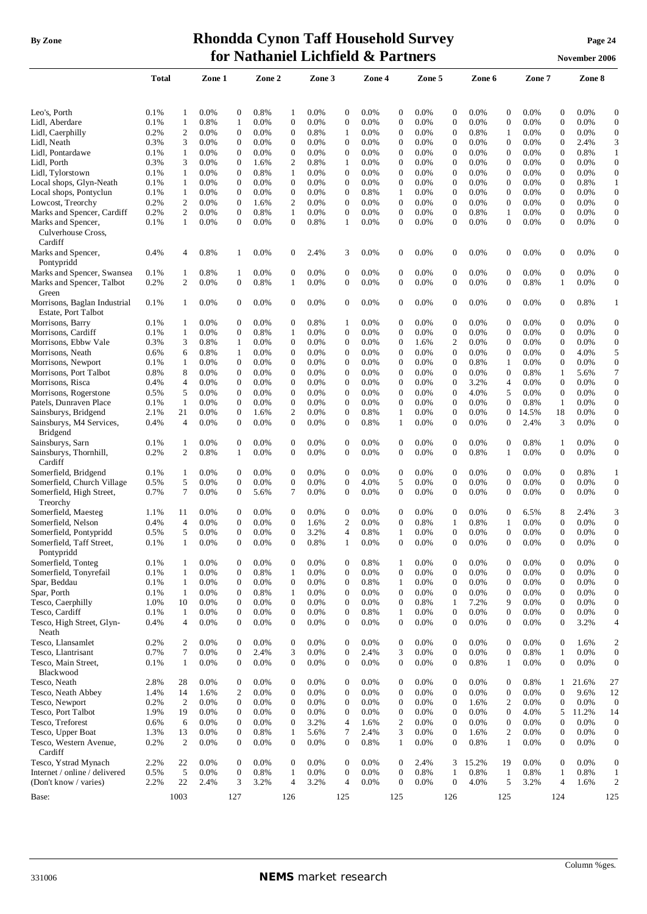| | Total | | Zone 1 | | Zone 2 | | Zone 3 | | Zone 4 | | Zone 5 | | Zone 6 | | Zone 7 | | Zone 8 | |
|---|---|---|---|---|---|---|---|---|---|---|---|---|---|---|---|---|---|---|
| Leo's, Porth | 0.1% | 1 | 0.0% | 0 | 0.8% | 1 | 0.0% | 0 | 0.0% | 0 | 0.0% | 0 | 0.0% | 0 | 0.0% | 0 | 0.0% | 0 |
| Lidl, Aberdare | 0.1% | 1 | 0.8% | 1 | 0.0% | 0 | 0.0% | 0 | 0.0% | 0 | 0.0% | 0 | 0.0% | 0 | 0.0% | 0 | 0.0% | 0 |
| Lidl, Caerphilly | 0.2% | 2 | 0.0% | 0 | 0.0% | 0 | 0.8% | 1 | 0.0% | 0 | 0.0% | 0 | 0.8% | 1 | 0.0% | 0 | 0.0% | 0 |
| Lidl, Neath | 0.3% | 3 | 0.0% | 0 | 0.0% | 0 | 0.0% | 0 | 0.0% | 0 | 0.0% | 0 | 0.0% | 0 | 0.0% | 0 | 2.4% | 3 |
| Lidl, Pontardawe | 0.1% | 1 | 0.0% | 0 | 0.0% | 0 | 0.0% | 0 | 0.0% | 0 | 0.0% | 0 | 0.0% | 0 | 0.0% | 0 | 0.8% | 1 |
| Lidl, Porth | 0.3% | 3 | 0.0% | 0 | 1.6% | 2 | 0.8% | 1 | 0.0% | 0 | 0.0% | 0 | 0.0% | 0 | 0.0% | 0 | 0.0% | 0 |
| Lidl, Tylorstown | 0.1% | 1 | 0.0% | 0 | 0.8% | 1 | 0.0% | 0 | 0.0% | 0 | 0.0% | 0 | 0.0% | 0 | 0.0% | 0 | 0.0% | 0 |
| Local shops, Glyn-Neath | 0.1% | 1 | 0.0% | 0 | 0.0% | 0 | 0.0% | 0 | 0.0% | 0 | 0.0% | 0 | 0.0% | 0 | 0.0% | 0 | 0.8% | 1 |
| Local shops, Pontyclun | 0.1% | 1 | 0.0% | 0 | 0.0% | 0 | 0.0% | 0 | 0.8% | 1 | 0.0% | 0 | 0.0% | 0 | 0.0% | 0 | 0.0% | 0 |
| Lowcost, Treorchy | 0.2% | 2 | 0.0% | 0 | 1.6% | 2 | 0.0% | 0 | 0.0% | 0 | 0.0% | 0 | 0.0% | 0 | 0.0% | 0 | 0.0% | 0 |
| Marks and Spencer, Cardiff | 0.2% | 2 | 0.0% | 0 | 0.8% | 1 | 0.0% | 0 | 0.0% | 0 | 0.0% | 0 | 0.8% | 1 | 0.0% | 0 | 0.0% | 0 |
| Marks and Spencer, Culverhouse Cross, Cardiff | 0.1% | 1 | 0.0% | 0 | 0.0% | 0 | 0.8% | 1 | 0.0% | 0 | 0.0% | 0 | 0.0% | 0 | 0.0% | 0 | 0.0% | 0 |
| Marks and Spencer, Pontypridd | 0.4% | 4 | 0.8% | 1 | 0.0% | 0 | 2.4% | 3 | 0.0% | 0 | 0.0% | 0 | 0.0% | 0 | 0.0% | 0 | 0.0% | 0 |
| Marks and Spencer, Swansea | 0.1% | 1 | 0.8% | 1 | 0.0% | 0 | 0.0% | 0 | 0.0% | 0 | 0.0% | 0 | 0.0% | 0 | 0.0% | 0 | 0.0% | 0 |
| Marks and Spencer, Talbot Green | 0.2% | 2 | 0.0% | 0 | 0.8% | 1 | 0.0% | 0 | 0.0% | 0 | 0.0% | 0 | 0.0% | 0 | 0.8% | 1 | 0.0% | 0 |
| Morrisons, Baglan Industrial Estate, Port Talbot | 0.1% | 1 | 0.0% | 0 | 0.0% | 0 | 0.0% | 0 | 0.0% | 0 | 0.0% | 0 | 0.0% | 0 | 0.0% | 0 | 0.8% | 1 |
| Morrisons, Barry | 0.1% | 1 | 0.0% | 0 | 0.0% | 0 | 0.8% | 1 | 0.0% | 0 | 0.0% | 0 | 0.0% | 0 | 0.0% | 0 | 0.0% | 0 |
| Morrisons, Cardiff | 0.1% | 1 | 0.0% | 0 | 0.8% | 1 | 0.0% | 0 | 0.0% | 0 | 0.0% | 0 | 0.0% | 0 | 0.0% | 0 | 0.0% | 0 |
| Morrisons, Ebbw Vale | 0.3% | 3 | 0.8% | 1 | 0.0% | 0 | 0.0% | 0 | 0.0% | 0 | 1.6% | 2 | 0.0% | 0 | 0.0% | 0 | 0.0% | 0 |
| Morrisons, Neath | 0.6% | 6 | 0.8% | 1 | 0.0% | 0 | 0.0% | 0 | 0.0% | 0 | 0.0% | 0 | 0.0% | 0 | 0.0% | 0 | 4.0% | 5 |
| Morrisons, Newport | 0.1% | 1 | 0.0% | 0 | 0.0% | 0 | 0.0% | 0 | 0.0% | 0 | 0.0% | 0 | 0.8% | 1 | 0.0% | 0 | 0.0% | 0 |
| Morrisons, Port Talbot | 0.8% | 8 | 0.0% | 0 | 0.0% | 0 | 0.0% | 0 | 0.0% | 0 | 0.0% | 0 | 0.0% | 0 | 0.8% | 1 | 5.6% | 7 |
| Morrisons, Risca | 0.4% | 4 | 0.0% | 0 | 0.0% | 0 | 0.0% | 0 | 0.0% | 0 | 0.0% | 0 | 3.2% | 4 | 0.0% | 0 | 0.0% | 0 |
| Morrisons, Rogerstone | 0.5% | 5 | 0.0% | 0 | 0.0% | 0 | 0.0% | 0 | 0.0% | 0 | 0.0% | 0 | 4.0% | 5 | 0.0% | 0 | 0.0% | 0 |
| Patels, Dunraven Place | 0.1% | 1 | 0.0% | 0 | 0.0% | 0 | 0.0% | 0 | 0.0% | 0 | 0.0% | 0 | 0.0% | 0 | 0.8% | 1 | 0.0% | 0 |
| Sainsburys, Bridgend | 2.1% | 21 | 0.0% | 0 | 1.6% | 2 | 0.0% | 0 | 0.8% | 1 | 0.0% | 0 | 0.0% | 0 | 14.5% | 18 | 0.0% | 0 |
| Sainsburys, M4 Services, Bridgend | 0.4% | 4 | 0.0% | 0 | 0.0% | 0 | 0.0% | 0 | 0.8% | 1 | 0.0% | 0 | 0.0% | 0 | 2.4% | 3 | 0.0% | 0 |
| Sainsburys, Sarn | 0.1% | 1 | 0.0% | 0 | 0.0% | 0 | 0.0% | 0 | 0.0% | 0 | 0.0% | 0 | 0.0% | 0 | 0.8% | 1 | 0.0% | 0 |
| Sainsburys, Thornhill, Cardiff | 0.2% | 2 | 0.8% | 1 | 0.0% | 0 | 0.0% | 0 | 0.0% | 0 | 0.0% | 0 | 0.8% | 1 | 0.0% | 0 | 0.0% | 0 |
| Somerfield, Bridgend | 0.1% | 1 | 0.0% | 0 | 0.0% | 0 | 0.0% | 0 | 0.0% | 0 | 0.0% | 0 | 0.0% | 0 | 0.0% | 0 | 0.8% | 1 |
| Somerfield, Church Village | 0.5% | 5 | 0.0% | 0 | 0.0% | 0 | 0.0% | 0 | 4.0% | 5 | 0.0% | 0 | 0.0% | 0 | 0.0% | 0 | 0.0% | 0 |
| Somerfield, High Street, Treorchy | 0.7% | 7 | 0.0% | 0 | 5.6% | 7 | 0.0% | 0 | 0.0% | 0 | 0.0% | 0 | 0.0% | 0 | 0.0% | 0 | 0.0% | 0 |
| Somerfield, Maesteg | 1.1% | 11 | 0.0% | 0 | 0.0% | 0 | 0.0% | 0 | 0.0% | 0 | 0.0% | 0 | 0.0% | 0 | 6.5% | 8 | 2.4% | 3 |
| Somerfield, Nelson | 0.4% | 4 | 0.0% | 0 | 0.0% | 0 | 1.6% | 2 | 0.0% | 0 | 0.8% | 1 | 0.8% | 1 | 0.0% | 0 | 0.0% | 0 |
| Somerfield, Pontypridd | 0.5% | 5 | 0.0% | 0 | 0.0% | 0 | 3.2% | 4 | 0.8% | 1 | 0.0% | 0 | 0.0% | 0 | 0.0% | 0 | 0.0% | 0 |
| Somerfield, Taff Street, Pontypridd | 0.1% | 1 | 0.0% | 0 | 0.0% | 0 | 0.8% | 1 | 0.0% | 0 | 0.0% | 0 | 0.0% | 0 | 0.0% | 0 | 0.0% | 0 |
| Somerfield, Tonteg | 0.1% | 1 | 0.0% | 0 | 0.0% | 0 | 0.0% | 0 | 0.8% | 1 | 0.0% | 0 | 0.0% | 0 | 0.0% | 0 | 0.0% | 0 |
| Somerfield, Tonyrefail | 0.1% | 1 | 0.0% | 0 | 0.8% | 1 | 0.0% | 0 | 0.0% | 0 | 0.0% | 0 | 0.0% | 0 | 0.0% | 0 | 0.0% | 0 |
| Spar, Beddau | 0.1% | 1 | 0.0% | 0 | 0.0% | 0 | 0.0% | 0 | 0.8% | 1 | 0.0% | 0 | 0.0% | 0 | 0.0% | 0 | 0.0% | 0 |
| Spar, Porth | 0.1% | 1 | 0.0% | 0 | 0.8% | 1 | 0.0% | 0 | 0.0% | 0 | 0.0% | 0 | 0.0% | 0 | 0.0% | 0 | 0.0% | 0 |
| Tesco, Caerphilly | 1.0% | 10 | 0.0% | 0 | 0.0% | 0 | 0.0% | 0 | 0.0% | 0 | 0.8% | 1 | 7.2% | 9 | 0.0% | 0 | 0.0% | 0 |
| Tesco, Cardiff | 0.1% | 1 | 0.0% | 0 | 0.0% | 0 | 0.0% | 0 | 0.8% | 1 | 0.0% | 0 | 0.0% | 0 | 0.0% | 0 | 0.0% | 0 |
| Tesco, High Street, Glyn-Neath | 0.4% | 4 | 0.0% | 0 | 0.0% | 0 | 0.0% | 0 | 0.0% | 0 | 0.0% | 0 | 0.0% | 0 | 0.0% | 0 | 3.2% | 4 |
| Tesco, Llansamlet | 0.2% | 2 | 0.0% | 0 | 0.0% | 0 | 0.0% | 0 | 0.0% | 0 | 0.0% | 0 | 0.0% | 0 | 0.0% | 0 | 1.6% | 2 |
| Tesco, Llantrisant | 0.7% | 7 | 0.0% | 0 | 2.4% | 3 | 0.0% | 0 | 2.4% | 3 | 0.0% | 0 | 0.0% | 0 | 0.8% | 1 | 0.0% | 0 |
| Tesco, Main Street, Blackwood | 0.1% | 1 | 0.0% | 0 | 0.0% | 0 | 0.0% | 0 | 0.0% | 0 | 0.0% | 0 | 0.8% | 1 | 0.0% | 0 | 0.0% | 0 |
| Tesco, Neath | 2.8% | 28 | 0.0% | 0 | 0.0% | 0 | 0.0% | 0 | 0.0% | 0 | 0.0% | 0 | 0.0% | 0 | 0.8% | 1 | 21.6% | 27 |
| Tesco, Neath Abbey | 1.4% | 14 | 1.6% | 2 | 0.0% | 0 | 0.0% | 0 | 0.0% | 0 | 0.0% | 0 | 0.0% | 0 | 0.0% | 0 | 9.6% | 12 |
| Tesco, Newport | 0.2% | 2 | 0.0% | 0 | 0.0% | 0 | 0.0% | 0 | 0.0% | 0 | 0.0% | 0 | 1.6% | 2 | 0.0% | 0 | 0.0% | 0 |
| Tesco, Port Talbot | 1.9% | 19 | 0.0% | 0 | 0.0% | 0 | 0.0% | 0 | 0.0% | 0 | 0.0% | 0 | 0.0% | 0 | 4.0% | 5 | 11.2% | 14 |
| Tesco, Treforest | 0.6% | 6 | 0.0% | 0 | 0.0% | 0 | 3.2% | 4 | 1.6% | 2 | 0.0% | 0 | 0.0% | 0 | 0.0% | 0 | 0.0% | 0 |
| Tesco, Upper Boat | 1.3% | 13 | 0.0% | 0 | 0.8% | 1 | 5.6% | 7 | 2.4% | 3 | 0.0% | 0 | 1.6% | 2 | 0.0% | 0 | 0.0% | 0 |
| Tesco, Western Avenue, Cardiff | 0.2% | 2 | 0.0% | 0 | 0.0% | 0 | 0.0% | 0 | 0.8% | 1 | 0.0% | 0 | 0.8% | 1 | 0.0% | 0 | 0.0% | 0 |
| Tesco, Ystrad Mynach | 2.2% | 22 | 0.0% | 0 | 0.0% | 0 | 0.0% | 0 | 0.0% | 0 | 2.4% | 3 | 15.2% | 19 | 0.0% | 0 | 0.0% | 0 |
| Internet / online / delivered | 0.5% | 5 | 0.0% | 0 | 0.8% | 1 | 0.0% | 0 | 0.0% | 0 | 0.8% | 1 | 0.8% | 1 | 0.8% | 1 | 0.8% | 1 |
| (Don't know / varies) | 2.2% | 22 | 2.4% | 3 | 3.2% | 4 | 3.2% | 4 | 0.0% | 0 | 0.0% | 0 | 4.0% | 5 | 3.2% | 4 | 1.6% | 2 |
| Base: | | 1003 | | 127 | | 126 | | 125 | | 125 | | 126 | | 125 | | 124 | | 125 |

Column %ges.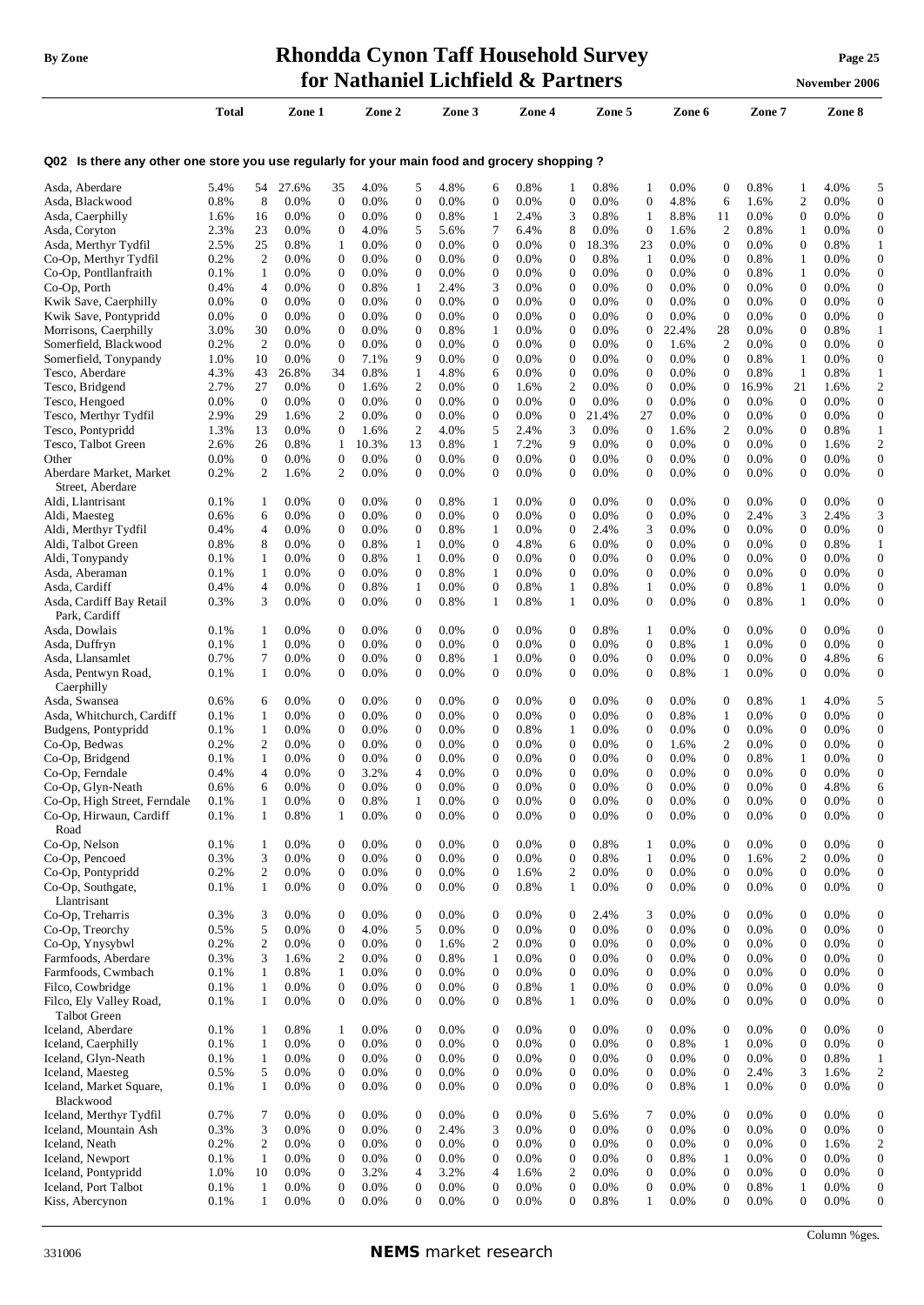# Rhondda Cynon Taff Household Survey for Nathaniel Lichfield & Partners

## Q02 Is there any other one store you use regularly for your main food and grocery shopping ?

| | Total | | Zone 1 | | Zone 2 | | Zone 3 | | Zone 4 | | Zone 5 | | Zone 6 | | Zone 7 | | Zone 8 | |
|---|---|---|---|---|---|---|---|---|---|---|---|---|---|---|---|---|---|---|
| Asda, Aberdare | 5.4% | 54 | 27.6% | 35 | 4.0% | 5 | 4.8% | 6 | 0.8% | 1 | 0.8% | 1 | 0.0% | 0 | 0.8% | 1 | 4.0% | 5 |
| Asda, Blackwood | 0.8% | 8 | 0.0% | 0 | 0.0% | 0 | 0.0% | 0 | 0.0% | 0 | 0.0% | 0 | 4.8% | 6 | 1.6% | 2 | 0.0% | 0 |
| Asda, Caerphilly | 1.6% | 16 | 0.0% | 0 | 0.0% | 0 | 0.8% | 1 | 2.4% | 3 | 0.8% | 1 | 8.8% | 11 | 0.0% | 0 | 0.0% | 0 |
| Asda, Coryton | 2.3% | 23 | 0.0% | 0 | 4.0% | 5 | 5.6% | 7 | 6.4% | 8 | 0.0% | 0 | 1.6% | 2 | 0.8% | 1 | 0.0% | 0 |
| Asda, Merthyr Tydfil | 2.5% | 25 | 0.8% | 1 | 0.0% | 0 | 0.0% | 0 | 0.0% | 0 | 18.3% | 23 | 0.0% | 0 | 0.0% | 0 | 0.8% | 1 |
| Co-Op, Merthyr Tydfil | 0.2% | 2 | 0.0% | 0 | 0.0% | 0 | 0.0% | 0 | 0.0% | 0 | 0.8% | 1 | 0.0% | 0 | 0.8% | 1 | 0.0% | 0 |
| Co-Op, Pontllanfraith | 0.1% | 1 | 0.0% | 0 | 0.0% | 0 | 0.0% | 0 | 0.0% | 0 | 0.0% | 0 | 0.0% | 0 | 0.8% | 1 | 0.0% | 0 |
| Co-Op, Porth | 0.4% | 4 | 0.0% | 0 | 0.8% | 1 | 2.4% | 3 | 0.0% | 0 | 0.0% | 0 | 0.0% | 0 | 0.0% | 0 | 0.0% | 0 |
| Kwik Save, Caerphilly | 0.0% | 0 | 0.0% | 0 | 0.0% | 0 | 0.0% | 0 | 0.0% | 0 | 0.0% | 0 | 0.0% | 0 | 0.0% | 0 | 0.0% | 0 |
| Kwik Save, Pontypridd | 0.0% | 0 | 0.0% | 0 | 0.0% | 0 | 0.0% | 0 | 0.0% | 0 | 0.0% | 0 | 0.0% | 0 | 0.0% | 0 | 0.0% | 0 |
| Morrisons, Caerphilly | 3.0% | 30 | 0.0% | 0 | 0.0% | 0 | 0.8% | 1 | 0.0% | 0 | 0.0% | 0 | 22.4% | 28 | 0.0% | 0 | 0.8% | 1 |
| Somerfield, Blackwood | 0.2% | 2 | 0.0% | 0 | 0.0% | 0 | 0.0% | 0 | 0.0% | 0 | 0.0% | 0 | 1.6% | 2 | 0.0% | 0 | 0.0% | 0 |
| Somerfield, Tonypandy | 1.0% | 10 | 0.0% | 0 | 7.1% | 9 | 0.0% | 0 | 0.0% | 0 | 0.0% | 0 | 0.0% | 0 | 0.8% | 1 | 0.0% | 0 |
| Tesco, Aberdare | 4.3% | 43 | 26.8% | 34 | 0.8% | 1 | 4.8% | 6 | 0.0% | 0 | 0.0% | 0 | 0.0% | 0 | 0.8% | 1 | 0.8% | 1 |
| Tesco, Bridgend | 2.7% | 27 | 0.0% | 0 | 1.6% | 2 | 0.0% | 0 | 1.6% | 2 | 0.0% | 0 | 0.0% | 0 | 16.9% | 21 | 1.6% | 2 |
| Tesco, Hengoed | 0.0% | 0 | 0.0% | 0 | 0.0% | 0 | 0.0% | 0 | 0.0% | 0 | 0.0% | 0 | 0.0% | 0 | 0.0% | 0 | 0.0% | 0 |
| Tesco, Merthyr Tydfil | 2.9% | 29 | 1.6% | 2 | 0.0% | 0 | 0.0% | 0 | 0.0% | 0 | 21.4% | 27 | 0.0% | 0 | 0.0% | 0 | 0.0% | 0 |
| Tesco, Pontypridd | 1.3% | 13 | 0.0% | 0 | 1.6% | 2 | 4.0% | 5 | 2.4% | 3 | 0.0% | 0 | 1.6% | 2 | 0.0% | 0 | 0.8% | 1 |
| Tesco, Talbot Green | 2.6% | 26 | 0.8% | 1 | 10.3% | 13 | 0.8% | 1 | 7.2% | 9 | 0.0% | 0 | 0.0% | 0 | 0.0% | 0 | 1.6% | 2 |
| Other | 0.0% | 0 | 0.0% | 0 | 0.0% | 0 | 0.0% | 0 | 0.0% | 0 | 0.0% | 0 | 0.0% | 0 | 0.0% | 0 | 0.0% | 0 |
| Aberdare Market, Market Street, Aberdare | 0.2% | 2 | 1.6% | 2 | 0.0% | 0 | 0.0% | 0 | 0.0% | 0 | 0.0% | 0 | 0.0% | 0 | 0.0% | 0 | 0.0% | 0 |
| Aldi, Llantrisant | 0.1% | 1 | 0.0% | 0 | 0.0% | 0 | 0.8% | 1 | 0.0% | 0 | 0.0% | 0 | 0.0% | 0 | 0.0% | 0 | 0.0% | 0 |
| Aldi, Maesteg | 0.6% | 6 | 0.0% | 0 | 0.0% | 0 | 0.0% | 0 | 0.0% | 0 | 0.0% | 0 | 0.0% | 0 | 2.4% | 3 | 2.4% | 3 |
| Aldi, Merthyr Tydfil | 0.4% | 4 | 0.0% | 0 | 0.0% | 0 | 0.8% | 1 | 0.0% | 0 | 2.4% | 3 | 0.0% | 0 | 0.0% | 0 | 0.0% | 0 |
| Aldi, Talbot Green | 0.8% | 8 | 0.0% | 0 | 0.8% | 1 | 0.0% | 0 | 4.8% | 6 | 0.0% | 0 | 0.0% | 0 | 0.0% | 0 | 0.8% | 1 |
| Aldi, Tonypandy | 0.1% | 1 | 0.0% | 0 | 0.8% | 1 | 0.0% | 0 | 0.0% | 0 | 0.0% | 0 | 0.0% | 0 | 0.0% | 0 | 0.0% | 0 |
| Asda, Aberaman | 0.1% | 1 | 0.0% | 0 | 0.0% | 0 | 0.8% | 1 | 0.0% | 0 | 0.0% | 0 | 0.0% | 0 | 0.0% | 0 | 0.0% | 0 |
| Asda, Cardiff | 0.4% | 4 | 0.0% | 0 | 0.8% | 1 | 0.0% | 0 | 0.8% | 1 | 0.8% | 1 | 0.0% | 0 | 0.8% | 1 | 0.0% | 0 |
| Asda, Cardiff Bay Retail Park, Cardiff | 0.3% | 3 | 0.0% | 0 | 0.0% | 0 | 0.8% | 1 | 0.8% | 1 | 0.0% | 0 | 0.0% | 0 | 0.8% | 1 | 0.0% | 0 |
| Asda, Dowlais | 0.1% | 1 | 0.0% | 0 | 0.0% | 0 | 0.0% | 0 | 0.0% | 0 | 0.8% | 1 | 0.0% | 0 | 0.0% | 0 | 0.0% | 0 |
| Asda, Duffryn | 0.1% | 1 | 0.0% | 0 | 0.0% | 0 | 0.0% | 0 | 0.0% | 0 | 0.0% | 0 | 0.8% | 1 | 0.0% | 0 | 0.0% | 0 |
| Asda, Llansamlet | 0.7% | 7 | 0.0% | 0 | 0.0% | 0 | 0.8% | 1 | 0.0% | 0 | 0.0% | 0 | 0.0% | 0 | 0.0% | 0 | 4.8% | 6 |
| Asda, Pentwyn Road, Caerphilly | 0.1% | 1 | 0.0% | 0 | 0.0% | 0 | 0.0% | 0 | 0.0% | 0 | 0.0% | 0 | 0.8% | 1 | 0.0% | 0 | 0.0% | 0 |
| Asda, Swansea | 0.6% | 6 | 0.0% | 0 | 0.0% | 0 | 0.0% | 0 | 0.0% | 0 | 0.0% | 0 | 0.0% | 0 | 0.8% | 1 | 4.0% | 5 |
| Asda, Whitchurch, Cardiff | 0.1% | 1 | 0.0% | 0 | 0.0% | 0 | 0.0% | 0 | 0.0% | 0 | 0.0% | 0 | 0.8% | 1 | 0.0% | 0 | 0.0% | 0 |
| Budgens, Pontypridd | 0.1% | 1 | 0.0% | 0 | 0.0% | 0 | 0.0% | 0 | 0.8% | 1 | 0.0% | 0 | 0.0% | 0 | 0.0% | 0 | 0.0% | 0 |
| Co-Op, Bedwas | 0.2% | 2 | 0.0% | 0 | 0.0% | 0 | 0.0% | 0 | 0.0% | 0 | 0.0% | 0 | 1.6% | 2 | 0.0% | 0 | 0.0% | 0 |
| Co-Op, Bridgend | 0.1% | 1 | 0.0% | 0 | 0.0% | 0 | 0.0% | 0 | 0.0% | 0 | 0.0% | 0 | 0.0% | 0 | 0.8% | 1 | 0.0% | 0 |
| Co-Op, Ferndale | 0.4% | 4 | 0.0% | 0 | 3.2% | 4 | 0.0% | 0 | 0.0% | 0 | 0.0% | 0 | 0.0% | 0 | 0.0% | 0 | 0.0% | 0 |
| Co-Op, Glyn-Neath | 0.6% | 6 | 0.0% | 0 | 0.0% | 0 | 0.0% | 0 | 0.0% | 0 | 0.0% | 0 | 0.0% | 0 | 0.0% | 0 | 4.8% | 6 |
| Co-Op, High Street, Ferndale | 0.1% | 1 | 0.0% | 0 | 0.8% | 1 | 0.0% | 0 | 0.0% | 0 | 0.0% | 0 | 0.0% | 0 | 0.0% | 0 | 0.0% | 0 |
| Co-Op, Hirwaun, Cardiff Road | 0.1% | 1 | 0.8% | 1 | 0.0% | 0 | 0.0% | 0 | 0.0% | 0 | 0.0% | 0 | 0.0% | 0 | 0.0% | 0 | 0.0% | 0 |
| Co-Op, Nelson | 0.1% | 1 | 0.0% | 0 | 0.0% | 0 | 0.0% | 0 | 0.0% | 0 | 0.8% | 1 | 0.0% | 0 | 0.0% | 0 | 0.0% | 0 |
| Co-Op, Pencoed | 0.3% | 3 | 0.0% | 0 | 0.0% | 0 | 0.0% | 0 | 0.0% | 0 | 0.8% | 1 | 0.0% | 0 | 1.6% | 2 | 0.0% | 0 |
| Co-Op, Pontypridd | 0.2% | 2 | 0.0% | 0 | 0.0% | 0 | 0.0% | 0 | 1.6% | 2 | 0.0% | 0 | 0.0% | 0 | 0.0% | 0 | 0.0% | 0 |
| Co-Op, Southgate, Llantrisant | 0.1% | 1 | 0.0% | 0 | 0.0% | 0 | 0.0% | 0 | 0.8% | 1 | 0.0% | 0 | 0.0% | 0 | 0.0% | 0 | 0.0% | 0 |
| Co-Op, Treharris | 0.3% | 3 | 0.0% | 0 | 0.0% | 0 | 0.0% | 0 | 0.0% | 0 | 2.4% | 3 | 0.0% | 0 | 0.0% | 0 | 0.0% | 0 |
| Co-Op, Treorchy | 0.5% | 5 | 0.0% | 0 | 4.0% | 5 | 0.0% | 0 | 0.0% | 0 | 0.0% | 0 | 0.0% | 0 | 0.0% | 0 | 0.0% | 0 |
| Co-Op, Ynysybwl | 0.2% | 2 | 0.0% | 0 | 0.0% | 0 | 1.6% | 2 | 0.0% | 0 | 0.0% | 0 | 0.0% | 0 | 0.0% | 0 | 0.0% | 0 |
| Farmfoods, Aberdare | 0.3% | 3 | 1.6% | 2 | 0.0% | 0 | 0.8% | 1 | 0.0% | 0 | 0.0% | 0 | 0.0% | 0 | 0.0% | 0 | 0.0% | 0 |
| Farmfoods, Cwmbach | 0.1% | 1 | 0.8% | 1 | 0.0% | 0 | 0.0% | 0 | 0.0% | 0 | 0.0% | 0 | 0.0% | 0 | 0.0% | 0 | 0.0% | 0 |
| Filco, Cowbridge | 0.1% | 1 | 0.0% | 0 | 0.0% | 0 | 0.0% | 0 | 0.8% | 1 | 0.0% | 0 | 0.0% | 0 | 0.0% | 0 | 0.0% | 0 |
| Filco, Ely Valley Road, Talbot Green | 0.1% | 1 | 0.0% | 0 | 0.0% | 0 | 0.0% | 0 | 0.8% | 1 | 0.0% | 0 | 0.0% | 0 | 0.0% | 0 | 0.0% | 0 |
| Iceland, Aberdare | 0.1% | 1 | 0.8% | 1 | 0.0% | 0 | 0.0% | 0 | 0.0% | 0 | 0.0% | 0 | 0.0% | 0 | 0.0% | 0 | 0.0% | 0 |
| Iceland, Caerphilly | 0.1% | 1 | 0.0% | 0 | 0.0% | 0 | 0.0% | 0 | 0.0% | 0 | 0.0% | 0 | 0.8% | 1 | 0.0% | 0 | 0.0% | 0 |
| Iceland, Glyn-Neath | 0.1% | 1 | 0.0% | 0 | 0.0% | 0 | 0.0% | 0 | 0.0% | 0 | 0.0% | 0 | 0.0% | 0 | 0.0% | 0 | 0.8% | 1 |
| Iceland, Maesteg | 0.5% | 5 | 0.0% | 0 | 0.0% | 0 | 0.0% | 0 | 0.0% | 0 | 0.0% | 0 | 0.0% | 0 | 2.4% | 3 | 1.6% | 2 |
| Iceland, Market Square, Blackwood | 0.1% | 1 | 0.0% | 0 | 0.0% | 0 | 0.0% | 0 | 0.0% | 0 | 0.0% | 0 | 0.8% | 1 | 0.0% | 0 | 0.0% | 0 |
| Iceland, Merthyr Tydfil | 0.7% | 7 | 0.0% | 0 | 0.0% | 0 | 0.0% | 0 | 0.0% | 0 | 5.6% | 7 | 0.0% | 0 | 0.0% | 0 | 0.0% | 0 |
| Iceland, Mountain Ash | 0.3% | 3 | 0.0% | 0 | 0.0% | 0 | 2.4% | 3 | 0.0% | 0 | 0.0% | 0 | 0.0% | 0 | 0.0% | 0 | 0.0% | 0 |
| Iceland, Neath | 0.2% | 2 | 0.0% | 0 | 0.0% | 0 | 0.0% | 0 | 0.0% | 0 | 0.0% | 0 | 0.0% | 0 | 0.0% | 0 | 1.6% | 2 |
| Iceland, Newport | 0.1% | 1 | 0.0% | 0 | 0.0% | 0 | 0.0% | 0 | 0.0% | 0 | 0.0% | 0 | 0.8% | 1 | 0.0% | 0 | 0.0% | 0 |
| Iceland, Pontypridd | 1.0% | 10 | 0.0% | 0 | 3.2% | 4 | 3.2% | 4 | 1.6% | 2 | 0.0% | 0 | 0.0% | 0 | 0.0% | 0 | 0.0% | 0 |
| Iceland, Port Talbot | 0.1% | 1 | 0.0% | 0 | 0.0% | 0 | 0.0% | 0 | 0.0% | 0 | 0.0% | 0 | 0.0% | 0 | 0.8% | 1 | 0.0% | 0 |
| Kiss, Abercynon | 0.1% | 1 | 0.0% | 0 | 0.0% | 0 | 0.0% | 0 | 0.0% | 0 | 0.8% | 1 | 0.0% | 0 | 0.0% | 0 | 0.0% | 0 |

Column %ges.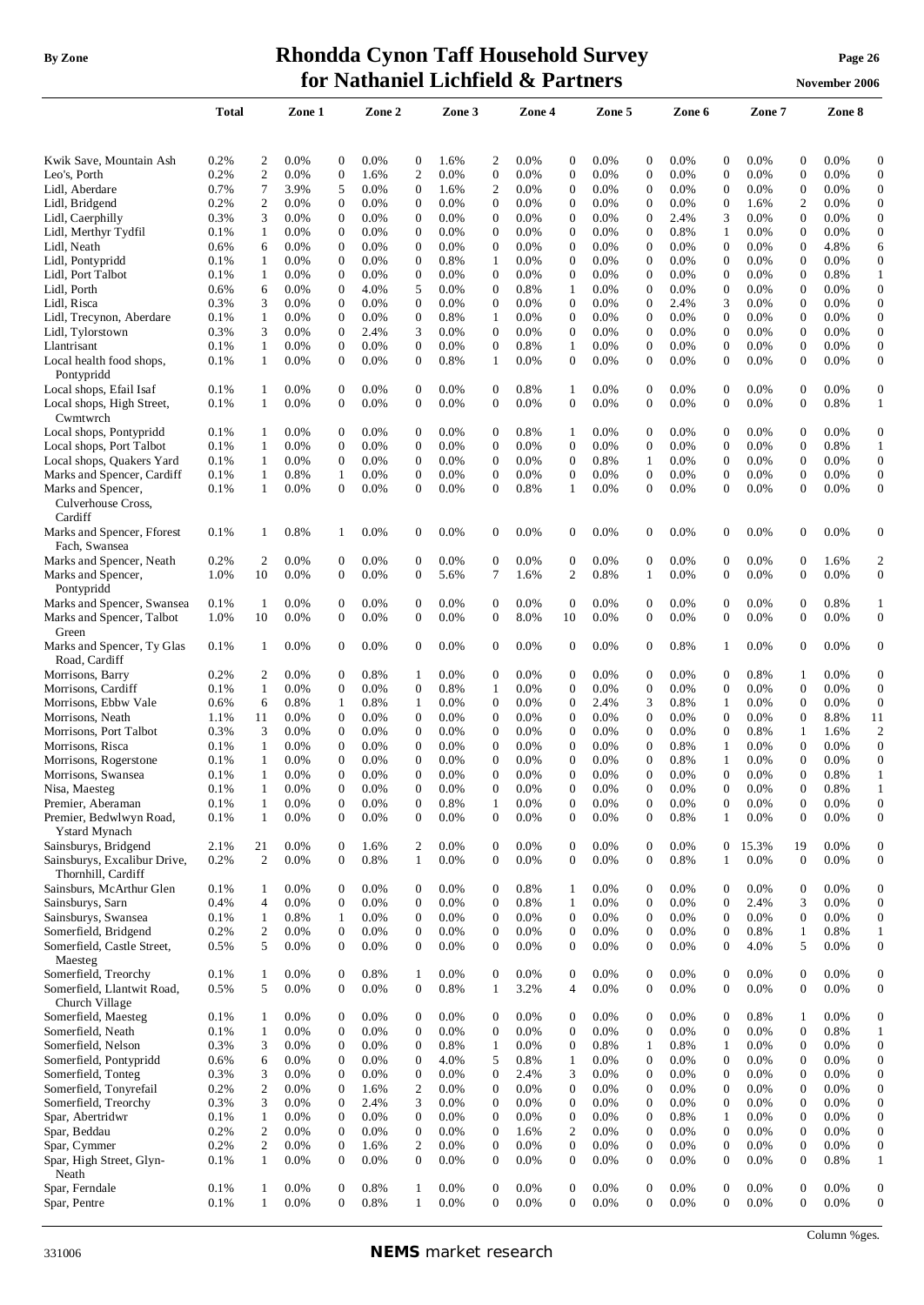| | Total | | Zone 1 | | Zone 2 | | Zone 3 | | Zone 4 | | Zone 5 | | Zone 6 | | Zone 7 | | Zone 8 | |
|---|---|---|---|---|---|---|---|---|---|---|---|---|---|---|---|---|---|---|
| Kwik Save, Mountain Ash | 0.2% | 2 | 0.0% | 0 | 0.0% | 0 | 1.6% | 2 | 0.0% | 0 | 0.0% | 0 | 0.0% | 0 | 0.0% | 0 | 0.0% | 0 |
| Leo's, Porth | 0.2% | 2 | 0.0% | 0 | 1.6% | 2 | 0.0% | 0 | 0.0% | 0 | 0.0% | 0 | 0.0% | 0 | 0.0% | 0 | 0.0% | 0 |
| Lidl, Aberdare | 0.7% | 7 | 3.9% | 5 | 0.0% | 0 | 1.6% | 2 | 0.0% | 0 | 0.0% | 0 | 0.0% | 0 | 0.0% | 0 | 0.0% | 0 |
| Lidl, Bridgend | 0.2% | 2 | 0.0% | 0 | 0.0% | 0 | 0.0% | 0 | 0.0% | 0 | 0.0% | 0 | 0.0% | 0 | 1.6% | 2 | 0.0% | 0 |
| Lidl, Caerphilly | 0.3% | 3 | 0.0% | 0 | 0.0% | 0 | 0.0% | 0 | 0.0% | 0 | 0.0% | 0 | 2.4% | 3 | 0.0% | 0 | 0.0% | 0 |
| Lidl, Merthyr Tydfil | 0.1% | 1 | 0.0% | 0 | 0.0% | 0 | 0.0% | 0 | 0.0% | 0 | 0.0% | 0 | 0.8% | 1 | 0.0% | 0 | 0.0% | 0 |
| Lidl, Neath | 0.6% | 6 | 0.0% | 0 | 0.0% | 0 | 0.0% | 0 | 0.0% | 0 | 0.0% | 0 | 0.0% | 0 | 0.0% | 0 | 4.8% | 6 |
| Lidl, Pontypridd | 0.1% | 1 | 0.0% | 0 | 0.0% | 0 | 0.8% | 1 | 0.0% | 0 | 0.0% | 0 | 0.0% | 0 | 0.0% | 0 | 0.0% | 0 |
| Lidl, Port Talbot | 0.1% | 1 | 0.0% | 0 | 0.0% | 0 | 0.0% | 0 | 0.0% | 0 | 0.0% | 0 | 0.0% | 0 | 0.0% | 0 | 0.8% | 1 |
| Lidl, Porth | 0.6% | 6 | 0.0% | 0 | 4.0% | 5 | 0.0% | 0 | 0.8% | 1 | 0.0% | 0 | 0.0% | 0 | 0.0% | 0 | 0.0% | 0 |
| Lidl, Risca | 0.3% | 3 | 0.0% | 0 | 0.0% | 0 | 0.0% | 0 | 0.0% | 0 | 0.0% | 0 | 2.4% | 3 | 0.0% | 0 | 0.0% | 0 |
| Lidl, Trecynon, Aberdare | 0.1% | 1 | 0.0% | 0 | 0.0% | 0 | 0.8% | 1 | 0.0% | 0 | 0.0% | 0 | 0.0% | 0 | 0.0% | 0 | 0.0% | 0 |
| Lidl, Tylorstown | 0.3% | 3 | 0.0% | 0 | 2.4% | 3 | 0.0% | 0 | 0.0% | 0 | 0.0% | 0 | 0.0% | 0 | 0.0% | 0 | 0.0% | 0 |
| Llantrisant | 0.1% | 1 | 0.0% | 0 | 0.0% | 0 | 0.0% | 0 | 0.8% | 1 | 0.0% | 0 | 0.0% | 0 | 0.0% | 0 | 0.0% | 0 |
| Local health food shops, Pontypridd | 0.1% | 1 | 0.0% | 0 | 0.0% | 0 | 0.8% | 1 | 0.0% | 0 | 0.0% | 0 | 0.0% | 0 | 0.0% | 0 | 0.0% | 0 |
| Local shops, Efail Isaf | 0.1% | 1 | 0.0% | 0 | 0.0% | 0 | 0.0% | 0 | 0.8% | 1 | 0.0% | 0 | 0.0% | 0 | 0.0% | 0 | 0.0% | 0 |
| Local shops, High Street, Cwmtwrch | 0.1% | 1 | 0.0% | 0 | 0.0% | 0 | 0.0% | 0 | 0.0% | 0 | 0.0% | 0 | 0.0% | 0 | 0.0% | 0 | 0.8% | 1 |
| Local shops, Pontypridd | 0.1% | 1 | 0.0% | 0 | 0.0% | 0 | 0.0% | 0 | 0.8% | 1 | 0.0% | 0 | 0.0% | 0 | 0.0% | 0 | 0.0% | 0 |
| Local shops, Port Talbot | 0.1% | 1 | 0.0% | 0 | 0.0% | 0 | 0.0% | 0 | 0.0% | 0 | 0.0% | 0 | 0.0% | 0 | 0.0% | 0 | 0.8% | 1 |
| Local shops, Quakers Yard | 0.1% | 1 | 0.0% | 0 | 0.0% | 0 | 0.0% | 0 | 0.0% | 0 | 0.8% | 1 | 0.0% | 0 | 0.0% | 0 | 0.0% | 0 |
| Marks and Spencer, Cardiff | 0.1% | 1 | 0.8% | 1 | 0.0% | 0 | 0.0% | 0 | 0.0% | 0 | 0.0% | 0 | 0.0% | 0 | 0.0% | 0 | 0.0% | 0 |
| Marks and Spencer, Culverhouse Cross, Cardiff | 0.1% | 1 | 0.0% | 0 | 0.0% | 0 | 0.0% | 0 | 0.8% | 1 | 0.0% | 0 | 0.0% | 0 | 0.0% | 0 | 0.0% | 0 |
| Marks and Spencer, Fforest Fach, Swansea | 0.1% | 1 | 0.8% | 1 | 0.0% | 0 | 0.0% | 0 | 0.0% | 0 | 0.0% | 0 | 0.0% | 0 | 0.0% | 0 | 0.0% | 0 |
| Marks and Spencer, Neath | 0.2% | 2 | 0.0% | 0 | 0.0% | 0 | 0.0% | 0 | 0.0% | 0 | 0.0% | 0 | 0.0% | 0 | 0.0% | 0 | 1.6% | 2 |
| Marks and Spencer, Pontypridd | 1.0% | 10 | 0.0% | 0 | 0.0% | 0 | 5.6% | 7 | 1.6% | 2 | 0.8% | 1 | 0.0% | 0 | 0.0% | 0 | 0.0% | 0 |
| Marks and Spencer, Swansea | 0.1% | 1 | 0.0% | 0 | 0.0% | 0 | 0.0% | 0 | 0.0% | 0 | 0.0% | 0 | 0.0% | 0 | 0.0% | 0 | 0.8% | 1 |
| Marks and Spencer, Talbot Green | 1.0% | 10 | 0.0% | 0 | 0.0% | 0 | 0.0% | 0 | 8.0% | 10 | 0.0% | 0 | 0.0% | 0 | 0.0% | 0 | 0.0% | 0 |
| Marks and Spencer, Ty Glas Road, Cardiff | 0.1% | 1 | 0.0% | 0 | 0.0% | 0 | 0.0% | 0 | 0.0% | 0 | 0.0% | 0 | 0.8% | 1 | 0.0% | 0 | 0.0% | 0 |
| Morrisons, Barry | 0.2% | 2 | 0.0% | 0 | 0.8% | 1 | 0.0% | 0 | 0.0% | 0 | 0.0% | 0 | 0.0% | 0 | 0.8% | 1 | 0.0% | 0 |
| Morrisons, Cardiff | 0.1% | 1 | 0.0% | 0 | 0.0% | 0 | 0.8% | 1 | 0.0% | 0 | 0.0% | 0 | 0.0% | 0 | 0.0% | 0 | 0.0% | 0 |
| Morrisons, Ebbw Vale | 0.6% | 6 | 0.8% | 1 | 0.8% | 1 | 0.0% | 0 | 0.0% | 0 | 2.4% | 3 | 0.8% | 1 | 0.0% | 0 | 0.0% | 0 |
| Morrisons, Neath | 1.1% | 11 | 0.0% | 0 | 0.0% | 0 | 0.0% | 0 | 0.0% | 0 | 0.0% | 0 | 0.0% | 0 | 0.0% | 0 | 8.8% | 11 |
| Morrisons, Port Talbot | 0.3% | 3 | 0.0% | 0 | 0.0% | 0 | 0.0% | 0 | 0.0% | 0 | 0.0% | 0 | 0.0% | 0 | 0.8% | 1 | 1.6% | 2 |
| Morrisons, Risca | 0.1% | 1 | 0.0% | 0 | 0.0% | 0 | 0.0% | 0 | 0.0% | 0 | 0.0% | 0 | 0.8% | 1 | 0.0% | 0 | 0.0% | 0 |
| Morrisons, Rogerstone | 0.1% | 1 | 0.0% | 0 | 0.0% | 0 | 0.0% | 0 | 0.0% | 0 | 0.0% | 0 | 0.8% | 1 | 0.0% | 0 | 0.0% | 0 |
| Morrisons, Swansea | 0.1% | 1 | 0.0% | 0 | 0.0% | 0 | 0.0% | 0 | 0.0% | 0 | 0.0% | 0 | 0.0% | 0 | 0.0% | 0 | 0.8% | 1 |
| Nisa, Maesteg | 0.1% | 1 | 0.0% | 0 | 0.0% | 0 | 0.0% | 0 | 0.0% | 0 | 0.0% | 0 | 0.0% | 0 | 0.0% | 0 | 0.8% | 1 |
| Premier, Aberaman | 0.1% | 1 | 0.0% | 0 | 0.0% | 0 | 0.8% | 1 | 0.0% | 0 | 0.0% | 0 | 0.0% | 0 | 0.0% | 0 | 0.0% | 0 |
| Premier, Bedwlwyn Road, Ystard Mynach | 0.1% | 1 | 0.0% | 0 | 0.0% | 0 | 0.0% | 0 | 0.0% | 0 | 0.0% | 0 | 0.8% | 1 | 0.0% | 0 | 0.0% | 0 |
| Sainsburys, Bridgend | 2.1% | 21 | 0.0% | 0 | 1.6% | 2 | 0.0% | 0 | 0.0% | 0 | 0.0% | 0 | 0.0% | 0 | 15.3% | 19 | 0.0% | 0 |
| Sainsburys, Excalibur Drive, Thornhill, Cardiff | 0.2% | 2 | 0.0% | 0 | 0.8% | 1 | 0.0% | 0 | 0.0% | 0 | 0.0% | 0 | 0.8% | 1 | 0.0% | 0 | 0.0% | 0 |
| Sainsburs, McArthur Glen | 0.1% | 1 | 0.0% | 0 | 0.0% | 0 | 0.0% | 0 | 0.8% | 1 | 0.0% | 0 | 0.0% | 0 | 0.0% | 0 | 0.0% | 0 |
| Sainsburys, Sarn | 0.4% | 4 | 0.0% | 0 | 0.0% | 0 | 0.0% | 0 | 0.8% | 1 | 0.0% | 0 | 0.0% | 0 | 2.4% | 3 | 0.0% | 0 |
| Sainsburys, Swansea | 0.1% | 1 | 0.8% | 1 | 0.0% | 0 | 0.0% | 0 | 0.0% | 0 | 0.0% | 0 | 0.0% | 0 | 0.0% | 0 | 0.0% | 0 |
| Somerfield, Bridgend | 0.2% | 2 | 0.0% | 0 | 0.0% | 0 | 0.0% | 0 | 0.0% | 0 | 0.0% | 0 | 0.0% | 0 | 0.8% | 1 | 0.8% | 1 |
| Somerfield, Castle Street, Maesteg | 0.5% | 5 | 0.0% | 0 | 0.0% | 0 | 0.0% | 0 | 0.0% | 0 | 0.0% | 0 | 0.0% | 0 | 4.0% | 5 | 0.0% | 0 |
| Somerfield, Treorchy | 0.1% | 1 | 0.0% | 0 | 0.8% | 1 | 0.0% | 0 | 0.0% | 0 | 0.0% | 0 | 0.0% | 0 | 0.0% | 0 | 0.0% | 0 |
| Somerfield, Llantwit Road, Church Village | 0.5% | 5 | 0.0% | 0 | 0.0% | 0 | 0.8% | 1 | 3.2% | 4 | 0.0% | 0 | 0.0% | 0 | 0.0% | 0 | 0.0% | 0 |
| Somerfield, Maesteg | 0.1% | 1 | 0.0% | 0 | 0.0% | 0 | 0.0% | 0 | 0.0% | 0 | 0.0% | 0 | 0.0% | 0 | 0.8% | 1 | 0.0% | 0 |
| Somerfield, Neath | 0.1% | 1 | 0.0% | 0 | 0.0% | 0 | 0.0% | 0 | 0.0% | 0 | 0.0% | 0 | 0.0% | 0 | 0.0% | 0 | 0.8% | 1 |
| Somerfield, Nelson | 0.3% | 3 | 0.0% | 0 | 0.0% | 0 | 0.8% | 1 | 0.0% | 0 | 0.8% | 1 | 0.8% | 1 | 0.0% | 0 | 0.0% | 0 |
| Somerfield, Pontypridd | 0.6% | 6 | 0.0% | 0 | 0.0% | 0 | 4.0% | 5 | 0.8% | 1 | 0.0% | 0 | 0.0% | 0 | 0.0% | 0 | 0.0% | 0 |
| Somerfield, Tonteg | 0.3% | 3 | 0.0% | 0 | 0.0% | 0 | 0.0% | 0 | 2.4% | 3 | 0.0% | 0 | 0.0% | 0 | 0.0% | 0 | 0.0% | 0 |
| Somerfield, Tonyrefail | 0.2% | 2 | 0.0% | 0 | 1.6% | 2 | 0.0% | 0 | 0.0% | 0 | 0.0% | 0 | 0.0% | 0 | 0.0% | 0 | 0.0% | 0 |
| Somerfield, Treorchy | 0.3% | 3 | 0.0% | 0 | 2.4% | 3 | 0.0% | 0 | 0.0% | 0 | 0.0% | 0 | 0.0% | 0 | 0.0% | 0 | 0.0% | 0 |
| Spar, Abertridwr | 0.1% | 1 | 0.0% | 0 | 0.0% | 0 | 0.0% | 0 | 0.0% | 0 | 0.0% | 0 | 0.8% | 1 | 0.0% | 0 | 0.0% | 0 |
| Spar, Beddau | 0.2% | 2 | 0.0% | 0 | 0.0% | 0 | 0.0% | 0 | 1.6% | 2 | 0.0% | 0 | 0.0% | 0 | 0.0% | 0 | 0.0% | 0 |
| Spar, Cymmer | 0.2% | 2 | 0.0% | 0 | 1.6% | 2 | 0.0% | 0 | 0.0% | 0 | 0.0% | 0 | 0.0% | 0 | 0.0% | 0 | 0.0% | 0 |
| Spar, High Street, Glyn-Neath | 0.1% | 1 | 0.0% | 0 | 0.0% | 0 | 0.0% | 0 | 0.0% | 0 | 0.0% | 0 | 0.0% | 0 | 0.0% | 0 | 0.8% | 1 |
| Spar, Ferndale | 0.1% | 1 | 0.0% | 0 | 0.8% | 1 | 0.0% | 0 | 0.0% | 0 | 0.0% | 0 | 0.0% | 0 | 0.0% | 0 | 0.0% | 0 |
| Spar, Pentre | 0.1% | 1 | 0.0% | 0 | 0.8% | 1 | 0.0% | 0 | 0.0% | 0 | 0.0% | 0 | 0.0% | 0 | 0.0% | 0 | 0.0% | 0 |

Column %ges.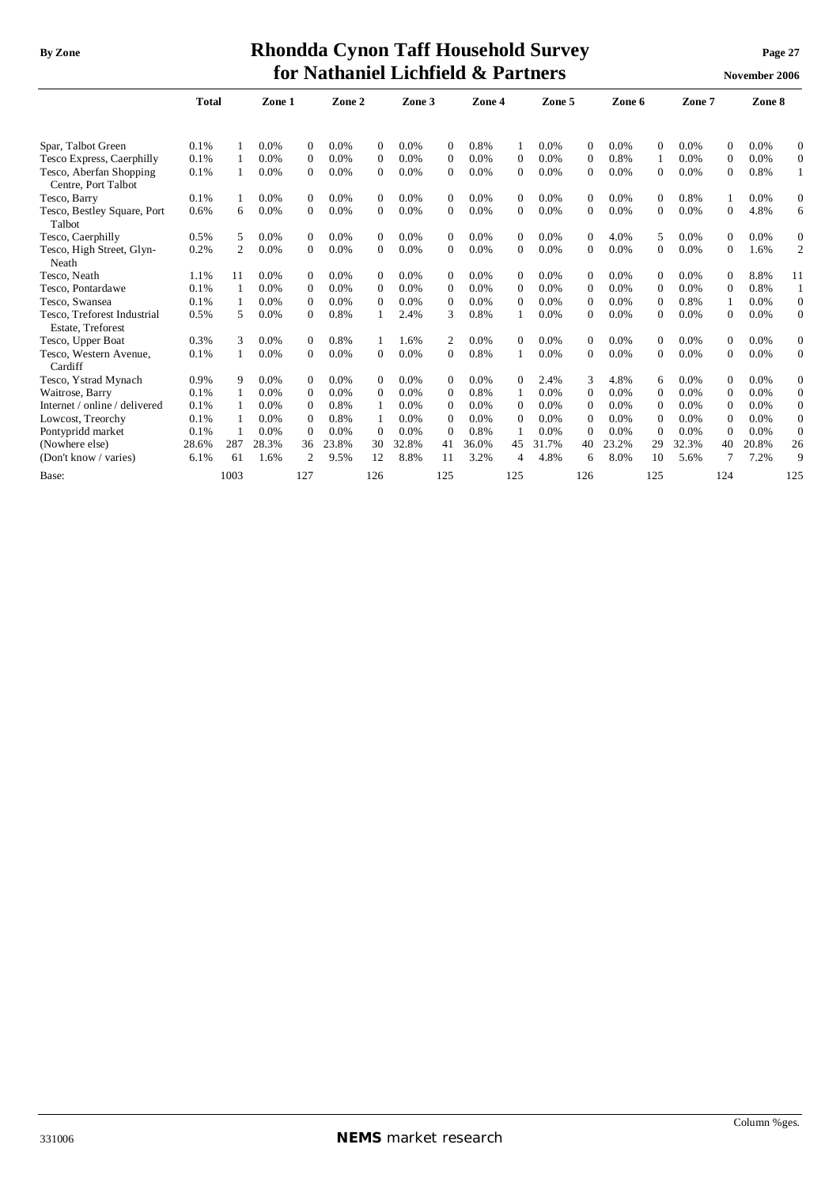| | Total | | Zone 1 | | Zone 2 | | Zone 3 | | Zone 4 | | Zone 5 | | Zone 6 | | Zone 7 | | Zone 8 | |
|---|---|---|---|---|---|---|---|---|---|---|---|---|---|---|---|---|---|---|
| Spar, Talbot Green | 0.1% | 1 | 0.0% | 0 | 0.0% | 0 | 0.0% | 0 | 0.8% | 1 | 0.0% | 0 | 0.0% | 0 | 0.0% | 0 | 0.0% | 0 |
| Tesco Express, Caerphilly | 0.1% | 1 | 0.0% | 0 | 0.0% | 0 | 0.0% | 0 | 0.0% | 0 | 0.0% | 0 | 0.8% | 1 | 0.0% | 0 | 0.0% | 0 |
| Tesco, Aberfan Shopping Centre, Port Talbot | 0.1% | 1 | 0.0% | 0 | 0.0% | 0 | 0.0% | 0 | 0.0% | 0 | 0.0% | 0 | 0.0% | 0 | 0.0% | 0 | 0.8% | 1 |
| Tesco, Barry | 0.1% | 1 | 0.0% | 0 | 0.0% | 0 | 0.0% | 0 | 0.0% | 0 | 0.0% | 0 | 0.0% | 0 | 0.8% | 1 | 0.0% | 0 |
| Tesco, Bestley Square, Port Talbot | 0.6% | 6 | 0.0% | 0 | 0.0% | 0 | 0.0% | 0 | 0.0% | 0 | 0.0% | 0 | 0.0% | 0 | 0.0% | 0 | 4.8% | 6 |
| Tesco, Caerphilly | 0.5% | 5 | 0.0% | 0 | 0.0% | 0 | 0.0% | 0 | 0.0% | 0 | 0.0% | 0 | 4.0% | 5 | 0.0% | 0 | 0.0% | 0 |
| Tesco, High Street, Glyn-Neath | 0.2% | 2 | 0.0% | 0 | 0.0% | 0 | 0.0% | 0 | 0.0% | 0 | 0.0% | 0 | 0.0% | 0 | 0.0% | 0 | 1.6% | 2 |
| Tesco, Neath | 1.1% | 11 | 0.0% | 0 | 0.0% | 0 | 0.0% | 0 | 0.0% | 0 | 0.0% | 0 | 0.0% | 0 | 0.0% | 0 | 8.8% | 11 |
| Tesco, Pontardawe | 0.1% | 1 | 0.0% | 0 | 0.0% | 0 | 0.0% | 0 | 0.0% | 0 | 0.0% | 0 | 0.0% | 0 | 0.0% | 0 | 0.8% | 1 |
| Tesco, Swansea | 0.1% | 1 | 0.0% | 0 | 0.0% | 0 | 0.0% | 0 | 0.0% | 0 | 0.0% | 0 | 0.0% | 0 | 0.8% | 1 | 0.0% | 0 |
| Tesco, Treforest Industrial Estate, Treforest | 0.5% | 5 | 0.0% | 0 | 0.8% | 1 | 2.4% | 3 | 0.8% | 1 | 0.0% | 0 | 0.0% | 0 | 0.0% | 0 | 0.0% | 0 |
| Tesco, Upper Boat | 0.3% | 3 | 0.0% | 0 | 0.8% | 1 | 1.6% | 2 | 0.0% | 0 | 0.0% | 0 | 0.0% | 0 | 0.0% | 0 | 0.0% | 0 |
| Tesco, Western Avenue, Cardiff | 0.1% | 1 | 0.0% | 0 | 0.0% | 0 | 0.0% | 0 | 0.8% | 1 | 0.0% | 0 | 0.0% | 0 | 0.0% | 0 | 0.0% | 0 |
| Tesco, Ystrad Mynach | 0.9% | 9 | 0.0% | 0 | 0.0% | 0 | 0.0% | 0 | 0.0% | 0 | 2.4% | 3 | 4.8% | 6 | 0.0% | 0 | 0.0% | 0 |
| Waitrose, Barry | 0.1% | 1 | 0.0% | 0 | 0.0% | 0 | 0.0% | 0 | 0.8% | 1 | 0.0% | 0 | 0.0% | 0 | 0.0% | 0 | 0.0% | 0 |
| Internet / online / delivered | 0.1% | 1 | 0.0% | 0 | 0.8% | 1 | 0.0% | 0 | 0.0% | 0 | 0.0% | 0 | 0.0% | 0 | 0.0% | 0 | 0.0% | 0 |
| Lowcost, Treorchy | 0.1% | 1 | 0.0% | 0 | 0.8% | 1 | 0.0% | 0 | 0.0% | 0 | 0.0% | 0 | 0.0% | 0 | 0.0% | 0 | 0.0% | 0 |
| Pontypridd market | 0.1% | 1 | 0.0% | 0 | 0.0% | 0 | 0.0% | 0 | 0.8% | 1 | 0.0% | 0 | 0.0% | 0 | 0.0% | 0 | 0.0% | 0 |
| (Nowhere else) | 28.6% | 287 | 28.3% | 36 | 23.8% | 30 | 32.8% | 41 | 36.0% | 45 | 31.7% | 40 | 23.2% | 29 | 32.3% | 40 | 20.8% | 26 |
| (Don't know / varies) | 6.1% | 61 | 1.6% | 2 | 9.5% | 12 | 8.8% | 11 | 3.2% | 4 | 4.8% | 6 | 8.0% | 10 | 5.6% | 7 | 7.2% | 9 |
| Base: | | 1003 | | 127 | | 126 | | 125 | | 125 | | 126 | | 125 | | 124 | | 125 |

Column %ges.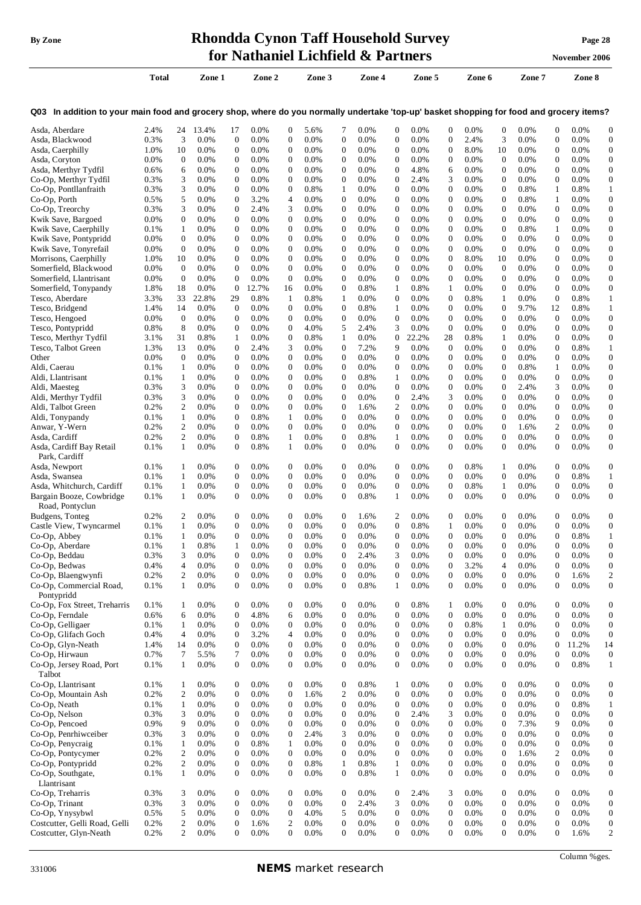# Rhondda Cynon Taff Household Survey for Nathaniel Lichfield & Partners

Q03 In addition to your main food and grocery shop, where do you normally undertake 'top-up' basket shopping for food and grocery items?

| | Total | | Zone 1 | | Zone 2 | | Zone 3 | | Zone 4 | | Zone 5 | | Zone 6 | | Zone 7 | | Zone 8 | |
|---|---|---|---|---|---|---|---|---|---|---|---|---|---|---|---|---|---|---|
| Asda, Aberdare | 2.4% | 24 | 13.4% | 17 | 0.0% | 0 | 5.6% | 7 | 0.0% | 0 | 0.0% | 0 | 0.0% | 0 | 0.0% | 0 | 0.0% | 0 |
| Asda, Blackwood | 0.3% | 3 | 0.0% | 0 | 0.0% | 0 | 0.0% | 0 | 0.0% | 0 | 0.0% | 0 | 2.4% | 3 | 0.0% | 0 | 0.0% | 0 |
| Asda, Caerphilly | 1.0% | 10 | 0.0% | 0 | 0.0% | 0 | 0.0% | 0 | 0.0% | 0 | 0.0% | 0 | 8.0% | 10 | 0.0% | 0 | 0.0% | 0 |
| Asda, Coryton | 0.0% | 0 | 0.0% | 0 | 0.0% | 0 | 0.0% | 0 | 0.0% | 0 | 0.0% | 0 | 0.0% | 0 | 0.0% | 0 | 0.0% | 0 |
| Asda, Merthyr Tydfil | 0.6% | 6 | 0.0% | 0 | 0.0% | 0 | 0.0% | 0 | 0.0% | 0 | 4.8% | 6 | 0.0% | 0 | 0.0% | 0 | 0.0% | 0 |
| Co-Op, Merthyr Tydfil | 0.3% | 3 | 0.0% | 0 | 0.0% | 0 | 0.0% | 0 | 0.0% | 0 | 2.4% | 3 | 0.0% | 0 | 0.0% | 0 | 0.0% | 0 |
| Co-Op, Pontllanfraith | 0.3% | 3 | 0.0% | 0 | 0.0% | 0 | 0.8% | 1 | 0.0% | 0 | 0.0% | 0 | 0.0% | 0 | 0.8% | 1 | 0.8% | 1 |
| Co-Op, Porth | 0.5% | 5 | 0.0% | 0 | 3.2% | 4 | 0.0% | 0 | 0.0% | 0 | 0.0% | 0 | 0.0% | 0 | 0.8% | 1 | 0.0% | 0 |
| Co-Op, Treorchy | 0.3% | 3 | 0.0% | 0 | 2.4% | 3 | 0.0% | 0 | 0.0% | 0 | 0.0% | 0 | 0.0% | 0 | 0.0% | 0 | 0.0% | 0 |
| Kwik Save, Bargoed | 0.0% | 0 | 0.0% | 0 | 0.0% | 0 | 0.0% | 0 | 0.0% | 0 | 0.0% | 0 | 0.0% | 0 | 0.0% | 0 | 0.0% | 0 |
| Kwik Save, Caerphilly | 0.1% | 1 | 0.0% | 0 | 0.0% | 0 | 0.0% | 0 | 0.0% | 0 | 0.0% | 0 | 0.0% | 0 | 0.8% | 1 | 0.0% | 0 |
| Kwik Save, Pontypridd | 0.0% | 0 | 0.0% | 0 | 0.0% | 0 | 0.0% | 0 | 0.0% | 0 | 0.0% | 0 | 0.0% | 0 | 0.0% | 0 | 0.0% | 0 |
| Kwik Save, Tonyrefail | 0.0% | 0 | 0.0% | 0 | 0.0% | 0 | 0.0% | 0 | 0.0% | 0 | 0.0% | 0 | 0.0% | 0 | 0.0% | 0 | 0.0% | 0 |
| Morrisons, Caerphilly | 1.0% | 10 | 0.0% | 0 | 0.0% | 0 | 0.0% | 0 | 0.0% | 0 | 0.0% | 0 | 8.0% | 10 | 0.0% | 0 | 0.0% | 0 |
| Somerfield, Blackwood | 0.0% | 0 | 0.0% | 0 | 0.0% | 0 | 0.0% | 0 | 0.0% | 0 | 0.0% | 0 | 0.0% | 0 | 0.0% | 0 | 0.0% | 0 |
| Somerfield, Llantrisant | 0.0% | 0 | 0.0% | 0 | 0.0% | 0 | 0.0% | 0 | 0.0% | 0 | 0.0% | 0 | 0.0% | 0 | 0.0% | 0 | 0.0% | 0 |
| Somerfield, Tonypandy | 1.8% | 18 | 0.0% | 0 | 12.7% | 16 | 0.0% | 0 | 0.8% | 1 | 0.8% | 1 | 0.0% | 0 | 0.0% | 0 | 0.0% | 0 |
| Tesco, Aberdare | 3.3% | 33 | 22.8% | 29 | 0.8% | 1 | 0.8% | 1 | 0.0% | 0 | 0.0% | 0 | 0.8% | 1 | 0.0% | 0 | 0.8% | 1 |
| Tesco, Bridgend | 1.4% | 14 | 0.0% | 0 | 0.0% | 0 | 0.0% | 0 | 0.8% | 1 | 0.0% | 0 | 0.0% | 0 | 9.7% | 12 | 0.8% | 1 |
| Tesco, Hengoed | 0.0% | 0 | 0.0% | 0 | 0.0% | 0 | 0.0% | 0 | 0.0% | 0 | 0.0% | 0 | 0.0% | 0 | 0.0% | 0 | 0.0% | 0 |
| Tesco, Pontypridd | 0.8% | 8 | 0.0% | 0 | 0.0% | 0 | 4.0% | 5 | 2.4% | 3 | 0.0% | 0 | 0.0% | 0 | 0.0% | 0 | 0.0% | 0 |
| Tesco, Merthyr Tydfil | 3.1% | 31 | 0.8% | 1 | 0.0% | 0 | 0.8% | 1 | 0.0% | 0 | 22.2% | 28 | 0.8% | 1 | 0.0% | 0 | 0.0% | 0 |
| Tesco, Talbot Green | 1.3% | 13 | 0.0% | 0 | 2.4% | 3 | 0.0% | 0 | 7.2% | 9 | 0.0% | 0 | 0.0% | 0 | 0.0% | 0 | 0.8% | 1 |
| Other | 0.0% | 0 | 0.0% | 0 | 0.0% | 0 | 0.0% | 0 | 0.0% | 0 | 0.0% | 0 | 0.0% | 0 | 0.0% | 0 | 0.0% | 0 |
| Aldi, Caerau | 0.1% | 1 | 0.0% | 0 | 0.0% | 0 | 0.0% | 0 | 0.0% | 0 | 0.0% | 0 | 0.0% | 0 | 0.8% | 1 | 0.0% | 0 |
| Aldi, Llantrisant | 0.1% | 1 | 0.0% | 0 | 0.0% | 0 | 0.0% | 0 | 0.8% | 1 | 0.0% | 0 | 0.0% | 0 | 0.0% | 0 | 0.0% | 0 |
| Aldi, Maesteg | 0.3% | 3 | 0.0% | 0 | 0.0% | 0 | 0.0% | 0 | 0.0% | 0 | 0.0% | 0 | 0.0% | 0 | 2.4% | 3 | 0.0% | 0 |
| Aldi, Merthyr Tydfil | 0.3% | 3 | 0.0% | 0 | 0.0% | 0 | 0.0% | 0 | 0.0% | 0 | 2.4% | 3 | 0.0% | 0 | 0.0% | 0 | 0.0% | 0 |
| Aldi, Talbot Green | 0.2% | 2 | 0.0% | 0 | 0.0% | 0 | 0.0% | 0 | 1.6% | 2 | 0.0% | 0 | 0.0% | 0 | 0.0% | 0 | 0.0% | 0 |
| Aldi, Tonypandy | 0.1% | 1 | 0.0% | 0 | 0.8% | 1 | 0.0% | 0 | 0.0% | 0 | 0.0% | 0 | 0.0% | 0 | 0.0% | 0 | 0.0% | 0 |
| Anwar, Y-Wern | 0.2% | 2 | 0.0% | 0 | 0.0% | 0 | 0.0% | 0 | 0.0% | 0 | 0.0% | 0 | 0.0% | 0 | 1.6% | 2 | 0.0% | 0 |
| Asda, Cardiff | 0.2% | 2 | 0.0% | 0 | 0.8% | 1 | 0.0% | 0 | 0.8% | 1 | 0.0% | 0 | 0.0% | 0 | 0.0% | 0 | 0.0% | 0 |
| Asda, Cardiff Bay Retail Park, Cardiff | 0.1% | 1 | 0.0% | 0 | 0.8% | 1 | 0.0% | 0 | 0.0% | 0 | 0.0% | 0 | 0.0% | 0 | 0.0% | 0 | 0.0% | 0 |
| Asda, Newport | 0.1% | 1 | 0.0% | 0 | 0.0% | 0 | 0.0% | 0 | 0.0% | 0 | 0.0% | 0 | 0.8% | 1 | 0.0% | 0 | 0.0% | 0 |
| Asda, Swansea | 0.1% | 1 | 0.0% | 0 | 0.0% | 0 | 0.0% | 0 | 0.0% | 0 | 0.0% | 0 | 0.0% | 0 | 0.0% | 0 | 0.8% | 1 |
| Asda, Whitchurch, Cardiff | 0.1% | 1 | 0.0% | 0 | 0.0% | 0 | 0.0% | 0 | 0.0% | 0 | 0.0% | 0 | 0.8% | 1 | 0.0% | 0 | 0.0% | 0 |
| Bargain Booze, Cowbridge Road, Pontyclun | 0.1% | 1 | 0.0% | 0 | 0.0% | 0 | 0.0% | 0 | 0.8% | 1 | 0.0% | 0 | 0.0% | 0 | 0.0% | 0 | 0.0% | 0 |
| Budgens, Tonteg | 0.2% | 2 | 0.0% | 0 | 0.0% | 0 | 0.0% | 0 | 1.6% | 2 | 0.0% | 0 | 0.0% | 0 | 0.0% | 0 | 0.0% | 0 |
| Castle View, Twyncarmel | 0.1% | 1 | 0.0% | 0 | 0.0% | 0 | 0.0% | 0 | 0.0% | 0 | 0.8% | 1 | 0.0% | 0 | 0.0% | 0 | 0.0% | 0 |
| Co-Op, Abbey | 0.1% | 1 | 0.0% | 0 | 0.0% | 0 | 0.0% | 0 | 0.0% | 0 | 0.0% | 0 | 0.0% | 0 | 0.0% | 0 | 0.8% | 1 |
| Co-Op, Aberdare | 0.1% | 1 | 0.8% | 1 | 0.0% | 0 | 0.0% | 0 | 0.0% | 0 | 0.0% | 0 | 0.0% | 0 | 0.0% | 0 | 0.0% | 0 |
| Co-Op, Beddau | 0.3% | 3 | 0.0% | 0 | 0.0% | 0 | 0.0% | 0 | 2.4% | 3 | 0.0% | 0 | 0.0% | 0 | 0.0% | 0 | 0.0% | 0 |
| Co-Op, Bedwas | 0.4% | 4 | 0.0% | 0 | 0.0% | 0 | 0.0% | 0 | 0.0% | 0 | 0.0% | 0 | 3.2% | 4 | 0.0% | 0 | 0.0% | 0 |
| Co-Op, Blaengwynfi | 0.2% | 2 | 0.0% | 0 | 0.0% | 0 | 0.0% | 0 | 0.0% | 0 | 0.0% | 0 | 0.0% | 0 | 0.0% | 0 | 1.6% | 2 |
| Co-Op, Commercial Road, Pontypridd | 0.1% | 1 | 0.0% | 0 | 0.0% | 0 | 0.0% | 0 | 0.8% | 1 | 0.0% | 0 | 0.0% | 0 | 0.0% | 0 | 0.0% | 0 |
| Co-Op, Fox Street, Treharris | 0.1% | 1 | 0.0% | 0 | 0.0% | 0 | 0.0% | 0 | 0.0% | 0 | 0.8% | 1 | 0.0% | 0 | 0.0% | 0 | 0.0% | 0 |
| Co-Op, Ferndale | 0.6% | 6 | 0.0% | 0 | 4.8% | 6 | 0.0% | 0 | 0.0% | 0 | 0.0% | 0 | 0.0% | 0 | 0.0% | 0 | 0.0% | 0 |
| Co-Op, Gelligaer | 0.1% | 1 | 0.0% | 0 | 0.0% | 0 | 0.0% | 0 | 0.0% | 0 | 0.0% | 0 | 0.8% | 1 | 0.0% | 0 | 0.0% | 0 |
| Co-Op, Glifach Goch | 0.4% | 4 | 0.0% | 0 | 3.2% | 4 | 0.0% | 0 | 0.0% | 0 | 0.0% | 0 | 0.0% | 0 | 0.0% | 0 | 0.0% | 0 |
| Co-Op, Glyn-Neath | 1.4% | 14 | 0.0% | 0 | 0.0% | 0 | 0.0% | 0 | 0.0% | 0 | 0.0% | 0 | 0.0% | 0 | 0.0% | 0 | 11.2% | 14 |
| Co-Op, Hirwaun | 0.7% | 7 | 5.5% | 7 | 0.0% | 0 | 0.0% | 0 | 0.0% | 0 | 0.0% | 0 | 0.0% | 0 | 0.0% | 0 | 0.0% | 0 |
| Co-Op, Jersey Road, Port Talbot | 0.1% | 1 | 0.0% | 0 | 0.0% | 0 | 0.0% | 0 | 0.0% | 0 | 0.0% | 0 | 0.0% | 0 | 0.0% | 0 | 0.8% | 1 |
| Co-Op, Llantrisant | 0.1% | 1 | 0.0% | 0 | 0.0% | 0 | 0.0% | 0 | 0.8% | 1 | 0.0% | 0 | 0.0% | 0 | 0.0% | 0 | 0.0% | 0 |
| Co-Op, Mountain Ash | 0.2% | 2 | 0.0% | 0 | 0.0% | 0 | 1.6% | 2 | 0.0% | 0 | 0.0% | 0 | 0.0% | 0 | 0.0% | 0 | 0.0% | 0 |
| Co-Op, Neath | 0.1% | 1 | 0.0% | 0 | 0.0% | 0 | 0.0% | 0 | 0.0% | 0 | 0.0% | 0 | 0.0% | 0 | 0.0% | 0 | 0.8% | 1 |
| Co-Op, Nelson | 0.3% | 3 | 0.0% | 0 | 0.0% | 0 | 0.0% | 0 | 0.0% | 0 | 2.4% | 3 | 0.0% | 0 | 0.0% | 0 | 0.0% | 0 |
| Co-Op, Pencoed | 0.9% | 9 | 0.0% | 0 | 0.0% | 0 | 0.0% | 0 | 0.0% | 0 | 0.0% | 0 | 0.0% | 0 | 7.3% | 9 | 0.0% | 0 |
| Co-Op, Penrhiwceiber | 0.3% | 3 | 0.0% | 0 | 0.0% | 0 | 2.4% | 3 | 0.0% | 0 | 0.0% | 0 | 0.0% | 0 | 0.0% | 0 | 0.0% | 0 |
| Co-Op, Penycraig | 0.1% | 1 | 0.0% | 0 | 0.8% | 1 | 0.0% | 0 | 0.0% | 0 | 0.0% | 0 | 0.0% | 0 | 0.0% | 0 | 0.0% | 0 |
| Co-Op, Pontycymer | 0.2% | 2 | 0.0% | 0 | 0.0% | 0 | 0.0% | 0 | 0.0% | 0 | 0.0% | 0 | 0.0% | 0 | 1.6% | 2 | 0.0% | 0 |
| Co-Op, Pontypridd | 0.2% | 2 | 0.0% | 0 | 0.0% | 0 | 0.8% | 1 | 0.8% | 1 | 0.0% | 0 | 0.0% | 0 | 0.0% | 0 | 0.0% | 0 |
| Co-Op, Southgate, Llantrisant | 0.1% | 1 | 0.0% | 0 | 0.0% | 0 | 0.0% | 0 | 0.8% | 1 | 0.0% | 0 | 0.0% | 0 | 0.0% | 0 | 0.0% | 0 |
| Co-Op, Treharris | 0.3% | 3 | 0.0% | 0 | 0.0% | 0 | 0.0% | 0 | 0.0% | 0 | 2.4% | 3 | 0.0% | 0 | 0.0% | 0 | 0.0% | 0 |
| Co-Op, Trinant | 0.3% | 3 | 0.0% | 0 | 0.0% | 0 | 0.0% | 0 | 2.4% | 3 | 0.0% | 0 | 0.0% | 0 | 0.0% | 0 | 0.0% | 0 |
| Co-Op, Ynysybwl | 0.5% | 5 | 0.0% | 0 | 0.0% | 0 | 4.0% | 5 | 0.0% | 0 | 0.0% | 0 | 0.0% | 0 | 0.0% | 0 | 0.0% | 0 |
| Costcutter, Gelli Road, Gelli | 0.2% | 2 | 0.0% | 0 | 1.6% | 2 | 0.0% | 0 | 0.0% | 0 | 0.0% | 0 | 0.0% | 0 | 0.0% | 0 | 0.0% | 0 |
| Costcutter, Glyn-Neath | 0.2% | 2 | 0.0% | 0 | 0.0% | 0 | 0.0% | 0 | 0.0% | 0 | 0.0% | 0 | 0.0% | 0 | 0.0% | 0 | 1.6% | 2 |

Column %ges.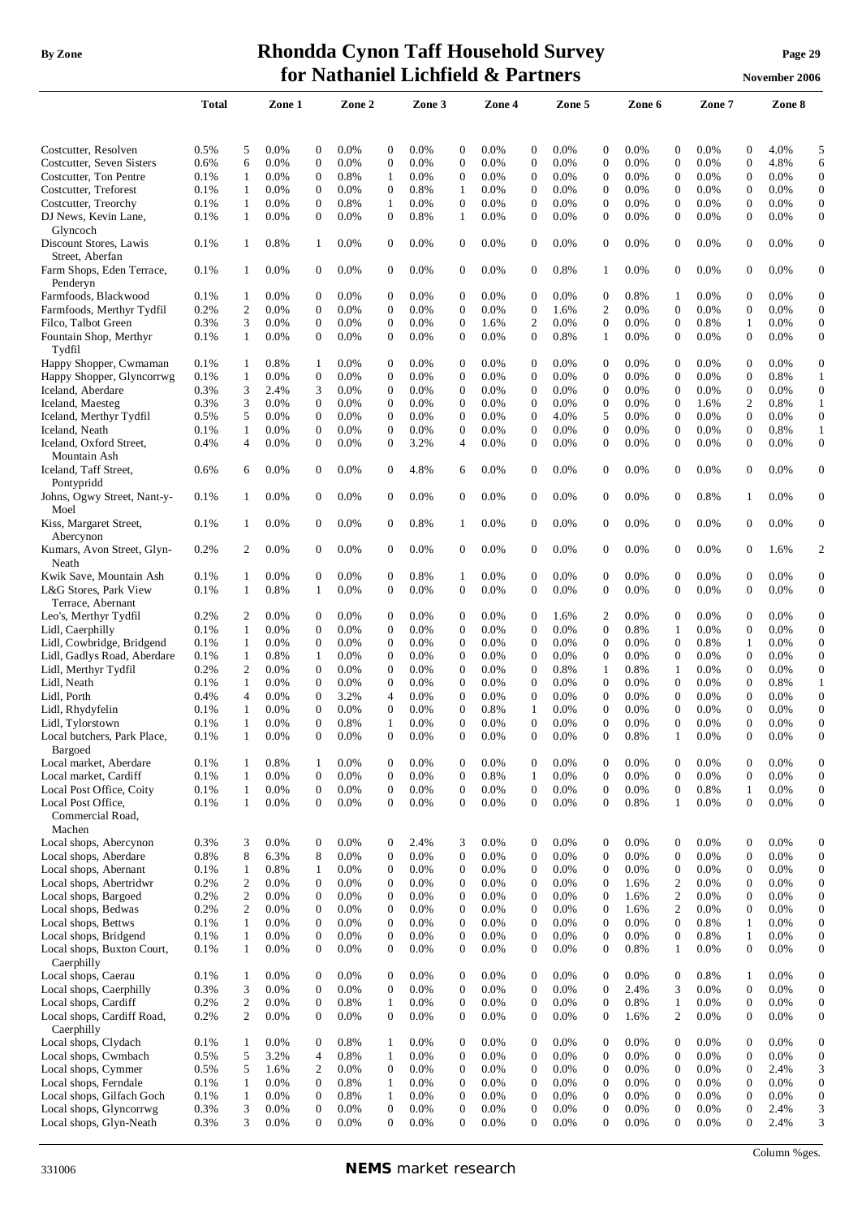# Rhondda Cynon Taff Household Survey for Nathaniel Lichfield & Partners

By Zone

November 2006

| | Total | | Zone 1 | | Zone 2 | | Zone 3 | | Zone 4 | | Zone 5 | | Zone 6 | | Zone 7 | | Zone 8 | |
|---|---|---|---|---|---|---|---|---|---|---|---|---|---|---|---|---|---|---|
| Costcutter, Resolven | 0.5% | 5 | 0.0% | 0 | 0.0% | 0 | 0.0% | 0 | 0.0% | 0 | 0.0% | 0 | 0.0% | 0 | 0.0% | 0 | 4.0% | 5 |
| Costcutter, Seven Sisters | 0.6% | 6 | 0.0% | 0 | 0.0% | 0 | 0.0% | 0 | 0.0% | 0 | 0.0% | 0 | 0.0% | 0 | 0.0% | 0 | 4.8% | 6 |
| Costcutter, Ton Pentre | 0.1% | 1 | 0.0% | 0 | 0.8% | 1 | 0.0% | 0 | 0.0% | 0 | 0.0% | 0 | 0.0% | 0 | 0.0% | 0 | 0.0% | 0 |
| Costcutter, Treforest | 0.1% | 1 | 0.0% | 0 | 0.0% | 0 | 0.8% | 1 | 0.0% | 0 | 0.0% | 0 | 0.0% | 0 | 0.0% | 0 | 0.0% | 0 |
| Costcutter, Treorchy | 0.1% | 1 | 0.0% | 0 | 0.8% | 1 | 0.0% | 0 | 0.0% | 0 | 0.0% | 0 | 0.0% | 0 | 0.0% | 0 | 0.0% | 0 |
| DJ News, Kevin Lane, Glyncoch | 0.1% | 1 | 0.0% | 0 | 0.0% | 0 | 0.8% | 1 | 0.0% | 0 | 0.0% | 0 | 0.0% | 0 | 0.0% | 0 | 0.0% | 0 |
| Discount Stores, Lawis Street, Aberfan | 0.1% | 1 | 0.8% | 1 | 0.0% | 0 | 0.0% | 0 | 0.0% | 0 | 0.0% | 0 | 0.0% | 0 | 0.0% | 0 | 0.0% | 0 |
| Farm Shops, Eden Terrace, Penderyn | 0.1% | 1 | 0.0% | 0 | 0.0% | 0 | 0.0% | 0 | 0.0% | 0 | 0.8% | 1 | 0.0% | 0 | 0.0% | 0 | 0.0% | 0 |
| Farmfoods, Blackwood | 0.1% | 1 | 0.0% | 0 | 0.0% | 0 | 0.0% | 0 | 0.0% | 0 | 0.0% | 0 | 0.8% | 1 | 0.0% | 0 | 0.0% | 0 |
| Farmfoods, Merthyr Tydfil | 0.2% | 2 | 0.0% | 0 | 0.0% | 0 | 0.0% | 0 | 0.0% | 0 | 1.6% | 2 | 0.0% | 0 | 0.0% | 0 | 0.0% | 0 |
| Filco, Talbot Green | 0.3% | 3 | 0.0% | 0 | 0.0% | 0 | 0.0% | 0 | 1.6% | 2 | 0.0% | 0 | 0.0% | 0 | 0.8% | 1 | 0.0% | 0 |
| Fountain Shop, Merthyr Tydfil | 0.1% | 1 | 0.0% | 0 | 0.0% | 0 | 0.0% | 0 | 0.0% | 0 | 0.8% | 1 | 0.0% | 0 | 0.0% | 0 | 0.0% | 0 |
| Happy Shopper, Cwmaman | 0.1% | 1 | 0.8% | 1 | 0.0% | 0 | 0.0% | 0 | 0.0% | 0 | 0.0% | 0 | 0.0% | 0 | 0.0% | 0 | 0.0% | 0 |
| Happy Shopper, Glyncorrwg | 0.1% | 1 | 0.0% | 0 | 0.0% | 0 | 0.0% | 0 | 0.0% | 0 | 0.0% | 0 | 0.0% | 0 | 0.0% | 0 | 0.8% | 1 |
| Iceland, Aberdare | 0.3% | 3 | 2.4% | 3 | 0.0% | 0 | 0.0% | 0 | 0.0% | 0 | 0.0% | 0 | 0.0% | 0 | 0.0% | 0 | 0.0% | 0 |
| Iceland, Maesteg | 0.3% | 3 | 0.0% | 0 | 0.0% | 0 | 0.0% | 0 | 0.0% | 0 | 0.0% | 0 | 0.0% | 0 | 1.6% | 2 | 0.8% | 1 |
| Iceland, Merthyr Tydfil | 0.5% | 5 | 0.0% | 0 | 0.0% | 0 | 0.0% | 0 | 0.0% | 0 | 4.0% | 5 | 0.0% | 0 | 0.0% | 0 | 0.0% | 0 |
| Iceland, Neath | 0.1% | 1 | 0.0% | 0 | 0.0% | 0 | 0.0% | 0 | 0.0% | 0 | 0.0% | 0 | 0.0% | 0 | 0.0% | 0 | 0.8% | 1 |
| Iceland, Oxford Street, Mountain Ash | 0.4% | 4 | 0.0% | 0 | 0.0% | 0 | 3.2% | 4 | 0.0% | 0 | 0.0% | 0 | 0.0% | 0 | 0.0% | 0 | 0.0% | 0 |
| Iceland, Taff Street, Pontypridd | 0.6% | 6 | 0.0% | 0 | 0.0% | 0 | 4.8% | 6 | 0.0% | 0 | 0.0% | 0 | 0.0% | 0 | 0.0% | 0 | 0.0% | 0 |
| Johns, Ogwy Street, Nant-y-Moel | 0.1% | 1 | 0.0% | 0 | 0.0% | 0 | 0.0% | 0 | 0.0% | 0 | 0.0% | 0 | 0.0% | 0 | 0.8% | 1 | 0.0% | 0 |
| Kiss, Margaret Street, Abercynon | 0.1% | 1 | 0.0% | 0 | 0.0% | 0 | 0.8% | 1 | 0.0% | 0 | 0.0% | 0 | 0.0% | 0 | 0.0% | 0 | 0.0% | 0 |
| Kumars, Avon Street, Glyn-Neath | 0.2% | 2 | 0.0% | 0 | 0.0% | 0 | 0.0% | 0 | 0.0% | 0 | 0.0% | 0 | 0.0% | 0 | 0.0% | 0 | 1.6% | 2 |
| Kwik Save, Mountain Ash | 0.1% | 1 | 0.0% | 0 | 0.0% | 0 | 0.8% | 1 | 0.0% | 0 | 0.0% | 0 | 0.0% | 0 | 0.0% | 0 | 0.0% | 0 |
| L&G Stores, Park View Terrace, Abernant | 0.1% | 1 | 0.8% | 1 | 0.0% | 0 | 0.0% | 0 | 0.0% | 0 | 0.0% | 0 | 0.0% | 0 | 0.0% | 0 | 0.0% | 0 |
| Leo's, Merthyr Tydfil | 0.2% | 2 | 0.0% | 0 | 0.0% | 0 | 0.0% | 0 | 0.0% | 0 | 1.6% | 2 | 0.0% | 0 | 0.0% | 0 | 0.0% | 0 |
| Lidl, Caerphilly | 0.1% | 1 | 0.0% | 0 | 0.0% | 0 | 0.0% | 0 | 0.0% | 0 | 0.0% | 0 | 0.8% | 1 | 0.0% | 0 | 0.0% | 0 |
| Lidl, Cowbridge, Bridgend | 0.1% | 1 | 0.0% | 0 | 0.0% | 0 | 0.0% | 0 | 0.0% | 0 | 0.0% | 0 | 0.0% | 0 | 0.8% | 1 | 0.0% | 0 |
| Lidl, Gadlys Road, Aberdare | 0.1% | 1 | 0.8% | 1 | 0.0% | 0 | 0.0% | 0 | 0.0% | 0 | 0.0% | 0 | 0.0% | 0 | 0.0% | 0 | 0.0% | 0 |
| Lidl, Merthyr Tydfil | 0.2% | 2 | 0.0% | 0 | 0.0% | 0 | 0.0% | 0 | 0.0% | 0 | 0.8% | 1 | 0.8% | 1 | 0.0% | 0 | 0.0% | 0 |
| Lidl, Neath | 0.1% | 1 | 0.0% | 0 | 0.0% | 0 | 0.0% | 0 | 0.0% | 0 | 0.0% | 0 | 0.0% | 0 | 0.0% | 0 | 0.8% | 1 |
| Lidl, Porth | 0.4% | 4 | 0.0% | 0 | 3.2% | 4 | 0.0% | 0 | 0.0% | 0 | 0.0% | 0 | 0.0% | 0 | 0.0% | 0 | 0.0% | 0 |
| Lidl, Rhydyfelin | 0.1% | 1 | 0.0% | 0 | 0.0% | 0 | 0.0% | 0 | 0.8% | 1 | 0.0% | 0 | 0.0% | 0 | 0.0% | 0 | 0.0% | 0 |
| Lidl, Tylorstown | 0.1% | 1 | 0.0% | 0 | 0.8% | 1 | 0.0% | 0 | 0.0% | 0 | 0.0% | 0 | 0.0% | 0 | 0.0% | 0 | 0.0% | 0 |
| Local butchers, Park Place, Bargoed | 0.1% | 1 | 0.0% | 0 | 0.0% | 0 | 0.0% | 0 | 0.0% | 0 | 0.0% | 0 | 0.8% | 1 | 0.0% | 0 | 0.0% | 0 |
| Local market, Aberdare | 0.1% | 1 | 0.8% | 1 | 0.0% | 0 | 0.0% | 0 | 0.0% | 0 | 0.0% | 0 | 0.0% | 0 | 0.0% | 0 | 0.0% | 0 |
| Local market, Cardiff | 0.1% | 1 | 0.0% | 0 | 0.0% | 0 | 0.0% | 0 | 0.8% | 1 | 0.0% | 0 | 0.0% | 0 | 0.0% | 0 | 0.0% | 0 |
| Local Post Office, Coity | 0.1% | 1 | 0.0% | 0 | 0.0% | 0 | 0.0% | 0 | 0.0% | 0 | 0.0% | 0 | 0.0% | 0 | 0.8% | 1 | 0.0% | 0 |
| Local Post Office, Commercial Road, Machen | 0.1% | 1 | 0.0% | 0 | 0.0% | 0 | 0.0% | 0 | 0.0% | 0 | 0.0% | 0 | 0.8% | 1 | 0.0% | 0 | 0.0% | 0 |
| Local shops, Abercynon | 0.3% | 3 | 0.0% | 0 | 0.0% | 0 | 2.4% | 3 | 0.0% | 0 | 0.0% | 0 | 0.0% | 0 | 0.0% | 0 | 0.0% | 0 |
| Local shops, Aberdare | 0.8% | 8 | 6.3% | 8 | 0.0% | 0 | 0.0% | 0 | 0.0% | 0 | 0.0% | 0 | 0.0% | 0 | 0.0% | 0 | 0.0% | 0 |
| Local shops, Abernant | 0.1% | 1 | 0.8% | 1 | 0.0% | 0 | 0.0% | 0 | 0.0% | 0 | 0.0% | 0 | 0.0% | 0 | 0.0% | 0 | 0.0% | 0 |
| Local shops, Abertridwr | 0.2% | 2 | 0.0% | 0 | 0.0% | 0 | 0.0% | 0 | 0.0% | 0 | 0.0% | 0 | 1.6% | 2 | 0.0% | 0 | 0.0% | 0 |
| Local shops, Bargoed | 0.2% | 2 | 0.0% | 0 | 0.0% | 0 | 0.0% | 0 | 0.0% | 0 | 0.0% | 0 | 1.6% | 2 | 0.0% | 0 | 0.0% | 0 |
| Local shops, Bedwas | 0.2% | 2 | 0.0% | 0 | 0.0% | 0 | 0.0% | 0 | 0.0% | 0 | 0.0% | 0 | 1.6% | 2 | 0.0% | 0 | 0.0% | 0 |
| Local shops, Bettws | 0.1% | 1 | 0.0% | 0 | 0.0% | 0 | 0.0% | 0 | 0.0% | 0 | 0.0% | 0 | 0.0% | 0 | 0.8% | 1 | 0.0% | 0 |
| Local shops, Bridgend | 0.1% | 1 | 0.0% | 0 | 0.0% | 0 | 0.0% | 0 | 0.0% | 0 | 0.0% | 0 | 0.0% | 0 | 0.8% | 1 | 0.0% | 0 |
| Local shops, Buxton Court, Caerphilly | 0.1% | 1 | 0.0% | 0 | 0.0% | 0 | 0.0% | 0 | 0.0% | 0 | 0.0% | 0 | 0.8% | 1 | 0.0% | 0 | 0.0% | 0 |
| Local shops, Caerau | 0.1% | 1 | 0.0% | 0 | 0.0% | 0 | 0.0% | 0 | 0.0% | 0 | 0.0% | 0 | 0.0% | 0 | 0.8% | 1 | 0.0% | 0 |
| Local shops, Caerphilly | 0.3% | 3 | 0.0% | 0 | 0.0% | 0 | 0.0% | 0 | 0.0% | 0 | 0.0% | 0 | 2.4% | 3 | 0.0% | 0 | 0.0% | 0 |
| Local shops, Cardiff | 0.2% | 2 | 0.0% | 0 | 0.8% | 1 | 0.0% | 0 | 0.0% | 0 | 0.0% | 0 | 0.8% | 1 | 0.0% | 0 | 0.0% | 0 |
| Local shops, Cardiff Road, Caerphilly | 0.2% | 2 | 0.0% | 0 | 0.0% | 0 | 0.0% | 0 | 0.0% | 0 | 0.0% | 0 | 1.6% | 2 | 0.0% | 0 | 0.0% | 0 |
| Local shops, Clydach | 0.1% | 1 | 0.0% | 0 | 0.8% | 1 | 0.0% | 0 | 0.0% | 0 | 0.0% | 0 | 0.0% | 0 | 0.0% | 0 | 0.0% | 0 |
| Local shops, Cwmbach | 0.5% | 5 | 3.2% | 4 | 0.8% | 1 | 0.0% | 0 | 0.0% | 0 | 0.0% | 0 | 0.0% | 0 | 0.0% | 0 | 0.0% | 0 |
| Local shops, Cymmer | 0.5% | 5 | 1.6% | 2 | 0.0% | 0 | 0.0% | 0 | 0.0% | 0 | 0.0% | 0 | 0.0% | 0 | 0.0% | 0 | 2.4% | 3 |
| Local shops, Ferndale | 0.1% | 1 | 0.0% | 0 | 0.8% | 1 | 0.0% | 0 | 0.0% | 0 | 0.0% | 0 | 0.0% | 0 | 0.0% | 0 | 0.0% | 0 |
| Local shops, Gilfach Goch | 0.1% | 1 | 0.0% | 0 | 0.8% | 1 | 0.0% | 0 | 0.0% | 0 | 0.0% | 0 | 0.0% | 0 | 0.0% | 0 | 0.0% | 0 |
| Local shops, Glyncorrwg | 0.3% | 3 | 0.0% | 0 | 0.0% | 0 | 0.0% | 0 | 0.0% | 0 | 0.0% | 0 | 0.0% | 0 | 0.0% | 0 | 2.4% | 3 |
| Local shops, Glyn-Neath | 0.3% | 3 | 0.0% | 0 | 0.0% | 0 | 0.0% | 0 | 0.0% | 0 | 0.0% | 0 | 0.0% | 0 | 0.0% | 0 | 2.4% | 3 |

Column %ges.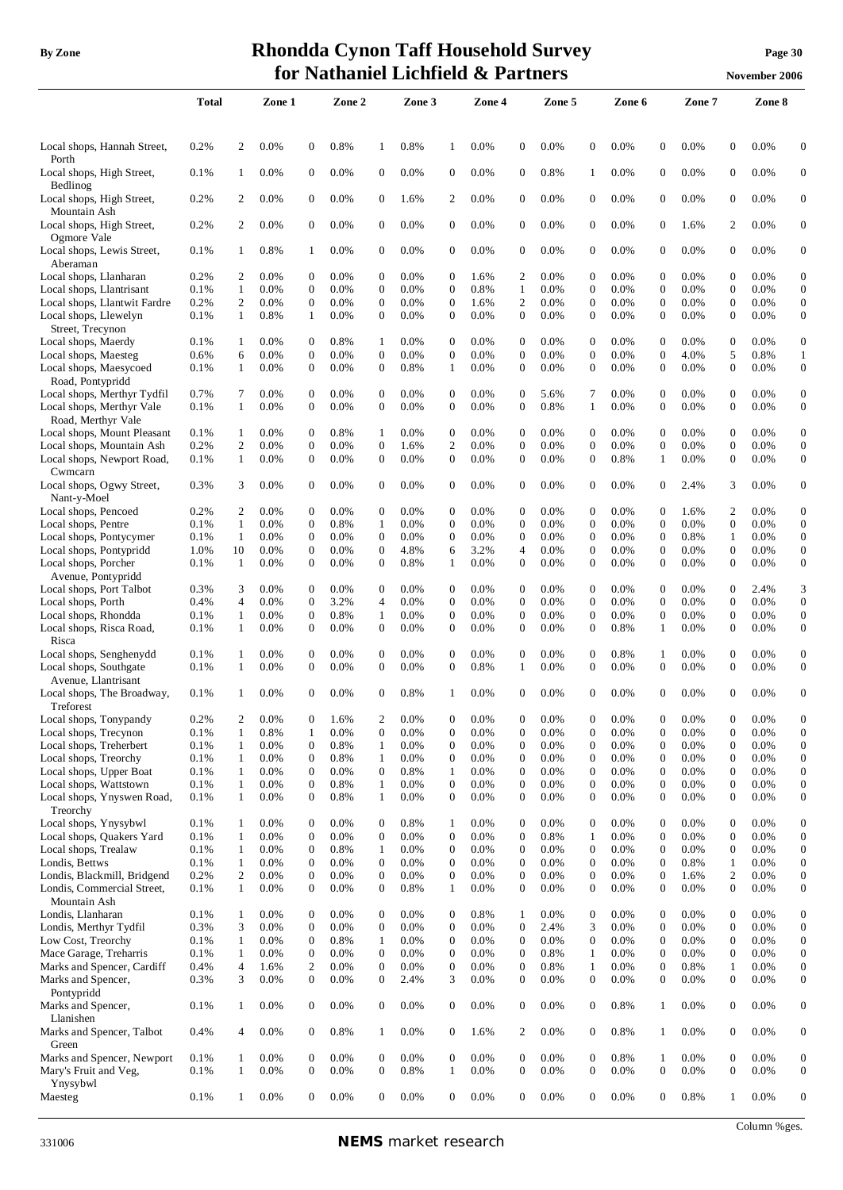| | Total | | Zone 1 | | Zone 2 | | Zone 3 | | Zone 4 | | Zone 5 | | Zone 6 | | Zone 7 | | Zone 8 | |
|---|---|---|---|---|---|---|---|---|---|---|---|---|---|---|---|---|---|---|
| Local shops, Hannah Street, Porth | 0.2% | 2 | 0.0% | 0 | 0.8% | 1 | 0.8% | 1 | 0.0% | 0 | 0.0% | 0 | 0.0% | 0 | 0.0% | 0 | 0.0% | 0 |
| Local shops, High Street, Bedlinog | 0.1% | 1 | 0.0% | 0 | 0.0% | 0 | 0.0% | 0 | 0.0% | 0 | 0.8% | 1 | 0.0% | 0 | 0.0% | 0 | 0.0% | 0 |
| Local shops, High Street, Mountain Ash | 0.2% | 2 | 0.0% | 0 | 0.0% | 0 | 1.6% | 2 | 0.0% | 0 | 0.0% | 0 | 0.0% | 0 | 0.0% | 0 | 0.0% | 0 |
| Local shops, High Street, Ogmore Vale | 0.2% | 2 | 0.0% | 0 | 0.0% | 0 | 0.0% | 0 | 0.0% | 0 | 0.0% | 0 | 0.0% | 0 | 1.6% | 2 | 0.0% | 0 |
| Local shops, Lewis Street, Aberaman | 0.1% | 1 | 0.8% | 1 | 0.0% | 0 | 0.0% | 0 | 0.0% | 0 | 0.0% | 0 | 0.0% | 0 | 0.0% | 0 | 0.0% | 0 |
| Local shops, Llanharan | 0.2% | 2 | 0.0% | 0 | 0.0% | 0 | 0.0% | 0 | 1.6% | 2 | 0.0% | 0 | 0.0% | 0 | 0.0% | 0 | 0.0% | 0 |
| Local shops, Llantrisant | 0.1% | 1 | 0.0% | 0 | 0.0% | 0 | 0.0% | 0 | 0.8% | 1 | 0.0% | 0 | 0.0% | 0 | 0.0% | 0 | 0.0% | 0 |
| Local shops, Llantwit Fardre | 0.2% | 2 | 0.0% | 0 | 0.0% | 0 | 0.0% | 0 | 1.6% | 2 | 0.0% | 0 | 0.0% | 0 | 0.0% | 0 | 0.0% | 0 |
| Local shops, Llewelyn Street, Trecynon | 0.1% | 1 | 0.8% | 1 | 0.0% | 0 | 0.0% | 0 | 0.0% | 0 | 0.0% | 0 | 0.0% | 0 | 0.0% | 0 | 0.0% | 0 |
| Local shops, Maerdy | 0.1% | 1 | 0.0% | 0 | 0.8% | 1 | 0.0% | 0 | 0.0% | 0 | 0.0% | 0 | 0.0% | 0 | 0.0% | 0 | 0.0% | 0 |
| Local shops, Maesteg | 0.6% | 6 | 0.0% | 0 | 0.0% | 0 | 0.0% | 0 | 0.0% | 0 | 0.0% | 0 | 0.0% | 0 | 4.0% | 5 | 0.8% | 1 |
| Local shops, Maesycoed Road, Pontypridd | 0.1% | 1 | 0.0% | 0 | 0.0% | 0 | 0.8% | 1 | 0.0% | 0 | 0.0% | 0 | 0.0% | 0 | 0.0% | 0 | 0.0% | 0 |
| Local shops, Merthyr Tydfil | 0.7% | 7 | 0.0% | 0 | 0.0% | 0 | 0.0% | 0 | 0.0% | 0 | 5.6% | 7 | 0.0% | 0 | 0.0% | 0 | 0.0% | 0 |
| Local shops, Merthyr Vale Road, Merthyr Vale | 0.1% | 1 | 0.0% | 0 | 0.0% | 0 | 0.0% | 0 | 0.0% | 0 | 0.8% | 1 | 0.0% | 0 | 0.0% | 0 | 0.0% | 0 |
| Local shops, Mount Pleasant | 0.1% | 1 | 0.0% | 0 | 0.8% | 1 | 0.0% | 0 | 0.0% | 0 | 0.0% | 0 | 0.0% | 0 | 0.0% | 0 | 0.0% | 0 |
| Local shops, Mountain Ash | 0.2% | 2 | 0.0% | 0 | 0.0% | 0 | 1.6% | 2 | 0.0% | 0 | 0.0% | 0 | 0.0% | 0 | 0.0% | 0 | 0.0% | 0 |
| Local shops, Newport Road, Cwmcarn | 0.1% | 1 | 0.0% | 0 | 0.0% | 0 | 0.0% | 0 | 0.0% | 0 | 0.0% | 0 | 0.8% | 1 | 0.0% | 0 | 0.0% | 0 |
| Local shops, Ogwy Street, Nant-y-Moel | 0.3% | 3 | 0.0% | 0 | 0.0% | 0 | 0.0% | 0 | 0.0% | 0 | 0.0% | 0 | 0.0% | 0 | 2.4% | 3 | 0.0% | 0 |
| Local shops, Pencoed | 0.2% | 2 | 0.0% | 0 | 0.0% | 0 | 0.0% | 0 | 0.0% | 0 | 0.0% | 0 | 0.0% | 0 | 1.6% | 2 | 0.0% | 0 |
| Local shops, Pentre | 0.1% | 1 | 0.0% | 0 | 0.8% | 1 | 0.0% | 0 | 0.0% | 0 | 0.0% | 0 | 0.0% | 0 | 0.0% | 0 | 0.0% | 0 |
| Local shops, Pontycymer | 0.1% | 1 | 0.0% | 0 | 0.0% | 0 | 0.0% | 0 | 0.0% | 0 | 0.0% | 0 | 0.0% | 0 | 0.8% | 1 | 0.0% | 0 |
| Local shops, Pontypridd | 1.0% | 10 | 0.0% | 0 | 0.0% | 0 | 4.8% | 6 | 3.2% | 4 | 0.0% | 0 | 0.0% | 0 | 0.0% | 0 | 0.0% | 0 |
| Local shops, Porcher Avenue, Pontypridd | 0.1% | 1 | 0.0% | 0 | 0.0% | 0 | 0.8% | 1 | 0.0% | 0 | 0.0% | 0 | 0.0% | 0 | 0.0% | 0 | 0.0% | 0 |
| Local shops, Port Talbot | 0.3% | 3 | 0.0% | 0 | 0.0% | 0 | 0.0% | 0 | 0.0% | 0 | 0.0% | 0 | 0.0% | 0 | 0.0% | 0 | 2.4% | 3 |
| Local shops, Porth | 0.4% | 4 | 0.0% | 0 | 3.2% | 4 | 0.0% | 0 | 0.0% | 0 | 0.0% | 0 | 0.0% | 0 | 0.0% | 0 | 0.0% | 0 |
| Local shops, Rhondda | 0.1% | 1 | 0.0% | 0 | 0.8% | 1 | 0.0% | 0 | 0.0% | 0 | 0.0% | 0 | 0.0% | 0 | 0.0% | 0 | 0.0% | 0 |
| Local shops, Risca Road, Risca | 0.1% | 1 | 0.0% | 0 | 0.0% | 0 | 0.0% | 0 | 0.0% | 0 | 0.0% | 0 | 0.8% | 1 | 0.0% | 0 | 0.0% | 0 |
| Local shops, Senghenydd | 0.1% | 1 | 0.0% | 0 | 0.0% | 0 | 0.0% | 0 | 0.0% | 0 | 0.0% | 0 | 0.8% | 1 | 0.0% | 0 | 0.0% | 0 |
| Local shops, Southgate Avenue, Llantrisant | 0.1% | 1 | 0.0% | 0 | 0.0% | 0 | 0.0% | 0 | 0.8% | 1 | 0.0% | 0 | 0.0% | 0 | 0.0% | 0 | 0.0% | 0 |
| Local shops, The Broadway, Treforest | 0.1% | 1 | 0.0% | 0 | 0.0% | 0 | 0.8% | 1 | 0.0% | 0 | 0.0% | 0 | 0.0% | 0 | 0.0% | 0 | 0.0% | 0 |
| Local shops, Tonypandy | 0.2% | 2 | 0.0% | 0 | 1.6% | 2 | 0.0% | 0 | 0.0% | 0 | 0.0% | 0 | 0.0% | 0 | 0.0% | 0 | 0.0% | 0 |
| Local shops, Trecynon | 0.1% | 1 | 0.8% | 1 | 0.0% | 0 | 0.0% | 0 | 0.0% | 0 | 0.0% | 0 | 0.0% | 0 | 0.0% | 0 | 0.0% | 0 |
| Local shops, Treherbert | 0.1% | 1 | 0.0% | 0 | 0.8% | 1 | 0.0% | 0 | 0.0% | 0 | 0.0% | 0 | 0.0% | 0 | 0.0% | 0 | 0.0% | 0 |
| Local shops, Treorchy | 0.1% | 1 | 0.0% | 0 | 0.8% | 1 | 0.0% | 0 | 0.0% | 0 | 0.0% | 0 | 0.0% | 0 | 0.0% | 0 | 0.0% | 0 |
| Local shops, Upper Boat | 0.1% | 1 | 0.0% | 0 | 0.0% | 0 | 0.8% | 1 | 0.0% | 0 | 0.0% | 0 | 0.0% | 0 | 0.0% | 0 | 0.0% | 0 |
| Local shops, Wattstown | 0.1% | 1 | 0.0% | 0 | 0.8% | 1 | 0.0% | 0 | 0.0% | 0 | 0.0% | 0 | 0.0% | 0 | 0.0% | 0 | 0.0% | 0 |
| Local shops, Ynyswen Road, Treorchy | 0.1% | 1 | 0.0% | 0 | 0.8% | 1 | 0.0% | 0 | 0.0% | 0 | 0.0% | 0 | 0.0% | 0 | 0.0% | 0 | 0.0% | 0 |
| Local shops, Ynysybwl | 0.1% | 1 | 0.0% | 0 | 0.0% | 0 | 0.8% | 1 | 0.0% | 0 | 0.0% | 0 | 0.0% | 0 | 0.0% | 0 | 0.0% | 0 |
| Local shops, Quakers Yard | 0.1% | 1 | 0.0% | 0 | 0.0% | 0 | 0.0% | 0 | 0.0% | 0 | 0.8% | 1 | 0.0% | 0 | 0.0% | 0 | 0.0% | 0 |
| Local shops, Trealaw | 0.1% | 1 | 0.0% | 0 | 0.8% | 1 | 0.0% | 0 | 0.0% | 0 | 0.0% | 0 | 0.0% | 0 | 0.0% | 0 | 0.0% | 0 |
| Londis, Bettws | 0.1% | 1 | 0.0% | 0 | 0.0% | 0 | 0.0% | 0 | 0.0% | 0 | 0.0% | 0 | 0.0% | 0 | 0.8% | 1 | 0.0% | 0 |
| Londis, Blackmill, Bridgend | 0.2% | 2 | 0.0% | 0 | 0.0% | 0 | 0.0% | 0 | 0.0% | 0 | 0.0% | 0 | 0.0% | 0 | 1.6% | 2 | 0.0% | 0 |
| Londis, Commercial Street, Mountain Ash | 0.1% | 1 | 0.0% | 0 | 0.0% | 0 | 0.8% | 1 | 0.0% | 0 | 0.0% | 0 | 0.0% | 0 | 0.0% | 0 | 0.0% | 0 |
| Londis, Llanharan | 0.1% | 1 | 0.0% | 0 | 0.0% | 0 | 0.0% | 0 | 0.8% | 1 | 0.0% | 0 | 0.0% | 0 | 0.0% | 0 | 0.0% | 0 |
| Londis, Merthyr Tydfil | 0.3% | 3 | 0.0% | 0 | 0.0% | 0 | 0.0% | 0 | 0.0% | 0 | 2.4% | 3 | 0.0% | 0 | 0.0% | 0 | 0.0% | 0 |
| Low Cost, Treorchy | 0.1% | 1 | 0.0% | 0 | 0.8% | 1 | 0.0% | 0 | 0.0% | 0 | 0.0% | 0 | 0.0% | 0 | 0.0% | 0 | 0.0% | 0 |
| Mace Garage, Treharris | 0.1% | 1 | 0.0% | 0 | 0.0% | 0 | 0.0% | 0 | 0.0% | 0 | 0.8% | 1 | 0.0% | 0 | 0.0% | 0 | 0.0% | 0 |
| Marks and Spencer, Cardiff | 0.4% | 4 | 1.6% | 2 | 0.0% | 0 | 0.0% | 0 | 0.0% | 0 | 0.8% | 1 | 0.0% | 0 | 0.8% | 1 | 0.0% | 0 |
| Marks and Spencer, Pontypridd | 0.3% | 3 | 0.0% | 0 | 0.0% | 0 | 2.4% | 3 | 0.0% | 0 | 0.0% | 0 | 0.0% | 0 | 0.0% | 0 | 0.0% | 0 |
| Marks and Spencer, Llanishen | 0.1% | 1 | 0.0% | 0 | 0.0% | 0 | 0.0% | 0 | 0.0% | 0 | 0.0% | 0 | 0.8% | 1 | 0.0% | 0 | 0.0% | 0 |
| Marks and Spencer, Talbot Green | 0.4% | 4 | 0.0% | 0 | 0.8% | 1 | 0.0% | 0 | 1.6% | 2 | 0.0% | 0 | 0.8% | 1 | 0.0% | 0 | 0.0% | 0 |
| Marks and Spencer, Newport | 0.1% | 1 | 0.0% | 0 | 0.0% | 0 | 0.0% | 0 | 0.0% | 0 | 0.0% | 0 | 0.8% | 1 | 0.0% | 0 | 0.0% | 0 |
| Mary's Fruit and Veg, Ynysybwl | 0.1% | 1 | 0.0% | 0 | 0.0% | 0 | 0.8% | 1 | 0.0% | 0 | 0.0% | 0 | 0.0% | 0 | 0.0% | 0 | 0.0% | 0 |
| Maesteg | 0.1% | 1 | 0.0% | 0 | 0.0% | 0 | 0.0% | 0 | 0.0% | 0 | 0.0% | 0 | 0.0% | 0 | 0.8% | 1 | 0.0% | 0 |

Column %ges.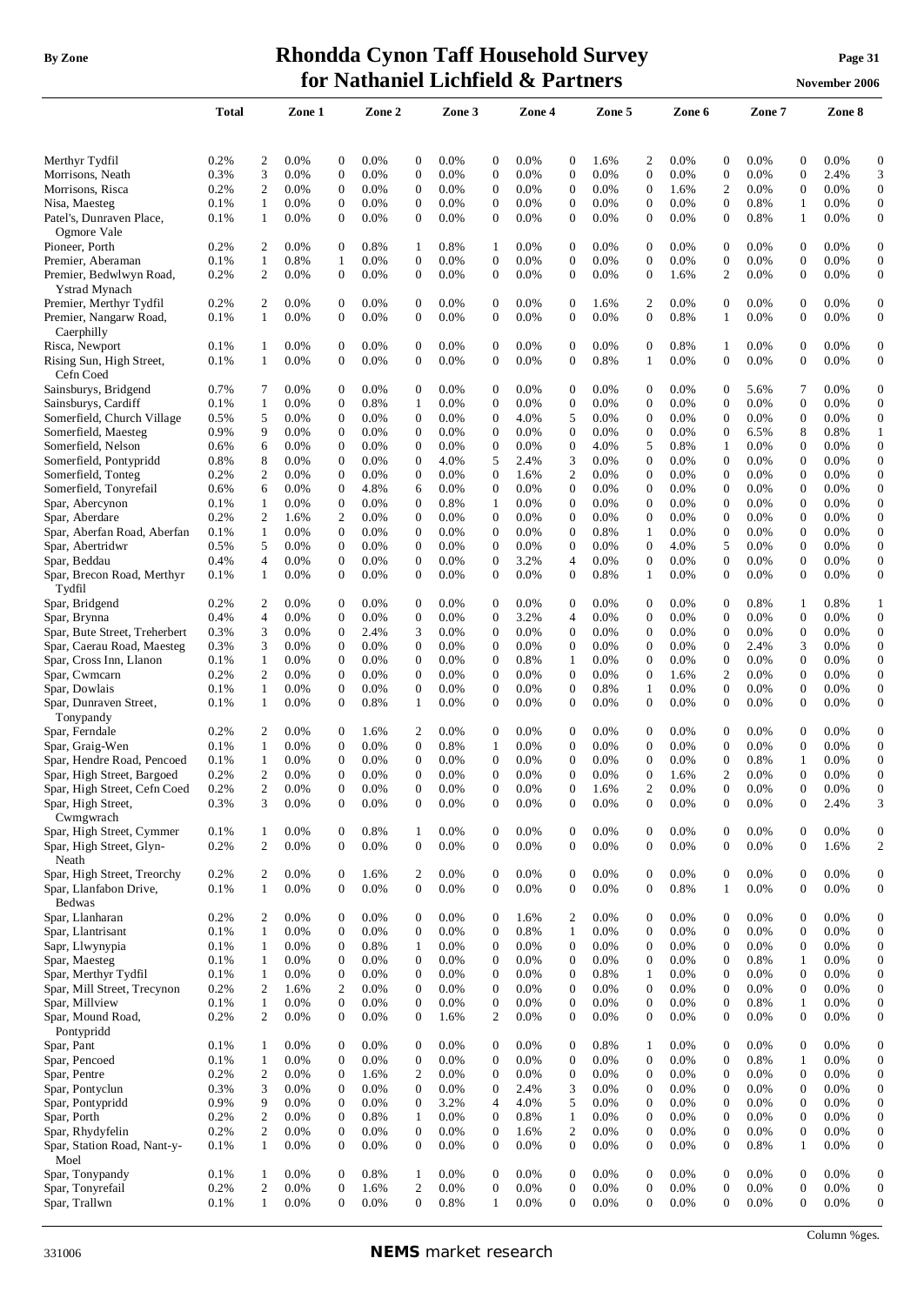| | Total | | Zone 1 | | Zone 2 | | Zone 3 | | Zone 4 | | Zone 5 | | Zone 6 | | Zone 7 | | Zone 8 | |
|---|---|---|---|---|---|---|---|---|---|---|---|---|---|---|---|---|---|---|
| Merthyr Tydfil | 0.2% | 2 | 0.0% | 0 | 0.0% | 0 | 0.0% | 0 | 0.0% | 0 | 1.6% | 2 | 0.0% | 0 | 0.0% | 0 | 0.0% | 0 |
| Morrisons, Neath | 0.3% | 3 | 0.0% | 0 | 0.0% | 0 | 0.0% | 0 | 0.0% | 0 | 0.0% | 0 | 0.0% | 0 | 0.0% | 0 | 2.4% | 3 |
| Morrisons, Risca | 0.2% | 2 | 0.0% | 0 | 0.0% | 0 | 0.0% | 0 | 0.0% | 0 | 0.0% | 0 | 1.6% | 2 | 0.0% | 0 | 0.0% | 0 |
| Nisa, Maesteg | 0.1% | 1 | 0.0% | 0 | 0.0% | 0 | 0.0% | 0 | 0.0% | 0 | 0.0% | 0 | 0.0% | 0 | 0.8% | 1 | 0.0% | 0 |
| Patel's, Dunraven Place, Ogmore Vale | 0.1% | 1 | 0.0% | 0 | 0.0% | 0 | 0.0% | 0 | 0.0% | 0 | 0.0% | 0 | 0.0% | 0 | 0.8% | 1 | 0.0% | 0 |
| Pioneer, Porth | 0.2% | 2 | 0.0% | 0 | 0.8% | 1 | 0.8% | 1 | 0.0% | 0 | 0.0% | 0 | 0.0% | 0 | 0.0% | 0 | 0.0% | 0 |
| Premier, Aberaman | 0.1% | 1 | 0.8% | 1 | 0.0% | 0 | 0.0% | 0 | 0.0% | 0 | 0.0% | 0 | 0.0% | 0 | 0.0% | 0 | 0.0% | 0 |
| Premier, Bedwlwyn Road, Ystrad Mynach | 0.2% | 2 | 0.0% | 0 | 0.0% | 0 | 0.0% | 0 | 0.0% | 0 | 0.0% | 0 | 1.6% | 2 | 0.0% | 0 | 0.0% | 0 |
| Premier, Merthyr Tydfil | 0.2% | 2 | 0.0% | 0 | 0.0% | 0 | 0.0% | 0 | 0.0% | 0 | 1.6% | 2 | 0.0% | 0 | 0.0% | 0 | 0.0% | 0 |
| Premier, Nangarw Road, Caerphilly | 0.1% | 1 | 0.0% | 0 | 0.0% | 0 | 0.0% | 0 | 0.0% | 0 | 0.0% | 0 | 0.8% | 1 | 0.0% | 0 | 0.0% | 0 |
| Risca, Newport | 0.1% | 1 | 0.0% | 0 | 0.0% | 0 | 0.0% | 0 | 0.0% | 0 | 0.0% | 0 | 0.8% | 1 | 0.0% | 0 | 0.0% | 0 |
| Rising Sun, High Street, Cefn Coed | 0.1% | 1 | 0.0% | 0 | 0.0% | 0 | 0.0% | 0 | 0.0% | 0 | 0.8% | 1 | 0.0% | 0 | 0.0% | 0 | 0.0% | 0 |
| Sainsburys, Bridgend | 0.7% | 7 | 0.0% | 0 | 0.0% | 0 | 0.0% | 0 | 0.0% | 0 | 0.0% | 0 | 0.0% | 0 | 5.6% | 7 | 0.0% | 0 |
| Sainsburys, Cardiff | 0.1% | 1 | 0.0% | 0 | 0.8% | 1 | 0.0% | 0 | 0.0% | 0 | 0.0% | 0 | 0.0% | 0 | 0.0% | 0 | 0.0% | 0 |
| Somerfield, Church Village | 0.5% | 5 | 0.0% | 0 | 0.0% | 0 | 0.0% | 0 | 4.0% | 5 | 0.0% | 0 | 0.0% | 0 | 0.0% | 0 | 0.0% | 0 |
| Somerfield, Maesteg | 0.9% | 9 | 0.0% | 0 | 0.0% | 0 | 0.0% | 0 | 0.0% | 0 | 0.0% | 0 | 0.0% | 0 | 6.5% | 8 | 0.8% | 1 |
| Somerfield, Nelson | 0.6% | 6 | 0.0% | 0 | 0.0% | 0 | 0.0% | 0 | 0.0% | 0 | 4.0% | 5 | 0.8% | 1 | 0.0% | 0 | 0.0% | 0 |
| Somerfield, Pontypridd | 0.8% | 8 | 0.0% | 0 | 0.0% | 0 | 4.0% | 5 | 2.4% | 3 | 0.0% | 0 | 0.0% | 0 | 0.0% | 0 | 0.0% | 0 |
| Somerfield, Tonteg | 0.2% | 2 | 0.0% | 0 | 0.0% | 0 | 0.0% | 0 | 1.6% | 2 | 0.0% | 0 | 0.0% | 0 | 0.0% | 0 | 0.0% | 0 |
| Somerfield, Tonyrefail | 0.6% | 6 | 0.0% | 0 | 4.8% | 6 | 0.0% | 0 | 0.0% | 0 | 0.0% | 0 | 0.0% | 0 | 0.0% | 0 | 0.0% | 0 |
| Spar, Abercynon | 0.1% | 1 | 0.0% | 0 | 0.0% | 0 | 0.8% | 1 | 0.0% | 0 | 0.0% | 0 | 0.0% | 0 | 0.0% | 0 | 0.0% | 0 |
| Spar, Aberdare | 0.2% | 2 | 1.6% | 2 | 0.0% | 0 | 0.0% | 0 | 0.0% | 0 | 0.0% | 0 | 0.0% | 0 | 0.0% | 0 | 0.0% | 0 |
| Spar, Aberfan Road, Aberfan | 0.1% | 1 | 0.0% | 0 | 0.0% | 0 | 0.0% | 0 | 0.0% | 0 | 0.8% | 1 | 0.0% | 0 | 0.0% | 0 | 0.0% | 0 |
| Spar, Abertridwr | 0.5% | 5 | 0.0% | 0 | 0.0% | 0 | 0.0% | 0 | 0.0% | 0 | 0.0% | 0 | 4.0% | 5 | 0.0% | 0 | 0.0% | 0 |
| Spar, Beddau | 0.4% | 4 | 0.0% | 0 | 0.0% | 0 | 0.0% | 0 | 3.2% | 4 | 0.0% | 0 | 0.0% | 0 | 0.0% | 0 | 0.0% | 0 |
| Spar, Brecon Road, Merthyr Tydfil | 0.1% | 1 | 0.0% | 0 | 0.0% | 0 | 0.0% | 0 | 0.0% | 0 | 0.8% | 1 | 0.0% | 0 | 0.0% | 0 | 0.0% | 0 |
| Spar, Bridgend | 0.2% | 2 | 0.0% | 0 | 0.0% | 0 | 0.0% | 0 | 0.0% | 0 | 0.0% | 0 | 0.0% | 0 | 0.8% | 1 | 0.8% | 1 |
| Spar, Brynna | 0.4% | 4 | 0.0% | 0 | 0.0% | 0 | 0.0% | 0 | 3.2% | 4 | 0.0% | 0 | 0.0% | 0 | 0.0% | 0 | 0.0% | 0 |
| Spar, Bute Street, Treherbert | 0.3% | 3 | 0.0% | 0 | 2.4% | 3 | 0.0% | 0 | 0.0% | 0 | 0.0% | 0 | 0.0% | 0 | 0.0% | 0 | 0.0% | 0 |
| Spar, Caerau Road, Maesteg | 0.3% | 3 | 0.0% | 0 | 0.0% | 0 | 0.0% | 0 | 0.0% | 0 | 0.0% | 0 | 0.0% | 0 | 2.4% | 3 | 0.0% | 0 |
| Spar, Cross Inn, Llanon | 0.1% | 1 | 0.0% | 0 | 0.0% | 0 | 0.0% | 0 | 0.8% | 1 | 0.0% | 0 | 0.0% | 0 | 0.0% | 0 | 0.0% | 0 |
| Spar, Cwmcarn | 0.2% | 2 | 0.0% | 0 | 0.0% | 0 | 0.0% | 0 | 0.0% | 0 | 0.0% | 0 | 1.6% | 2 | 0.0% | 0 | 0.0% | 0 |
| Spar, Dowlais | 0.1% | 1 | 0.0% | 0 | 0.0% | 0 | 0.0% | 0 | 0.0% | 0 | 0.8% | 1 | 0.0% | 0 | 0.0% | 0 | 0.0% | 0 |
| Spar, Dunraven Street, Tonypandy | 0.1% | 1 | 0.0% | 0 | 0.8% | 1 | 0.0% | 0 | 0.0% | 0 | 0.0% | 0 | 0.0% | 0 | 0.0% | 0 | 0.0% | 0 |
| Spar, Ferndale | 0.2% | 2 | 0.0% | 0 | 1.6% | 2 | 0.0% | 0 | 0.0% | 0 | 0.0% | 0 | 0.0% | 0 | 0.0% | 0 | 0.0% | 0 |
| Spar, Graig-Wen | 0.1% | 1 | 0.0% | 0 | 0.0% | 0 | 0.8% | 1 | 0.0% | 0 | 0.0% | 0 | 0.0% | 0 | 0.0% | 0 | 0.0% | 0 |
| Spar, Hendre Road, Pencoed | 0.1% | 1 | 0.0% | 0 | 0.0% | 0 | 0.0% | 0 | 0.0% | 0 | 0.0% | 0 | 0.0% | 0 | 0.8% | 1 | 0.0% | 0 |
| Spar, High Street, Bargoed | 0.2% | 2 | 0.0% | 0 | 0.0% | 0 | 0.0% | 0 | 0.0% | 0 | 0.0% | 0 | 1.6% | 2 | 0.0% | 0 | 0.0% | 0 |
| Spar, High Street, Cefn Coed | 0.2% | 2 | 0.0% | 0 | 0.0% | 0 | 0.0% | 0 | 0.0% | 0 | 1.6% | 2 | 0.0% | 0 | 0.0% | 0 | 0.0% | 0 |
| Spar, High Street, Cwmgwrach | 0.3% | 3 | 0.0% | 0 | 0.0% | 0 | 0.0% | 0 | 0.0% | 0 | 0.0% | 0 | 0.0% | 0 | 0.0% | 0 | 2.4% | 3 |
| Spar, High Street, Cymmer | 0.1% | 1 | 0.0% | 0 | 0.8% | 1 | 0.0% | 0 | 0.0% | 0 | 0.0% | 0 | 0.0% | 0 | 0.0% | 0 | 0.0% | 0 |
| Spar, High Street, Glyn-Neath | 0.2% | 2 | 0.0% | 0 | 0.0% | 0 | 0.0% | 0 | 0.0% | 0 | 0.0% | 0 | 0.0% | 0 | 0.0% | 0 | 1.6% | 2 |
| Spar, High Street, Treorchy | 0.2% | 2 | 0.0% | 0 | 1.6% | 2 | 0.0% | 0 | 0.0% | 0 | 0.0% | 0 | 0.0% | 0 | 0.0% | 0 | 0.0% | 0 |
| Spar, Llanfabon Drive, Bedwas | 0.1% | 1 | 0.0% | 0 | 0.0% | 0 | 0.0% | 0 | 0.0% | 0 | 0.0% | 0 | 0.8% | 1 | 0.0% | 0 | 0.0% | 0 |
| Spar, Llanharan | 0.2% | 2 | 0.0% | 0 | 0.0% | 0 | 0.0% | 0 | 1.6% | 2 | 0.0% | 0 | 0.0% | 0 | 0.0% | 0 | 0.0% | 0 |
| Spar, Llantrisant | 0.1% | 1 | 0.0% | 0 | 0.0% | 0 | 0.0% | 0 | 0.8% | 1 | 0.0% | 0 | 0.0% | 0 | 0.0% | 0 | 0.0% | 0 |
| Sapr, Llwynypia | 0.1% | 1 | 0.0% | 0 | 0.8% | 1 | 0.0% | 0 | 0.0% | 0 | 0.0% | 0 | 0.0% | 0 | 0.0% | 0 | 0.0% | 0 |
| Spar, Maesteg | 0.1% | 1 | 0.0% | 0 | 0.0% | 0 | 0.0% | 0 | 0.0% | 0 | 0.0% | 0 | 0.0% | 0 | 0.8% | 1 | 0.0% | 0 |
| Spar, Merthyr Tydfil | 0.1% | 1 | 0.0% | 0 | 0.0% | 0 | 0.0% | 0 | 0.0% | 0 | 0.8% | 1 | 0.0% | 0 | 0.0% | 0 | 0.0% | 0 |
| Spar, Mill Street, Trecynon | 0.2% | 2 | 1.6% | 2 | 0.0% | 0 | 0.0% | 0 | 0.0% | 0 | 0.0% | 0 | 0.0% | 0 | 0.0% | 0 | 0.0% | 0 |
| Spar, Millview | 0.1% | 1 | 0.0% | 0 | 0.0% | 0 | 0.0% | 0 | 0.0% | 0 | 0.0% | 0 | 0.0% | 0 | 0.8% | 1 | 0.0% | 0 |
| Spar, Mound Road, Pontypridd | 0.2% | 2 | 0.0% | 0 | 0.0% | 0 | 1.6% | 2 | 0.0% | 0 | 0.0% | 0 | 0.0% | 0 | 0.0% | 0 | 0.0% | 0 |
| Spar, Pant | 0.1% | 1 | 0.0% | 0 | 0.0% | 0 | 0.0% | 0 | 0.0% | 0 | 0.8% | 1 | 0.0% | 0 | 0.0% | 0 | 0.0% | 0 |
| Spar, Pencoed | 0.1% | 1 | 0.0% | 0 | 0.0% | 0 | 0.0% | 0 | 0.0% | 0 | 0.0% | 0 | 0.0% | 0 | 0.8% | 1 | 0.0% | 0 |
| Spar, Pentre | 0.2% | 2 | 0.0% | 0 | 1.6% | 2 | 0.0% | 0 | 0.0% | 0 | 0.0% | 0 | 0.0% | 0 | 0.0% | 0 | 0.0% | 0 |
| Spar, Pontyclun | 0.3% | 3 | 0.0% | 0 | 0.0% | 0 | 0.0% | 0 | 2.4% | 3 | 0.0% | 0 | 0.0% | 0 | 0.0% | 0 | 0.0% | 0 |
| Spar, Pontypridd | 0.9% | 9 | 0.0% | 0 | 0.0% | 0 | 3.2% | 4 | 4.0% | 5 | 0.0% | 0 | 0.0% | 0 | 0.0% | 0 | 0.0% | 0 |
| Spar, Porth | 0.2% | 2 | 0.0% | 0 | 0.8% | 1 | 0.0% | 0 | 0.8% | 1 | 0.0% | 0 | 0.0% | 0 | 0.0% | 0 | 0.0% | 0 |
| Spar, Rhydyfelin | 0.2% | 2 | 0.0% | 0 | 0.0% | 0 | 0.0% | 0 | 1.6% | 2 | 0.0% | 0 | 0.0% | 0 | 0.0% | 0 | 0.0% | 0 |
| Spar, Station Road, Nant-y-Moel | 0.1% | 1 | 0.0% | 0 | 0.0% | 0 | 0.0% | 0 | 0.0% | 0 | 0.0% | 0 | 0.0% | 0 | 0.8% | 1 | 0.0% | 0 |
| Spar, Tonypandy | 0.1% | 1 | 0.0% | 0 | 0.8% | 1 | 0.0% | 0 | 0.0% | 0 | 0.0% | 0 | 0.0% | 0 | 0.0% | 0 | 0.0% | 0 |
| Spar, Tonyrefail | 0.2% | 2 | 0.0% | 0 | 1.6% | 2 | 0.0% | 0 | 0.0% | 0 | 0.0% | 0 | 0.0% | 0 | 0.0% | 0 | 0.0% | 0 |
| Spar, Trallwn | 0.1% | 1 | 0.0% | 0 | 0.0% | 0 | 0.8% | 1 | 0.0% | 0 | 0.0% | 0 | 0.0% | 0 | 0.0% | 0 | 0.0% | 0 |

Column %ges.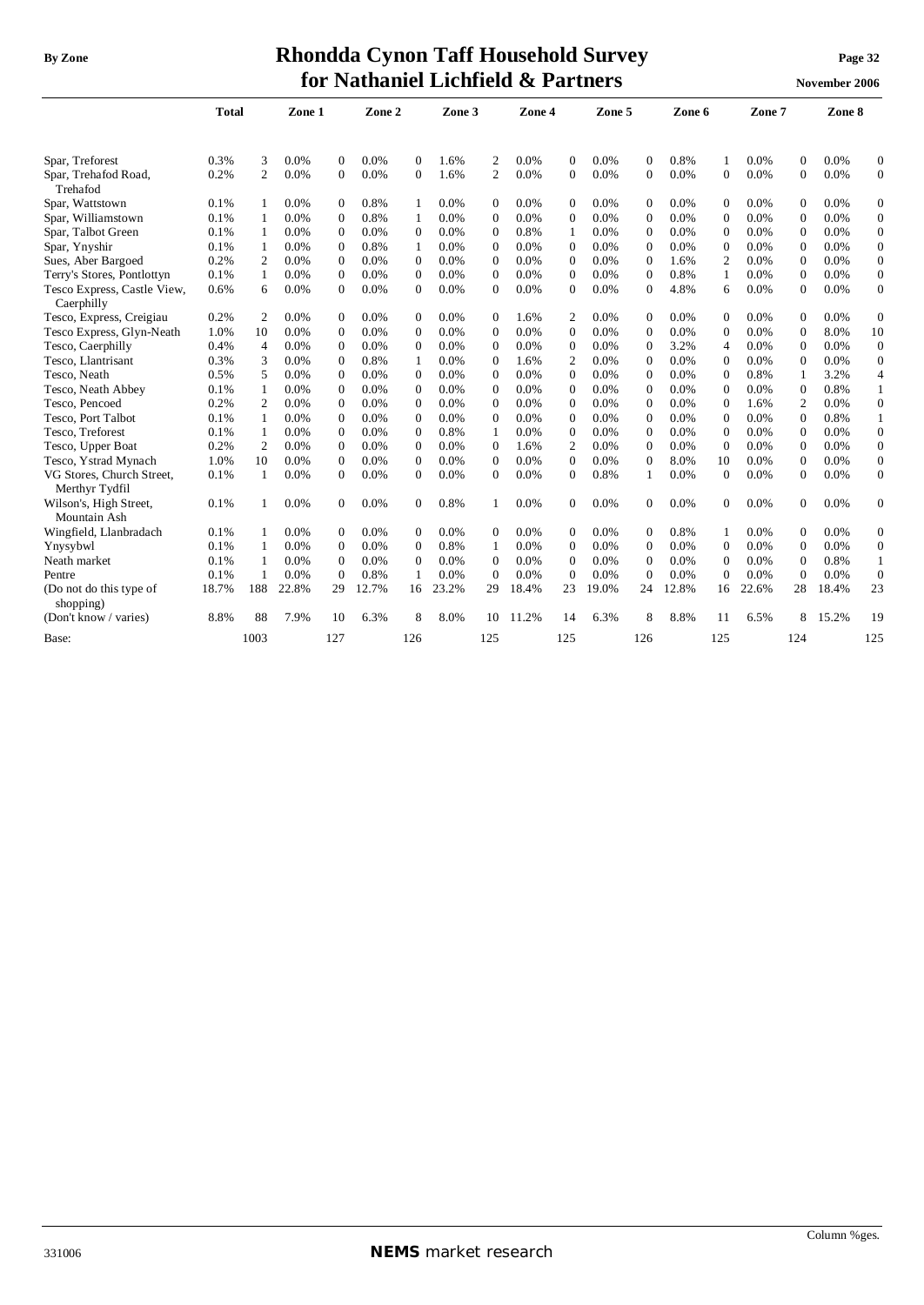# Rhondda Cynon Taff Household Survey for Nathaniel Lichfield & Partners

| | Total | | Zone 1 | | Zone 2 | | Zone 3 | | Zone 4 | | Zone 5 | | Zone 6 | | Zone 7 | | Zone 8 | |
|---|---|---|---|---|---|---|---|---|---|---|---|---|---|---|---|---|---|---|
| Spar, Treforest | 0.3% | 3 | 0.0% | 0 | 0.0% | 0 | 1.6% | 2 | 0.0% | 0 | 0.0% | 0 | 0.8% | 1 | 0.0% | 0 | 0.0% | 0 |
| Spar, Trehafod Road, Trehafod | 0.2% | 2 | 0.0% | 0 | 0.0% | 0 | 1.6% | 2 | 0.0% | 0 | 0.0% | 0 | 0.0% | 0 | 0.0% | 0 | 0.0% | 0 |
| Spar, Wattstown | 0.1% | 1 | 0.0% | 0 | 0.8% | 1 | 0.0% | 0 | 0.0% | 0 | 0.0% | 0 | 0.0% | 0 | 0.0% | 0 | 0.0% | 0 |
| Spar, Williamstown | 0.1% | 1 | 0.0% | 0 | 0.8% | 1 | 0.0% | 0 | 0.0% | 0 | 0.0% | 0 | 0.0% | 0 | 0.0% | 0 | 0.0% | 0 |
| Spar, Talbot Green | 0.1% | 1 | 0.0% | 0 | 0.0% | 0 | 0.0% | 0 | 0.8% | 1 | 0.0% | 0 | 0.0% | 0 | 0.0% | 0 | 0.0% | 0 |
| Spar, Ynyshir | 0.1% | 1 | 0.0% | 0 | 0.8% | 1 | 0.0% | 0 | 0.0% | 0 | 0.0% | 0 | 0.0% | 0 | 0.0% | 0 | 0.0% | 0 |
| Sues, Aber Bargoed | 0.2% | 2 | 0.0% | 0 | 0.0% | 0 | 0.0% | 0 | 0.0% | 0 | 0.0% | 0 | 1.6% | 2 | 0.0% | 0 | 0.0% | 0 |
| Terry's Stores, Pontlottyn | 0.1% | 1 | 0.0% | 0 | 0.0% | 0 | 0.0% | 0 | 0.0% | 0 | 0.0% | 0 | 0.8% | 1 | 0.0% | 0 | 0.0% | 0 |
| Tesco Express, Castle View, Caerphilly | 0.6% | 6 | 0.0% | 0 | 0.0% | 0 | 0.0% | 0 | 0.0% | 0 | 0.0% | 0 | 4.8% | 6 | 0.0% | 0 | 0.0% | 0 |
| Tesco, Express, Creigiau | 0.2% | 2 | 0.0% | 0 | 0.0% | 0 | 0.0% | 0 | 1.6% | 2 | 0.0% | 0 | 0.0% | 0 | 0.0% | 0 | 0.0% | 0 |
| Tesco Express, Glyn-Neath | 1.0% | 10 | 0.0% | 0 | 0.0% | 0 | 0.0% | 0 | 0.0% | 0 | 0.0% | 0 | 0.0% | 0 | 0.0% | 0 | 8.0% | 10 |
| Tesco, Caerphilly | 0.4% | 4 | 0.0% | 0 | 0.0% | 0 | 0.0% | 0 | 0.0% | 0 | 0.0% | 0 | 3.2% | 4 | 0.0% | 0 | 0.0% | 0 |
| Tesco, Llantrisant | 0.3% | 3 | 0.0% | 0 | 0.8% | 1 | 0.0% | 0 | 1.6% | 2 | 0.0% | 0 | 0.0% | 0 | 0.0% | 0 | 0.0% | 0 |
| Tesco, Neath | 0.5% | 5 | 0.0% | 0 | 0.0% | 0 | 0.0% | 0 | 0.0% | 0 | 0.0% | 0 | 0.0% | 0 | 0.8% | 1 | 3.2% | 4 |
| Tesco, Neath Abbey | 0.1% | 1 | 0.0% | 0 | 0.0% | 0 | 0.0% | 0 | 0.0% | 0 | 0.0% | 0 | 0.0% | 0 | 0.0% | 0 | 0.8% | 1 |
| Tesco, Pencoed | 0.2% | 2 | 0.0% | 0 | 0.0% | 0 | 0.0% | 0 | 0.0% | 0 | 0.0% | 0 | 0.0% | 0 | 1.6% | 2 | 0.0% | 0 |
| Tesco, Port Talbot | 0.1% | 1 | 0.0% | 0 | 0.0% | 0 | 0.0% | 0 | 0.0% | 0 | 0.0% | 0 | 0.0% | 0 | 0.0% | 0 | 0.8% | 1 |
| Tesco, Treforest | 0.1% | 1 | 0.0% | 0 | 0.0% | 0 | 0.8% | 1 | 0.0% | 0 | 0.0% | 0 | 0.0% | 0 | 0.0% | 0 | 0.0% | 0 |
| Tesco, Upper Boat | 0.2% | 2 | 0.0% | 0 | 0.0% | 0 | 0.0% | 0 | 1.6% | 2 | 0.0% | 0 | 0.0% | 0 | 0.0% | 0 | 0.0% | 0 |
| Tesco, Ystrad Mynach | 1.0% | 10 | 0.0% | 0 | 0.0% | 0 | 0.0% | 0 | 0.0% | 0 | 0.0% | 0 | 8.0% | 10 | 0.0% | 0 | 0.0% | 0 |
| VG Stores, Church Street, Merthyr Tydfil | 0.1% | 1 | 0.0% | 0 | 0.0% | 0 | 0.0% | 0 | 0.0% | 0 | 0.8% | 1 | 0.0% | 0 | 0.0% | 0 | 0.0% | 0 |
| Wilson's, High Street, Mountain Ash | 0.1% | 1 | 0.0% | 0 | 0.0% | 0 | 0.8% | 1 | 0.0% | 0 | 0.0% | 0 | 0.0% | 0 | 0.0% | 0 | 0.0% | 0 |
| Wingfield, Llanbradach | 0.1% | 1 | 0.0% | 0 | 0.0% | 0 | 0.0% | 0 | 0.0% | 0 | 0.0% | 0 | 0.8% | 1 | 0.0% | 0 | 0.0% | 0 |
| Ynysybwl | 0.1% | 1 | 0.0% | 0 | 0.0% | 0 | 0.8% | 1 | 0.0% | 0 | 0.0% | 0 | 0.0% | 0 | 0.0% | 0 | 0.0% | 0 |
| Neath market | 0.1% | 1 | 0.0% | 0 | 0.0% | 0 | 0.0% | 0 | 0.0% | 0 | 0.0% | 0 | 0.0% | 0 | 0.0% | 0 | 0.8% | 1 |
| Pentre | 0.1% | 1 | 0.0% | 0 | 0.8% | 1 | 0.0% | 0 | 0.0% | 0 | 0.0% | 0 | 0.0% | 0 | 0.0% | 0 | 0.0% | 0 |
| (Do not do this type of shopping) | 18.7% | 188 | 22.8% | 29 | 12.7% | 16 | 23.2% | 29 | 18.4% | 23 | 19.0% | 24 | 12.8% | 16 | 22.6% | 28 | 18.4% | 23 |
| (Don't know / varies) | 8.8% | 88 | 7.9% | 10 | 6.3% | 8 | 8.0% | 10 | 11.2% | 14 | 6.3% | 8 | 8.8% | 11 | 6.5% | 8 | 15.2% | 19 |
| Base: | | 1003 | | 127 | | 126 | | 125 | | 125 | | 126 | | 125 | | 124 | | 125 |

Column %ges.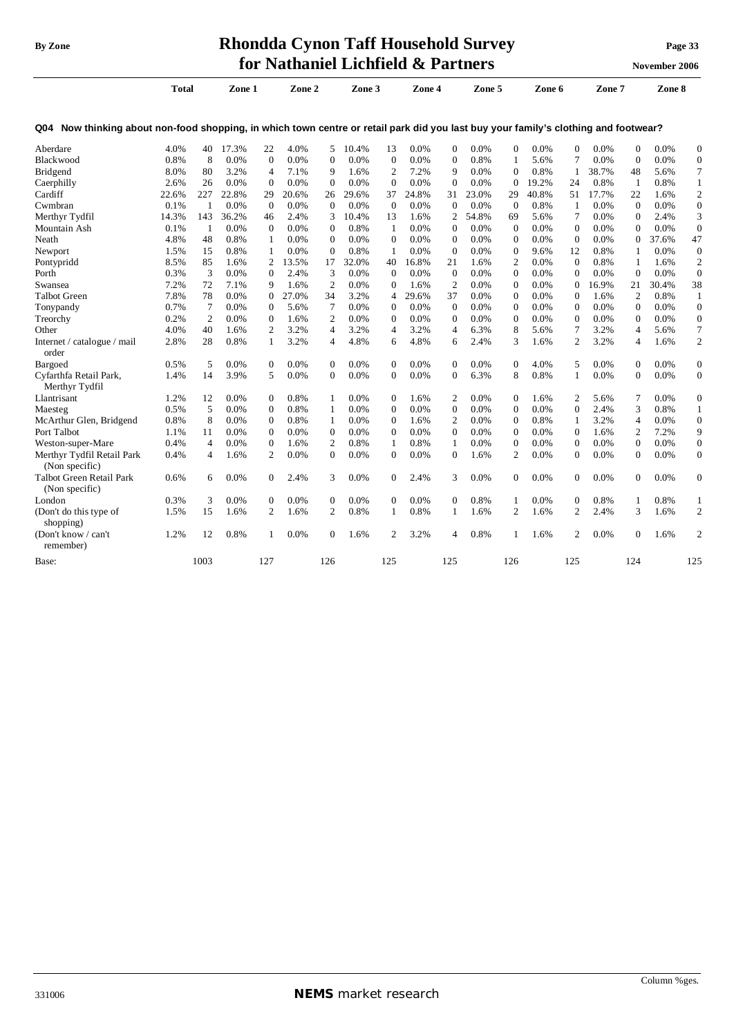# Rhondda Cynon Taff Household Survey for Nathaniel Lichfield & Partners

**Q04 Now thinking about non-food shopping, in which town centre or retail park did you last buy your family's clothing and footwear?**

| | Total | | Zone 1 | | Zone 2 | | Zone 3 | | Zone 4 | | Zone 5 | | Zone 6 | | Zone 7 | | Zone 8 | |
|---|---|---|---|---|---|---|---|---|---|---|---|---|---|---|---|---|---|---|
| Aberdare | 4.0% | 40 | 17.3% | 22 | 4.0% | 5 | 10.4% | 13 | 0.0% | 0 | 0.0% | 0 | 0.0% | 0 | 0.0% | 0 | 0.0% | 0 |
| Blackwood | 0.8% | 8 | 0.0% | 0 | 0.0% | 0 | 0.0% | 0 | 0.0% | 0 | 0.8% | 1 | 5.6% | 7 | 0.0% | 0 | 0.0% | 0 |
| Bridgend | 8.0% | 80 | 3.2% | 4 | 7.1% | 9 | 1.6% | 2 | 7.2% | 9 | 0.0% | 0 | 0.8% | 1 | 38.7% | 48 | 5.6% | 7 |
| Caerphilly | 2.6% | 26 | 0.0% | 0 | 0.0% | 0 | 0.0% | 0 | 0.0% | 0 | 0.0% | 0 | 19.2% | 24 | 0.8% | 1 | 0.8% | 1 |
| Cardiff | 22.6% | 227 | 22.8% | 29 | 20.6% | 26 | 29.6% | 37 | 24.8% | 31 | 23.0% | 29 | 40.8% | 51 | 17.7% | 22 | 1.6% | 2 |
| Cwmbran | 0.1% | 1 | 0.0% | 0 | 0.0% | 0 | 0.0% | 0 | 0.0% | 0 | 0.0% | 0 | 0.8% | 1 | 0.0% | 0 | 0.0% | 0 |
| Merthyr Tydfil | 14.3% | 143 | 36.2% | 46 | 2.4% | 3 | 10.4% | 13 | 1.6% | 2 | 54.8% | 69 | 5.6% | 7 | 0.0% | 0 | 2.4% | 3 |
| Mountain Ash | 0.1% | 1 | 0.0% | 0 | 0.0% | 0 | 0.8% | 1 | 0.0% | 0 | 0.0% | 0 | 0.0% | 0 | 0.0% | 0 | 0.0% | 0 |
| Neath | 4.8% | 48 | 0.8% | 1 | 0.0% | 0 | 0.0% | 0 | 0.0% | 0 | 0.0% | 0 | 0.0% | 0 | 0.0% | 0 | 37.6% | 47 |
| Newport | 1.5% | 15 | 0.8% | 1 | 0.0% | 0 | 0.8% | 1 | 0.0% | 0 | 0.0% | 0 | 9.6% | 12 | 0.8% | 1 | 0.0% | 0 |
| Pontypridd | 8.5% | 85 | 1.6% | 2 | 13.5% | 17 | 32.0% | 40 | 16.8% | 21 | 1.6% | 2 | 0.0% | 0 | 0.8% | 1 | 1.6% | 2 |
| Porth | 0.3% | 3 | 0.0% | 0 | 2.4% | 3 | 0.0% | 0 | 0.0% | 0 | 0.0% | 0 | 0.0% | 0 | 0.0% | 0 | 0.0% | 0 |
| Swansea | 7.2% | 72 | 7.1% | 9 | 1.6% | 2 | 0.0% | 0 | 1.6% | 2 | 0.0% | 0 | 0.0% | 0 | 16.9% | 21 | 30.4% | 38 |
| Talbot Green | 7.8% | 78 | 0.0% | 0 | 27.0% | 34 | 3.2% | 4 | 29.6% | 37 | 0.0% | 0 | 0.0% | 0 | 1.6% | 2 | 0.8% | 1 |
| Tonypandy | 0.7% | 7 | 0.0% | 0 | 5.6% | 7 | 0.0% | 0 | 0.0% | 0 | 0.0% | 0 | 0.0% | 0 | 0.0% | 0 | 0.0% | 0 |
| Treorchy | 0.2% | 2 | 0.0% | 0 | 1.6% | 2 | 0.0% | 0 | 0.0% | 0 | 0.0% | 0 | 0.0% | 0 | 0.0% | 0 | 0.0% | 0 |
| Other | 4.0% | 40 | 1.6% | 2 | 3.2% | 4 | 3.2% | 4 | 3.2% | 4 | 6.3% | 8 | 5.6% | 7 | 3.2% | 4 | 5.6% | 7 |
| Internet / catalogue / mail order | 2.8% | 28 | 0.8% | 1 | 3.2% | 4 | 4.8% | 6 | 4.8% | 6 | 2.4% | 3 | 1.6% | 2 | 3.2% | 4 | 1.6% | 2 |
| Bargoed | 0.5% | 5 | 0.0% | 0 | 0.0% | 0 | 0.0% | 0 | 0.0% | 0 | 0.0% | 0 | 4.0% | 5 | 0.0% | 0 | 0.0% | 0 |
| Cyfarthfa Retail Park, Merthyr Tydfil | 1.4% | 14 | 3.9% | 5 | 0.0% | 0 | 0.0% | 0 | 0.0% | 0 | 6.3% | 8 | 0.8% | 1 | 0.0% | 0 | 0.0% | 0 |
| Llantrisant | 1.2% | 12 | 0.0% | 0 | 0.8% | 1 | 0.0% | 0 | 1.6% | 2 | 0.0% | 0 | 1.6% | 2 | 5.6% | 7 | 0.0% | 0 |
| Maesteg | 0.5% | 5 | 0.0% | 0 | 0.8% | 1 | 0.0% | 0 | 0.0% | 0 | 0.0% | 0 | 0.0% | 0 | 2.4% | 3 | 0.8% | 1 |
| McArthur Glen, Bridgend | 0.8% | 8 | 0.0% | 0 | 0.8% | 1 | 0.0% | 0 | 1.6% | 2 | 0.0% | 0 | 0.8% | 1 | 3.2% | 4 | 0.0% | 0 |
| Port Talbot | 1.1% | 11 | 0.0% | 0 | 0.0% | 0 | 0.0% | 0 | 0.0% | 0 | 0.0% | 0 | 0.0% | 0 | 1.6% | 2 | 7.2% | 9 |
| Weston-super-Mare | 0.4% | 4 | 0.0% | 0 | 1.6% | 2 | 0.8% | 1 | 0.8% | 1 | 0.0% | 0 | 0.0% | 0 | 0.0% | 0 | 0.0% | 0 |
| Merthyr Tydfil Retail Park (Non specific) | 0.4% | 4 | 1.6% | 2 | 0.0% | 0 | 0.0% | 0 | 0.0% | 0 | 1.6% | 2 | 0.0% | 0 | 0.0% | 0 | 0.0% | 0 |
| Talbot Green Retail Park (Non specific) | 0.6% | 6 | 0.0% | 0 | 2.4% | 3 | 0.0% | 0 | 2.4% | 3 | 0.0% | 0 | 0.0% | 0 | 0.0% | 0 | 0.0% | 0 |
| London | 0.3% | 3 | 0.0% | 0 | 0.0% | 0 | 0.0% | 0 | 0.0% | 0 | 0.8% | 1 | 0.0% | 0 | 0.8% | 1 | 0.8% | 1 |
| (Don't do this type of shopping) | 1.5% | 15 | 1.6% | 2 | 1.6% | 2 | 0.8% | 1 | 0.8% | 1 | 1.6% | 2 | 1.6% | 2 | 2.4% | 3 | 1.6% | 2 |
| (Don't know / can't remember) | 1.2% | 12 | 0.8% | 1 | 0.0% | 0 | 1.6% | 2 | 3.2% | 4 | 0.8% | 1 | 1.6% | 2 | 0.0% | 0 | 1.6% | 2 |
| Base: | | 1003 | | 127 | | 126 | | 125 | | 125 | | 126 | | 125 | | 124 | | 125 |

Column %ges.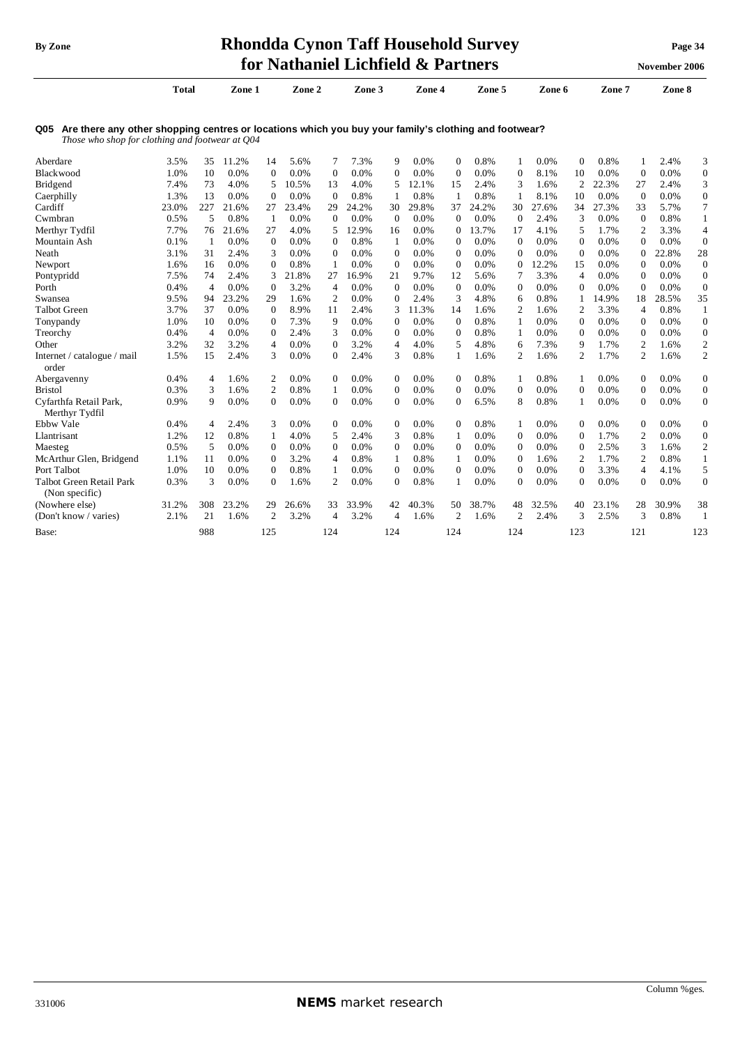## Q05 Are there any other shopping centres or locations which you buy your family's clothing and footwear?

*Those who shop for clothing and footwear at Q04*

| | Total | | Zone 1 | | Zone 2 | | Zone 3 | | Zone 4 | | Zone 5 | | Zone 6 | | Zone 7 | | Zone 8 | |
|---|---|---|---|---|---|---|---|---|---|---|---|---|---|---|---|---|---|---|
| Aberdare | 3.5% | 35 | 11.2% | 14 | 5.6% | 7 | 7.3% | 9 | 0.0% | 0 | 0.8% | 1 | 0.0% | 0 | 0.8% | 1 | 2.4% | 3 |
| Blackwood | 1.0% | 10 | 0.0% | 0 | 0.0% | 0 | 0.0% | 0 | 0.0% | 0 | 0.0% | 0 | 8.1% | 10 | 0.0% | 0 | 0.0% | 0 |
| Bridgend | 7.4% | 73 | 4.0% | 5 | 10.5% | 13 | 4.0% | 5 | 12.1% | 15 | 2.4% | 3 | 1.6% | 2 | 22.3% | 27 | 2.4% | 3 |
| Caerphilly | 1.3% | 13 | 0.0% | 0 | 0.0% | 0 | 0.8% | 1 | 0.8% | 1 | 0.8% | 1 | 8.1% | 10 | 0.0% | 0 | 0.0% | 0 |
| Cardiff | 23.0% | 227 | 21.6% | 27 | 23.4% | 29 | 24.2% | 30 | 29.8% | 37 | 24.2% | 30 | 27.6% | 34 | 27.3% | 33 | 5.7% | 7 |
| Cwmbran | 0.5% | 5 | 0.8% | 1 | 0.0% | 0 | 0.0% | 0 | 0.0% | 0 | 0.0% | 0 | 2.4% | 3 | 0.0% | 0 | 0.8% | 1 |
| Merthyr Tydfil | 7.7% | 76 | 21.6% | 27 | 4.0% | 5 | 12.9% | 16 | 0.0% | 0 | 13.7% | 17 | 4.1% | 5 | 1.7% | 2 | 3.3% | 4 |
| Mountain Ash | 0.1% | 1 | 0.0% | 0 | 0.0% | 0 | 0.8% | 1 | 0.0% | 0 | 0.0% | 0 | 0.0% | 0 | 0.0% | 0 | 0.0% | 0 |
| Neath | 3.1% | 31 | 2.4% | 3 | 0.0% | 0 | 0.0% | 0 | 0.0% | 0 | 0.0% | 0 | 0.0% | 0 | 0.0% | 0 | 22.8% | 28 |
| Newport | 1.6% | 16 | 0.0% | 0 | 0.8% | 1 | 0.0% | 0 | 0.0% | 0 | 0.0% | 0 | 12.2% | 15 | 0.0% | 0 | 0.0% | 0 |
| Pontypridd | 7.5% | 74 | 2.4% | 3 | 21.8% | 27 | 16.9% | 21 | 9.7% | 12 | 5.6% | 7 | 3.3% | 4 | 0.0% | 0 | 0.0% | 0 |
| Porth | 0.4% | 4 | 0.0% | 0 | 3.2% | 4 | 0.0% | 0 | 0.0% | 0 | 0.0% | 0 | 0.0% | 0 | 0.0% | 0 | 0.0% | 0 |
| Swansea | 9.5% | 94 | 23.2% | 29 | 1.6% | 2 | 0.0% | 0 | 2.4% | 3 | 4.8% | 6 | 0.8% | 1 | 14.9% | 18 | 28.5% | 35 |
| Talbot Green | 3.7% | 37 | 0.0% | 0 | 8.9% | 11 | 2.4% | 3 | 11.3% | 14 | 1.6% | 2 | 1.6% | 2 | 3.3% | 4 | 0.8% | 1 |
| Tonypandy | 1.0% | 10 | 0.0% | 0 | 7.3% | 9 | 0.0% | 0 | 0.0% | 0 | 0.8% | 1 | 0.0% | 0 | 0.0% | 0 | 0.0% | 0 |
| Treorchy | 0.4% | 4 | 0.0% | 0 | 2.4% | 3 | 0.0% | 0 | 0.0% | 0 | 0.8% | 1 | 0.0% | 0 | 0.0% | 0 | 0.0% | 0 |
| Other | 3.2% | 32 | 3.2% | 4 | 0.0% | 0 | 3.2% | 4 | 4.0% | 5 | 4.8% | 6 | 7.3% | 9 | 1.7% | 2 | 1.6% | 2 |
| Internet / catalogue / mail order | 1.5% | 15 | 2.4% | 3 | 0.0% | 0 | 2.4% | 3 | 0.8% | 1 | 1.6% | 2 | 1.6% | 2 | 1.7% | 2 | 1.6% | 2 |
| Abergavenny | 0.4% | 4 | 1.6% | 2 | 0.0% | 0 | 0.0% | 0 | 0.0% | 0 | 0.8% | 1 | 0.8% | 1 | 0.0% | 0 | 0.0% | 0 |
| Bristol | 0.3% | 3 | 1.6% | 2 | 0.8% | 1 | 0.0% | 0 | 0.0% | 0 | 0.0% | 0 | 0.0% | 0 | 0.0% | 0 | 0.0% | 0 |
| Cyfarthfa Retail Park, Merthyr Tydfil | 0.9% | 9 | 0.0% | 0 | 0.0% | 0 | 0.0% | 0 | 0.0% | 0 | 6.5% | 8 | 0.8% | 1 | 0.0% | 0 | 0.0% | 0 |
| Ebbw Vale | 0.4% | 4 | 2.4% | 3 | 0.0% | 0 | 0.0% | 0 | 0.0% | 0 | 0.8% | 1 | 0.0% | 0 | 0.0% | 0 | 0.0% | 0 |
| Llantrisant | 1.2% | 12 | 0.8% | 1 | 4.0% | 5 | 2.4% | 3 | 0.8% | 1 | 0.0% | 0 | 0.0% | 0 | 1.7% | 2 | 0.0% | 0 |
| Maesteg | 0.5% | 5 | 0.0% | 0 | 0.0% | 0 | 0.0% | 0 | 0.0% | 0 | 0.0% | 0 | 0.0% | 0 | 2.5% | 3 | 1.6% | 2 |
| McArthur Glen, Bridgend | 1.1% | 11 | 0.0% | 0 | 3.2% | 4 | 0.8% | 1 | 0.8% | 1 | 0.0% | 0 | 1.6% | 2 | 1.7% | 2 | 0.8% | 1 |
| Port Talbot | 1.0% | 10 | 0.0% | 0 | 0.8% | 1 | 0.0% | 0 | 0.0% | 0 | 0.0% | 0 | 0.0% | 0 | 3.3% | 4 | 4.1% | 5 |
| Talbot Green Retail Park (Non specific) | 0.3% | 3 | 0.0% | 0 | 1.6% | 2 | 0.0% | 0 | 0.8% | 1 | 0.0% | 0 | 0.0% | 0 | 0.0% | 0 | 0.0% | 0 |
| (Nowhere else) | 31.2% | 308 | 23.2% | 29 | 26.6% | 33 | 33.9% | 42 | 40.3% | 50 | 38.7% | 48 | 32.5% | 40 | 23.1% | 28 | 30.9% | 38 |
| (Don't know / varies) | 2.1% | 21 | 1.6% | 2 | 3.2% | 4 | 3.2% | 4 | 1.6% | 2 | 1.6% | 2 | 2.4% | 3 | 2.5% | 3 | 0.8% | 1 |
| Base: | | 988 | | 125 | | 124 | | 124 | | 124 | | 124 | | 123 | | 121 | | 123 |

Column %ges.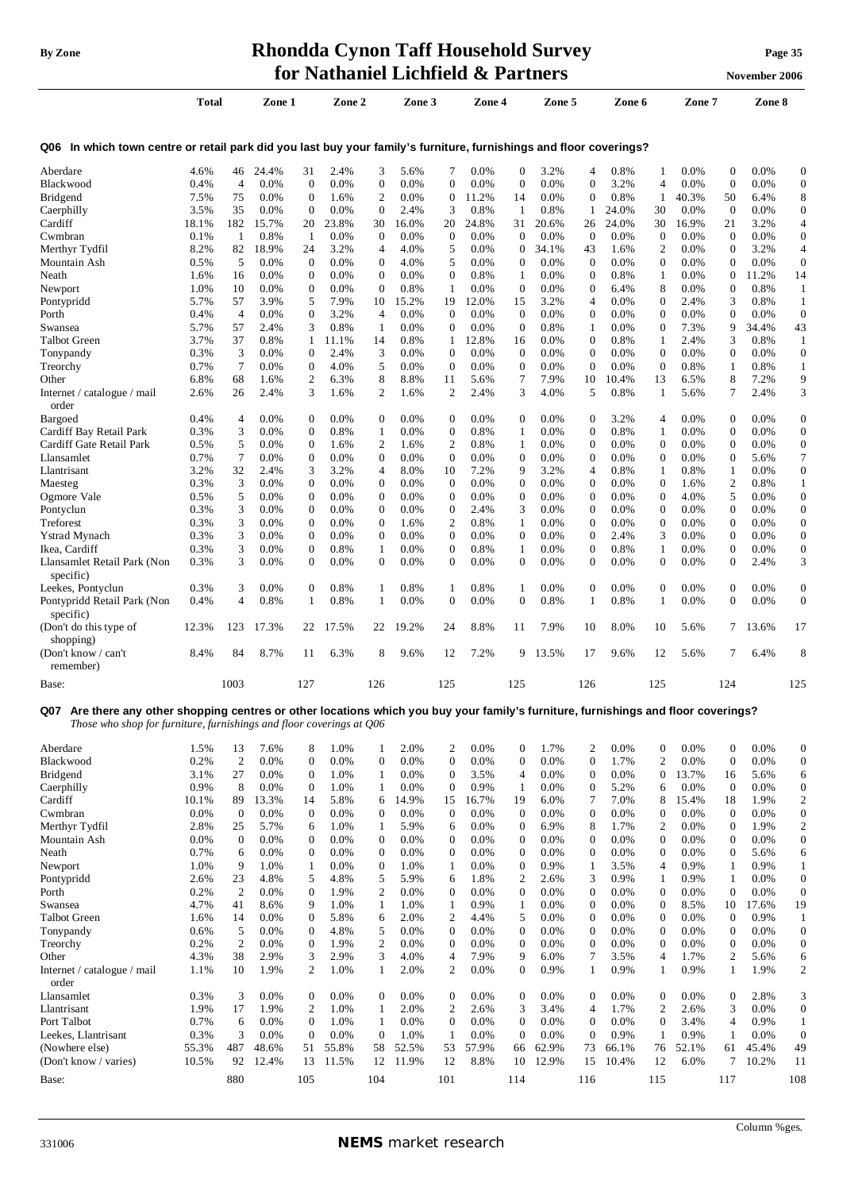## Q06 In which town centre or retail park did you last buy your family's furniture, furnishings and floor coverings?

| | Total | | Zone 1 | | Zone 2 | | Zone 3 | | Zone 4 | | Zone 5 | | Zone 6 | | Zone 7 | | Zone 8 | |
|---|---|---|---|---|---|---|---|---|---|---|---|---|---|---|---|---|---|---|
| Aberdare | 4.6% | 46 | 24.4% | 31 | 2.4% | 3 | 5.6% | 7 | 0.0% | 0 | 3.2% | 4 | 0.8% | 1 | 0.0% | 0 | 0.0% | 0 |
| Blackwood | 0.4% | 4 | 0.0% | 0 | 0.0% | 0 | 0.0% | 0 | 0.0% | 0 | 0.0% | 0 | 3.2% | 4 | 0.0% | 0 | 0.0% | 0 |
| Bridgend | 7.5% | 75 | 0.0% | 0 | 1.6% | 2 | 0.0% | 0 | 11.2% | 14 | 0.0% | 0 | 0.8% | 1 | 40.3% | 50 | 6.4% | 8 |
| Caerphilly | 3.5% | 35 | 0.0% | 0 | 0.0% | 0 | 2.4% | 3 | 0.8% | 1 | 0.8% | 1 | 24.0% | 30 | 0.0% | 0 | 0.0% | 0 |
| Cardiff | 18.1% | 182 | 15.7% | 20 | 23.8% | 30 | 16.0% | 20 | 24.8% | 31 | 20.6% | 26 | 24.0% | 30 | 16.9% | 21 | 3.2% | 4 |
| Cwmbran | 0.1% | 1 | 0.8% | 1 | 0.0% | 0 | 0.0% | 0 | 0.0% | 0 | 0.0% | 0 | 0.0% | 0 | 0.0% | 0 | 0.0% | 0 |
| Merthyr Tydfil | 8.2% | 82 | 18.9% | 24 | 3.2% | 4 | 4.0% | 5 | 0.0% | 0 | 34.1% | 43 | 1.6% | 2 | 0.0% | 0 | 3.2% | 4 |
| Mountain Ash | 0.5% | 5 | 0.0% | 0 | 0.0% | 0 | 4.0% | 5 | 0.0% | 0 | 0.0% | 0 | 0.0% | 0 | 0.0% | 0 | 0.0% | 0 |
| Neath | 1.6% | 16 | 0.0% | 0 | 0.0% | 0 | 0.0% | 0 | 0.8% | 1 | 0.0% | 0 | 0.8% | 1 | 0.0% | 0 | 11.2% | 14 |
| Newport | 1.0% | 10 | 0.0% | 0 | 0.0% | 0 | 0.8% | 1 | 0.0% | 0 | 0.0% | 0 | 6.4% | 8 | 0.0% | 0 | 0.8% | 1 |
| Pontypridd | 5.7% | 57 | 3.9% | 5 | 7.9% | 10 | 15.2% | 19 | 12.0% | 15 | 3.2% | 4 | 0.0% | 0 | 2.4% | 3 | 0.8% | 1 |
| Porth | 0.4% | 4 | 0.0% | 0 | 3.2% | 4 | 0.0% | 0 | 0.0% | 0 | 0.0% | 0 | 0.0% | 0 | 0.0% | 0 | 0.0% | 0 |
| Swansea | 5.7% | 57 | 2.4% | 3 | 0.8% | 1 | 0.0% | 0 | 0.0% | 0 | 0.8% | 1 | 0.0% | 0 | 7.3% | 9 | 34.4% | 43 |
| Talbot Green | 3.7% | 37 | 0.8% | 1 | 11.1% | 14 | 0.8% | 1 | 12.8% | 16 | 0.0% | 0 | 0.8% | 1 | 2.4% | 3 | 0.8% | 1 |
| Tonypandy | 0.3% | 3 | 0.0% | 0 | 2.4% | 3 | 0.0% | 0 | 0.0% | 0 | 0.0% | 0 | 0.0% | 0 | 0.0% | 0 | 0.0% | 0 |
| Treorchy | 0.7% | 7 | 0.0% | 0 | 4.0% | 5 | 0.0% | 0 | 0.0% | 0 | 0.0% | 0 | 0.0% | 0 | 0.8% | 1 | 0.8% | 1 |
| Other | 6.8% | 68 | 1.6% | 2 | 6.3% | 8 | 8.8% | 11 | 5.6% | 7 | 7.9% | 10 | 10.4% | 13 | 6.5% | 8 | 7.2% | 9 |
| Internet / catalogue / mail order | 2.6% | 26 | 2.4% | 3 | 1.6% | 2 | 1.6% | 2 | 2.4% | 3 | 4.0% | 5 | 0.8% | 1 | 5.6% | 7 | 2.4% | 3 |
| Bargoed | 0.4% | 4 | 0.0% | 0 | 0.0% | 0 | 0.0% | 0 | 0.0% | 0 | 0.0% | 0 | 3.2% | 4 | 0.0% | 0 | 0.0% | 0 |
| Cardiff Bay Retail Park | 0.3% | 3 | 0.0% | 0 | 0.8% | 1 | 0.0% | 0 | 0.8% | 1 | 0.0% | 0 | 0.8% | 1 | 0.0% | 0 | 0.0% | 0 |
| Cardiff Gate Retail Park | 0.5% | 5 | 0.0% | 0 | 1.6% | 2 | 1.6% | 2 | 0.8% | 1 | 0.0% | 0 | 0.0% | 0 | 0.0% | 0 | 0.0% | 0 |
| Llansamlet | 0.7% | 7 | 0.0% | 0 | 0.0% | 0 | 0.0% | 0 | 0.0% | 0 | 0.0% | 0 | 0.0% | 0 | 0.0% | 0 | 5.6% | 7 |
| Llantrisant | 3.2% | 32 | 2.4% | 3 | 3.2% | 4 | 8.0% | 10 | 7.2% | 9 | 3.2% | 4 | 0.8% | 1 | 0.8% | 1 | 0.0% | 0 |
| Maesteg | 0.3% | 3 | 0.0% | 0 | 0.0% | 0 | 0.0% | 0 | 0.0% | 0 | 0.0% | 0 | 0.0% | 0 | 1.6% | 2 | 0.8% | 1 |
| Ogmore Vale | 0.5% | 5 | 0.0% | 0 | 0.0% | 0 | 0.0% | 0 | 0.0% | 0 | 0.0% | 0 | 0.0% | 0 | 4.0% | 5 | 0.0% | 0 |
| Pontyclun | 0.3% | 3 | 0.0% | 0 | 0.0% | 0 | 0.0% | 0 | 2.4% | 3 | 0.0% | 0 | 0.0% | 0 | 0.0% | 0 | 0.0% | 0 |
| Treforest | 0.3% | 3 | 0.0% | 0 | 0.0% | 0 | 1.6% | 2 | 0.8% | 1 | 0.0% | 0 | 0.0% | 0 | 0.0% | 0 | 0.0% | 0 |
| Ystrad Mynach | 0.3% | 3 | 0.0% | 0 | 0.0% | 0 | 0.0% | 0 | 0.0% | 0 | 0.0% | 0 | 2.4% | 3 | 0.0% | 0 | 0.0% | 0 |
| Ikea, Cardiff | 0.3% | 3 | 0.0% | 0 | 0.8% | 1 | 0.0% | 0 | 0.8% | 1 | 0.0% | 0 | 0.8% | 1 | 0.0% | 0 | 0.0% | 0 |
| Llansamlet Retail Park (Non specific) | 0.3% | 3 | 0.0% | 0 | 0.0% | 0 | 0.0% | 0 | 0.0% | 0 | 0.0% | 0 | 0.0% | 0 | 0.0% | 0 | 2.4% | 3 |
| Leekes, Pontyclun | 0.3% | 3 | 0.0% | 0 | 0.8% | 1 | 0.8% | 1 | 0.8% | 1 | 0.0% | 0 | 0.0% | 0 | 0.0% | 0 | 0.0% | 0 |
| Pontypridd Retail Park (Non specific) | 0.4% | 4 | 0.8% | 1 | 0.8% | 1 | 0.0% | 0 | 0.0% | 0 | 0.8% | 1 | 0.8% | 1 | 0.0% | 0 | 0.0% | 0 |
| (Don't do this type of shopping) | 12.3% | 123 | 17.3% | 22 | 17.5% | 22 | 19.2% | 24 | 8.8% | 11 | 7.9% | 10 | 8.0% | 10 | 5.6% | 7 | 13.6% | 17 |
| (Don't know / can't remember) | 8.4% | 84 | 8.7% | 11 | 6.3% | 8 | 9.6% | 12 | 7.2% | 9 | 13.5% | 17 | 9.6% | 12 | 5.6% | 7 | 6.4% | 8 |
| Base: | | 1003 | | 127 | | 126 | | 125 | | 125 | | 126 | | 125 | | 124 | | 125 |

## Q07 Are there any other shopping centres or other locations which you buy your family's furniture, furnishings and floor coverings?

*Those who shop for furniture, furnishings and floor coverings at Q06*

| | Total | | Zone 1 | | Zone 2 | | Zone 3 | | Zone 4 | | Zone 5 | | Zone 6 | | Zone 7 | | Zone 8 | |
|---|---|---|---|---|---|---|---|---|---|---|---|---|---|---|---|---|---|---|
| Aberdare | 1.5% | 13 | 7.6% | 8 | 1.0% | 1 | 2.0% | 2 | 0.0% | 0 | 1.7% | 2 | 0.0% | 0 | 0.0% | 0 | 0.0% | 0 |
| Blackwood | 0.2% | 2 | 0.0% | 0 | 0.0% | 0 | 0.0% | 0 | 0.0% | 0 | 0.0% | 0 | 1.7% | 2 | 0.0% | 0 | 0.0% | 0 |
| Bridgend | 3.1% | 27 | 0.0% | 0 | 1.0% | 1 | 0.0% | 0 | 3.5% | 4 | 0.0% | 0 | 0.0% | 0 | 13.7% | 16 | 5.6% | 6 |
| Caerphilly | 0.9% | 8 | 0.0% | 0 | 1.0% | 1 | 0.0% | 0 | 0.9% | 1 | 0.0% | 0 | 5.2% | 6 | 0.0% | 0 | 0.0% | 0 |
| Cardiff | 10.1% | 89 | 13.3% | 14 | 5.8% | 6 | 14.9% | 15 | 16.7% | 19 | 6.0% | 7 | 7.0% | 8 | 15.4% | 18 | 1.9% | 2 |
| Cwmbran | 0.0% | 0 | 0.0% | 0 | 0.0% | 0 | 0.0% | 0 | 0.0% | 0 | 0.0% | 0 | 0.0% | 0 | 0.0% | 0 | 0.0% | 0 |
| Merthyr Tydfil | 2.8% | 25 | 5.7% | 6 | 1.0% | 1 | 5.9% | 6 | 0.0% | 0 | 6.9% | 8 | 1.7% | 2 | 0.0% | 0 | 1.9% | 2 |
| Mountain Ash | 0.0% | 0 | 0.0% | 0 | 0.0% | 0 | 0.0% | 0 | 0.0% | 0 | 0.0% | 0 | 0.0% | 0 | 0.0% | 0 | 0.0% | 0 |
| Neath | 0.7% | 6 | 0.0% | 0 | 0.0% | 0 | 0.0% | 0 | 0.0% | 0 | 0.0% | 0 | 0.0% | 0 | 0.0% | 0 | 5.6% | 6 |
| Newport | 1.0% | 9 | 1.0% | 1 | 0.0% | 0 | 1.0% | 1 | 0.0% | 0 | 0.9% | 1 | 3.5% | 4 | 0.9% | 1 | 0.9% | 1 |
| Pontypridd | 2.6% | 23 | 4.8% | 5 | 4.8% | 5 | 5.9% | 6 | 1.8% | 2 | 2.6% | 3 | 0.9% | 1 | 0.9% | 1 | 0.0% | 0 |
| Porth | 0.2% | 2 | 0.0% | 0 | 1.9% | 2 | 0.0% | 0 | 0.0% | 0 | 0.0% | 0 | 0.0% | 0 | 0.0% | 0 | 0.0% | 0 |
| Swansea | 4.7% | 41 | 8.6% | 9 | 1.0% | 1 | 1.0% | 1 | 0.9% | 1 | 0.0% | 0 | 0.0% | 0 | 8.5% | 10 | 17.6% | 19 |
| Talbot Green | 1.6% | 14 | 0.0% | 0 | 5.8% | 6 | 2.0% | 2 | 4.4% | 5 | 0.0% | 0 | 0.0% | 0 | 0.0% | 0 | 0.9% | 1 |
| Tonypandy | 0.6% | 5 | 0.0% | 0 | 4.8% | 5 | 0.0% | 0 | 0.0% | 0 | 0.0% | 0 | 0.0% | 0 | 0.0% | 0 | 0.0% | 0 |
| Treorchy | 0.2% | 2 | 0.0% | 0 | 1.9% | 2 | 0.0% | 0 | 0.0% | 0 | 0.0% | 0 | 0.0% | 0 | 0.0% | 0 | 0.0% | 0 |
| Other | 4.3% | 38 | 2.9% | 3 | 2.9% | 3 | 4.0% | 4 | 7.9% | 9 | 6.0% | 7 | 3.5% | 4 | 1.7% | 2 | 5.6% | 6 |
| Internet / catalogue / mail order | 1.1% | 10 | 1.9% | 2 | 1.0% | 1 | 2.0% | 2 | 0.0% | 0 | 0.9% | 1 | 0.9% | 1 | 0.9% | 1 | 1.9% | 2 |
| Llansamlet | 0.3% | 3 | 0.0% | 0 | 0.0% | 0 | 0.0% | 0 | 0.0% | 0 | 0.0% | 0 | 0.0% | 0 | 0.0% | 0 | 2.8% | 3 |
| Llantrisant | 1.9% | 17 | 1.9% | 2 | 1.0% | 1 | 2.0% | 2 | 2.6% | 3 | 3.4% | 4 | 1.7% | 2 | 2.6% | 3 | 0.0% | 0 |
| Port Talbot | 0.7% | 6 | 0.0% | 0 | 1.0% | 1 | 0.0% | 0 | 0.0% | 0 | 0.0% | 0 | 0.0% | 0 | 3.4% | 4 | 0.9% | 1 |
| Leekes, Llantrisant | 0.3% | 3 | 0.0% | 0 | 0.0% | 0 | 1.0% | 1 | 0.0% | 0 | 0.0% | 0 | 0.9% | 1 | 0.9% | 1 | 0.0% | 0 |
| (Nowhere else) | 55.3% | 487 | 48.6% | 51 | 55.8% | 58 | 52.5% | 53 | 57.9% | 66 | 62.9% | 73 | 66.1% | 76 | 52.1% | 61 | 45.4% | 49 |
| (Don't know / varies) | 10.5% | 92 | 12.4% | 13 | 11.5% | 12 | 11.9% | 12 | 8.8% | 10 | 12.9% | 15 | 10.4% | 12 | 6.0% | 7 | 10.2% | 11 |
| Base: | | 880 | | 105 | | 104 | | 101 | | 114 | | 116 | | 115 | | 117 | | 108 |

Column %ges.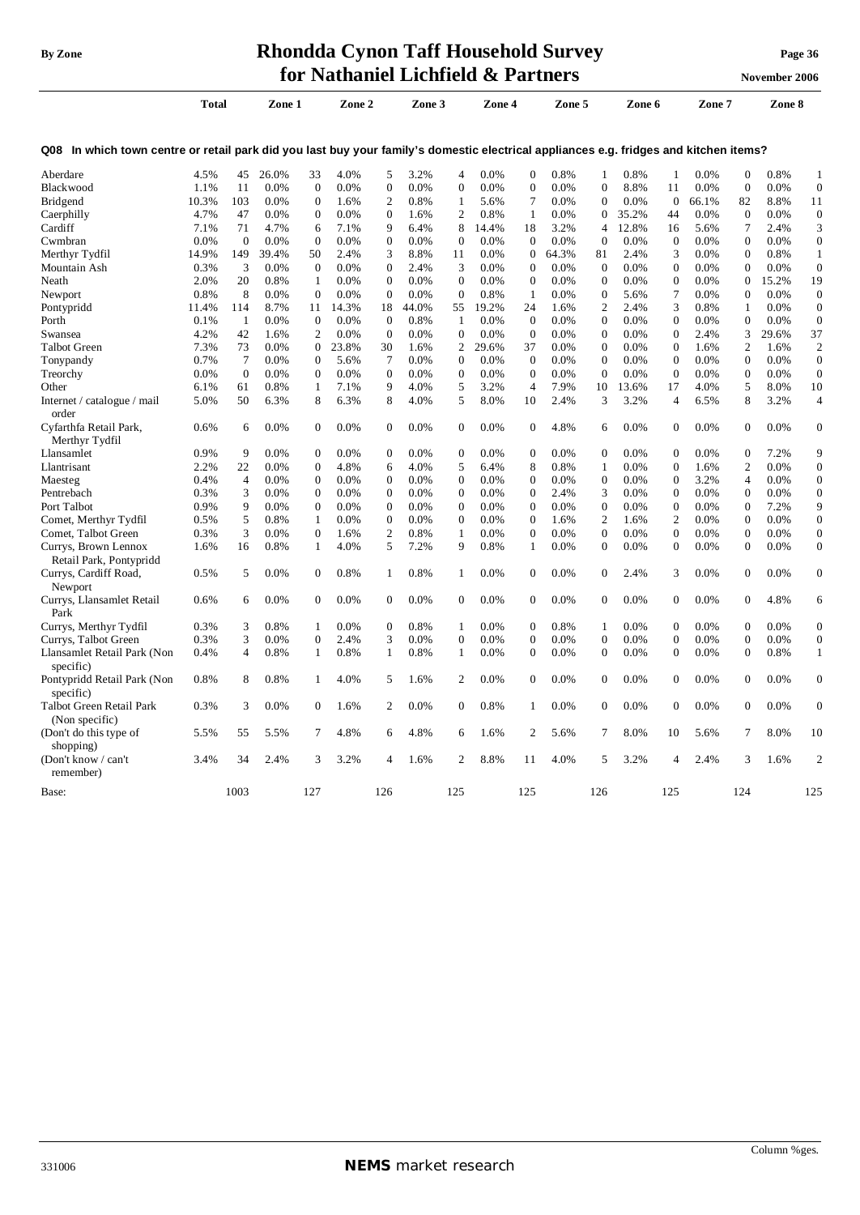# Rhondda Cynon Taff Household Survey for Nathaniel Lichfield & Partners

**Q08 In which town centre or retail park did you last buy your family's domestic electrical appliances e.g. fridges and kitchen items?**

| | Total | | Zone 1 | | Zone 2 | | Zone 3 | | Zone 4 | | Zone 5 | | Zone 6 | | Zone 7 | | Zone 8 | |
|---|---|---|---|---|---|---|---|---|---|---|---|---|---|---|---|---|---|---|
| Aberdare | 4.5% | 45 | 26.0% | 33 | 4.0% | 5 | 3.2% | 4 | 0.0% | 0 | 0.8% | 1 | 0.8% | 1 | 0.0% | 0 | 0.8% | 1 |
| Blackwood | 1.1% | 11 | 0.0% | 0 | 0.0% | 0 | 0.0% | 0 | 0.0% | 0 | 0.0% | 0 | 8.8% | 11 | 0.0% | 0 | 0.0% | 0 |
| Bridgend | 10.3% | 103 | 0.0% | 0 | 1.6% | 2 | 0.8% | 1 | 5.6% | 7 | 0.0% | 0 | 0.0% | 0 | 66.1% | 82 | 8.8% | 11 |
| Caerphilly | 4.7% | 47 | 0.0% | 0 | 0.0% | 0 | 1.6% | 2 | 0.8% | 1 | 0.0% | 0 | 35.2% | 44 | 0.0% | 0 | 0.0% | 0 |
| Cardiff | 7.1% | 71 | 4.7% | 6 | 7.1% | 9 | 6.4% | 8 | 14.4% | 18 | 3.2% | 4 | 12.8% | 16 | 5.6% | 7 | 2.4% | 3 |
| Cwmbran | 0.0% | 0 | 0.0% | 0 | 0.0% | 0 | 0.0% | 0 | 0.0% | 0 | 0.0% | 0 | 0.0% | 0 | 0.0% | 0 | 0.0% | 0 |
| Merthyr Tydfil | 14.9% | 149 | 39.4% | 50 | 2.4% | 3 | 8.8% | 11 | 0.0% | 0 | 64.3% | 81 | 2.4% | 3 | 0.0% | 0 | 0.8% | 1 |
| Mountain Ash | 0.3% | 3 | 0.0% | 0 | 0.0% | 0 | 2.4% | 3 | 0.0% | 0 | 0.0% | 0 | 0.0% | 0 | 0.0% | 0 | 0.0% | 0 |
| Neath | 2.0% | 20 | 0.8% | 1 | 0.0% | 0 | 0.0% | 0 | 0.0% | 0 | 0.0% | 0 | 0.0% | 0 | 0.0% | 0 | 15.2% | 19 |
| Newport | 0.8% | 8 | 0.0% | 0 | 0.0% | 0 | 0.0% | 0 | 0.8% | 1 | 0.0% | 0 | 5.6% | 7 | 0.0% | 0 | 0.0% | 0 |
| Pontypridd | 11.4% | 114 | 8.7% | 11 | 14.3% | 18 | 44.0% | 55 | 19.2% | 24 | 1.6% | 2 | 2.4% | 3 | 0.8% | 1 | 0.0% | 0 |
| Porth | 0.1% | 1 | 0.0% | 0 | 0.0% | 0 | 0.8% | 1 | 0.0% | 0 | 0.0% | 0 | 0.0% | 0 | 0.0% | 0 | 0.0% | 0 |
| Swansea | 4.2% | 42 | 1.6% | 2 | 0.0% | 0 | 0.0% | 0 | 0.0% | 0 | 0.0% | 0 | 0.0% | 0 | 2.4% | 3 | 29.6% | 37 |
| Talbot Green | 7.3% | 73 | 0.0% | 0 | 23.8% | 30 | 1.6% | 2 | 29.6% | 37 | 0.0% | 0 | 0.0% | 0 | 1.6% | 2 | 1.6% | 2 |
| Tonypandy | 0.7% | 7 | 0.0% | 0 | 5.6% | 7 | 0.0% | 0 | 0.0% | 0 | 0.0% | 0 | 0.0% | 0 | 0.0% | 0 | 0.0% | 0 |
| Treorchy | 0.0% | 0 | 0.0% | 0 | 0.0% | 0 | 0.0% | 0 | 0.0% | 0 | 0.0% | 0 | 0.0% | 0 | 0.0% | 0 | 0.0% | 0 |
| Other | 6.1% | 61 | 0.8% | 1 | 7.1% | 9 | 4.0% | 5 | 3.2% | 4 | 7.9% | 10 | 13.6% | 17 | 4.0% | 5 | 8.0% | 10 |
| Internet / catalogue / mail order | 5.0% | 50 | 6.3% | 8 | 6.3% | 8 | 4.0% | 5 | 8.0% | 10 | 2.4% | 3 | 3.2% | 4 | 6.5% | 8 | 3.2% | 4 |
| Cyfarthfa Retail Park, Merthyr Tydfil | 0.6% | 6 | 0.0% | 0 | 0.0% | 0 | 0.0% | 0 | 0.0% | 0 | 4.8% | 6 | 0.0% | 0 | 0.0% | 0 | 0.0% | 0 |
| Llansamlet | 0.9% | 9 | 0.0% | 0 | 0.0% | 0 | 0.0% | 0 | 0.0% | 0 | 0.0% | 0 | 0.0% | 0 | 0.0% | 0 | 7.2% | 9 |
| Llantrisant | 2.2% | 22 | 0.0% | 0 | 4.8% | 6 | 4.0% | 5 | 6.4% | 8 | 0.8% | 1 | 0.0% | 0 | 1.6% | 2 | 0.0% | 0 |
| Maesteg | 0.4% | 4 | 0.0% | 0 | 0.0% | 0 | 0.0% | 0 | 0.0% | 0 | 0.0% | 0 | 0.0% | 0 | 3.2% | 4 | 0.0% | 0 |
| Pentrebach | 0.3% | 3 | 0.0% | 0 | 0.0% | 0 | 0.0% | 0 | 0.0% | 0 | 2.4% | 3 | 0.0% | 0 | 0.0% | 0 | 0.0% | 0 |
| Port Talbot | 0.9% | 9 | 0.0% | 0 | 0.0% | 0 | 0.0% | 0 | 0.0% | 0 | 0.0% | 0 | 0.0% | 0 | 0.0% | 0 | 7.2% | 9 |
| Comet, Merthyr Tydfil | 0.5% | 5 | 0.8% | 1 | 0.0% | 0 | 0.0% | 0 | 0.0% | 0 | 1.6% | 2 | 1.6% | 2 | 0.0% | 0 | 0.0% | 0 |
| Comet, Talbot Green | 0.3% | 3 | 0.0% | 0 | 1.6% | 2 | 0.8% | 1 | 0.0% | 0 | 0.0% | 0 | 0.0% | 0 | 0.0% | 0 | 0.0% | 0 |
| Currys, Brown Lennox Retail Park, Pontypridd | 1.6% | 16 | 0.8% | 1 | 4.0% | 5 | 7.2% | 9 | 0.8% | 1 | 0.0% | 0 | 0.0% | 0 | 0.0% | 0 | 0.0% | 0 |
| Currys, Cardiff Road, Newport | 0.5% | 5 | 0.0% | 0 | 0.8% | 1 | 0.8% | 1 | 0.0% | 0 | 0.0% | 0 | 2.4% | 3 | 0.0% | 0 | 0.0% | 0 |
| Currys, Llansamlet Retail Park | 0.6% | 6 | 0.0% | 0 | 0.0% | 0 | 0.0% | 0 | 0.0% | 0 | 0.0% | 0 | 0.0% | 0 | 0.0% | 0 | 4.8% | 6 |
| Currys, Merthyr Tydfil | 0.3% | 3 | 0.8% | 1 | 0.0% | 0 | 0.8% | 1 | 0.0% | 0 | 0.8% | 1 | 0.0% | 0 | 0.0% | 0 | 0.0% | 0 |
| Currys, Talbot Green | 0.3% | 3 | 0.0% | 0 | 2.4% | 3 | 0.0% | 0 | 0.0% | 0 | 0.0% | 0 | 0.0% | 0 | 0.0% | 0 | 0.0% | 0 |
| Llansamlet Retail Park (Non specific) | 0.4% | 4 | 0.8% | 1 | 0.8% | 1 | 0.8% | 1 | 0.0% | 0 | 0.0% | 0 | 0.0% | 0 | 0.0% | 0 | 0.8% | 1 |
| Pontypridd Retail Park (Non specific) | 0.8% | 8 | 0.8% | 1 | 4.0% | 5 | 1.6% | 2 | 0.0% | 0 | 0.0% | 0 | 0.0% | 0 | 0.0% | 0 | 0.0% | 0 |
| Talbot Green Retail Park (Non specific) | 0.3% | 3 | 0.0% | 0 | 1.6% | 2 | 0.0% | 0 | 0.8% | 1 | 0.0% | 0 | 0.0% | 0 | 0.0% | 0 | 0.0% | 0 |
| (Don't do this type of shopping) | 5.5% | 55 | 5.5% | 7 | 4.8% | 6 | 4.8% | 6 | 1.6% | 2 | 5.6% | 7 | 8.0% | 10 | 5.6% | 7 | 8.0% | 10 |
| (Don't know / can't remember) | 3.4% | 34 | 2.4% | 3 | 3.2% | 4 | 1.6% | 2 | 8.8% | 11 | 4.0% | 5 | 3.2% | 4 | 2.4% | 3 | 1.6% | 2 |
| Base: | | 1003 | | 127 | | 126 | | 125 | | 125 | | 126 | | 125 | | 124 | | 125 |

Column %ges.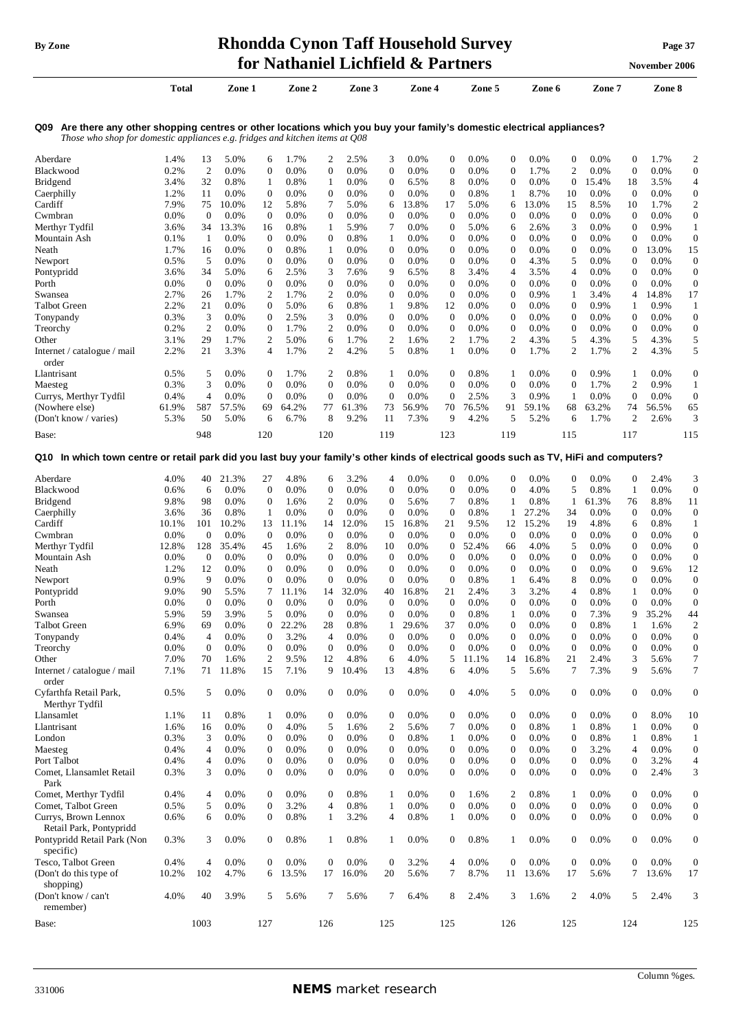# Rhondda Cynon Taff Household Survey for Nathaniel Lichfield & Partners

By Zone — November 2006

## Q09 Are there any other shopping centres or other locations which you buy your family's domestic electrical appliances?

*Those who shop for domestic appliances e.g. fridges and kitchen items at Q08*

| | Total | | Zone 1 | | Zone 2 | | Zone 3 | | Zone 4 | | Zone 5 | | Zone 6 | | Zone 7 | | Zone 8 | |
|---|---|---|---|---|---|---|---|---|---|---|---|---|---|---|---|---|---|---|
| Aberdare | 1.4% | 13 | 5.0% | 6 | 1.7% | 2 | 2.5% | 3 | 0.0% | 0 | 0.0% | 0 | 0.0% | 0 | 0.0% | 0 | 1.7% | 2 |
| Blackwood | 0.2% | 2 | 0.0% | 0 | 0.0% | 0 | 0.0% | 0 | 0.0% | 0 | 0.0% | 0 | 1.7% | 2 | 0.0% | 0 | 0.0% | 0 |
| Bridgend | 3.4% | 32 | 0.8% | 1 | 0.8% | 1 | 0.0% | 0 | 6.5% | 8 | 0.0% | 0 | 0.0% | 0 | 15.4% | 18 | 3.5% | 4 |
| Caerphilly | 1.2% | 11 | 0.0% | 0 | 0.0% | 0 | 0.0% | 0 | 0.0% | 0 | 0.8% | 1 | 8.7% | 10 | 0.0% | 0 | 0.0% | 0 |
| Cardiff | 7.9% | 75 | 10.0% | 12 | 5.8% | 7 | 5.0% | 6 | 13.8% | 17 | 5.0% | 6 | 13.0% | 15 | 8.5% | 10 | 1.7% | 2 |
| Cwmbran | 0.0% | 0 | 0.0% | 0 | 0.0% | 0 | 0.0% | 0 | 0.0% | 0 | 0.0% | 0 | 0.0% | 0 | 0.0% | 0 | 0.0% | 0 |
| Merthyr Tydfil | 3.6% | 34 | 13.3% | 16 | 0.8% | 1 | 5.9% | 7 | 0.0% | 0 | 5.0% | 6 | 2.6% | 3 | 0.0% | 0 | 0.9% | 1 |
| Mountain Ash | 0.1% | 1 | 0.0% | 0 | 0.0% | 0 | 0.8% | 1 | 0.0% | 0 | 0.0% | 0 | 0.0% | 0 | 0.0% | 0 | 0.0% | 0 |
| Neath | 1.7% | 16 | 0.0% | 0 | 0.8% | 1 | 0.0% | 0 | 0.0% | 0 | 0.0% | 0 | 0.0% | 0 | 0.0% | 0 | 13.0% | 15 |
| Newport | 0.5% | 5 | 0.0% | 0 | 0.0% | 0 | 0.0% | 0 | 0.0% | 0 | 0.0% | 0 | 4.3% | 5 | 0.0% | 0 | 0.0% | 0 |
| Pontypridd | 3.6% | 34 | 5.0% | 6 | 2.5% | 3 | 7.6% | 9 | 6.5% | 8 | 3.4% | 4 | 3.5% | 4 | 0.0% | 0 | 0.0% | 0 |
| Porth | 0.0% | 0 | 0.0% | 0 | 0.0% | 0 | 0.0% | 0 | 0.0% | 0 | 0.0% | 0 | 0.0% | 0 | 0.0% | 0 | 0.0% | 0 |
| Swansea | 2.7% | 26 | 1.7% | 2 | 1.7% | 2 | 0.0% | 0 | 0.0% | 0 | 0.0% | 0 | 0.9% | 1 | 3.4% | 4 | 14.8% | 17 |
| Talbot Green | 2.2% | 21 | 0.0% | 0 | 5.0% | 6 | 0.8% | 1 | 9.8% | 12 | 0.0% | 0 | 0.0% | 0 | 0.9% | 1 | 0.9% | 1 |
| Tonypandy | 0.3% | 3 | 0.0% | 0 | 2.5% | 3 | 0.0% | 0 | 0.0% | 0 | 0.0% | 0 | 0.0% | 0 | 0.0% | 0 | 0.0% | 0 |
| Treorchy | 0.2% | 2 | 0.0% | 0 | 1.7% | 2 | 0.0% | 0 | 0.0% | 0 | 0.0% | 0 | 0.0% | 0 | 0.0% | 0 | 0.0% | 0 |
| Other | 3.1% | 29 | 1.7% | 2 | 5.0% | 6 | 1.7% | 2 | 1.6% | 2 | 1.7% | 2 | 4.3% | 5 | 4.3% | 5 | 4.3% | 5 |
| Internet / catalogue / mail order | 2.2% | 21 | 3.3% | 4 | 1.7% | 2 | 4.2% | 5 | 0.8% | 1 | 0.0% | 0 | 1.7% | 2 | 1.7% | 2 | 4.3% | 5 |
| Llantrisant | 0.5% | 5 | 0.0% | 0 | 1.7% | 2 | 0.8% | 1 | 0.0% | 0 | 0.8% | 1 | 0.0% | 0 | 0.9% | 1 | 0.0% | 0 |
| Maesteg | 0.3% | 3 | 0.0% | 0 | 0.0% | 0 | 0.0% | 0 | 0.0% | 0 | 0.0% | 0 | 0.0% | 0 | 1.7% | 2 | 0.9% | 1 |
| Currys, Merthyr Tydfil | 0.4% | 4 | 0.0% | 0 | 0.0% | 0 | 0.0% | 0 | 0.0% | 0 | 2.5% | 3 | 0.9% | 1 | 0.0% | 0 | 0.0% | 0 |
| (Nowhere else) | 61.9% | 587 | 57.5% | 69 | 64.2% | 77 | 61.3% | 73 | 56.9% | 70 | 76.5% | 91 | 59.1% | 68 | 63.2% | 74 | 56.5% | 65 |
| (Don't know / varies) | 5.3% | 50 | 5.0% | 6 | 6.7% | 8 | 9.2% | 11 | 7.3% | 9 | 4.2% | 5 | 5.2% | 6 | 1.7% | 2 | 2.6% | 3 |
| Base: | | 948 | | 120 | | 120 | | 119 | | 123 | | 119 | | 115 | | 117 | | 115 |

## Q10 In which town centre or retail park did you last buy your family's other kinds of electrical goods such as TV, HiFi and computers?

| | Total | | Zone 1 | | Zone 2 | | Zone 3 | | Zone 4 | | Zone 5 | | Zone 6 | | Zone 7 | | Zone 8 | |
|---|---|---|---|---|---|---|---|---|---|---|---|---|---|---|---|---|---|---|
| Aberdare | 4.0% | 40 | 21.3% | 27 | 4.8% | 6 | 3.2% | 4 | 0.0% | 0 | 0.0% | 0 | 0.0% | 0 | 0.0% | 0 | 2.4% | 3 |
| Blackwood | 0.6% | 6 | 0.0% | 0 | 0.0% | 0 | 0.0% | 0 | 0.0% | 0 | 0.0% | 0 | 4.0% | 5 | 0.8% | 1 | 0.0% | 0 |
| Bridgend | 9.8% | 98 | 0.0% | 0 | 1.6% | 2 | 0.0% | 0 | 5.6% | 7 | 0.8% | 1 | 0.8% | 1 | 61.3% | 76 | 8.8% | 11 |
| Caerphilly | 3.6% | 36 | 0.8% | 1 | 0.0% | 0 | 0.0% | 0 | 0.0% | 0 | 0.8% | 1 | 27.2% | 34 | 0.0% | 0 | 0.0% | 0 |
| Cardiff | 10.1% | 101 | 10.2% | 13 | 11.1% | 14 | 12.0% | 15 | 16.8% | 21 | 9.5% | 12 | 15.2% | 19 | 4.8% | 6 | 0.8% | 1 |
| Cwmbran | 0.0% | 0 | 0.0% | 0 | 0.0% | 0 | 0.0% | 0 | 0.0% | 0 | 0.0% | 0 | 0.0% | 0 | 0.0% | 0 | 0.0% | 0 |
| Merthyr Tydfil | 12.8% | 128 | 35.4% | 45 | 1.6% | 2 | 8.0% | 10 | 0.0% | 0 | 52.4% | 66 | 4.0% | 5 | 0.0% | 0 | 0.0% | 0 |
| Mountain Ash | 0.0% | 0 | 0.0% | 0 | 0.0% | 0 | 0.0% | 0 | 0.0% | 0 | 0.0% | 0 | 0.0% | 0 | 0.0% | 0 | 0.0% | 0 |
| Neath | 1.2% | 12 | 0.0% | 0 | 0.0% | 0 | 0.0% | 0 | 0.0% | 0 | 0.0% | 0 | 0.0% | 0 | 0.0% | 0 | 9.6% | 12 |
| Newport | 0.9% | 9 | 0.0% | 0 | 0.0% | 0 | 0.0% | 0 | 0.0% | 0 | 0.8% | 1 | 6.4% | 8 | 0.0% | 0 | 0.0% | 0 |
| Pontypridd | 9.0% | 90 | 5.5% | 7 | 11.1% | 14 | 32.0% | 40 | 16.8% | 21 | 2.4% | 3 | 3.2% | 4 | 0.8% | 1 | 0.0% | 0 |
| Porth | 0.0% | 0 | 0.0% | 0 | 0.0% | 0 | 0.0% | 0 | 0.0% | 0 | 0.0% | 0 | 0.0% | 0 | 0.0% | 0 | 0.0% | 0 |
| Swansea | 5.9% | 59 | 3.9% | 5 | 0.0% | 0 | 0.0% | 0 | 0.0% | 0 | 0.8% | 1 | 0.0% | 0 | 7.3% | 9 | 35.2% | 44 |
| Talbot Green | 6.9% | 69 | 0.0% | 0 | 22.2% | 28 | 0.8% | 1 | 29.6% | 37 | 0.0% | 0 | 0.0% | 0 | 0.8% | 1 | 1.6% | 2 |
| Tonypandy | 0.4% | 4 | 0.0% | 0 | 3.2% | 4 | 0.0% | 0 | 0.0% | 0 | 0.0% | 0 | 0.0% | 0 | 0.0% | 0 | 0.0% | 0 |
| Treorchy | 0.0% | 0 | 0.0% | 0 | 0.0% | 0 | 0.0% | 0 | 0.0% | 0 | 0.0% | 0 | 0.0% | 0 | 0.0% | 0 | 0.0% | 0 |
| Other | 7.0% | 70 | 1.6% | 2 | 9.5% | 12 | 4.8% | 6 | 4.0% | 5 | 11.1% | 14 | 16.8% | 21 | 2.4% | 3 | 5.6% | 7 |
| Internet / catalogue / mail order | 7.1% | 71 | 11.8% | 15 | 7.1% | 9 | 10.4% | 13 | 4.8% | 6 | 4.0% | 5 | 5.6% | 7 | 7.3% | 9 | 5.6% | 7 |
| Cyfarthfa Retail Park, Merthyr Tydfil | 0.5% | 5 | 0.0% | 0 | 0.0% | 0 | 0.0% | 0 | 0.0% | 0 | 4.0% | 5 | 0.0% | 0 | 0.0% | 0 | 0.0% | 0 |
| Llansamlet | 1.1% | 11 | 0.8% | 1 | 0.0% | 0 | 0.0% | 0 | 0.0% | 0 | 0.0% | 0 | 0.0% | 0 | 0.0% | 0 | 8.0% | 10 |
| Llantrisant | 1.6% | 16 | 0.0% | 0 | 4.0% | 5 | 1.6% | 2 | 5.6% | 7 | 0.0% | 0 | 0.8% | 1 | 0.8% | 1 | 0.0% | 0 |
| London | 0.3% | 3 | 0.0% | 0 | 0.0% | 0 | 0.0% | 0 | 0.8% | 1 | 0.0% | 0 | 0.0% | 0 | 0.8% | 1 | 0.8% | 1 |
| Maesteg | 0.4% | 4 | 0.0% | 0 | 0.0% | 0 | 0.0% | 0 | 0.0% | 0 | 0.0% | 0 | 0.0% | 0 | 3.2% | 4 | 0.0% | 0 |
| Port Talbot | 0.4% | 4 | 0.0% | 0 | 0.0% | 0 | 0.0% | 0 | 0.0% | 0 | 0.0% | 0 | 0.0% | 0 | 0.0% | 0 | 3.2% | 4 |
| Comet, Llansamlet Retail Park | 0.3% | 3 | 0.0% | 0 | 0.0% | 0 | 0.0% | 0 | 0.0% | 0 | 0.0% | 0 | 0.0% | 0 | 0.0% | 0 | 2.4% | 3 |
| Comet, Merthyr Tydfil | 0.4% | 4 | 0.0% | 0 | 0.0% | 0 | 0.8% | 1 | 0.0% | 0 | 1.6% | 2 | 0.8% | 1 | 0.0% | 0 | 0.0% | 0 |
| Comet, Talbot Green | 0.5% | 5 | 0.0% | 0 | 3.2% | 4 | 0.8% | 1 | 0.0% | 0 | 0.0% | 0 | 0.0% | 0 | 0.0% | 0 | 0.0% | 0 |
| Currys, Brown Lennox Retail Park, Pontypridd | 0.6% | 6 | 0.0% | 0 | 0.8% | 1 | 3.2% | 4 | 0.8% | 1 | 0.0% | 0 | 0.0% | 0 | 0.0% | 0 | 0.0% | 0 |
| Pontypridd Retail Park (Non specific) | 0.3% | 3 | 0.0% | 0 | 0.8% | 1 | 0.8% | 1 | 0.0% | 0 | 0.8% | 1 | 0.0% | 0 | 0.0% | 0 | 0.0% | 0 |
| Tesco, Talbot Green | 0.4% | 4 | 0.0% | 0 | 0.0% | 0 | 0.0% | 0 | 3.2% | 4 | 0.0% | 0 | 0.0% | 0 | 0.0% | 0 | 0.0% | 0 |
| (Don't do this type of shopping) | 10.2% | 102 | 4.7% | 6 | 13.5% | 17 | 16.0% | 20 | 5.6% | 7 | 8.7% | 11 | 13.6% | 17 | 5.6% | 7 | 13.6% | 17 |
| (Don't know / can't remember) | 4.0% | 40 | 3.9% | 5 | 5.6% | 7 | 5.6% | 7 | 6.4% | 8 | 2.4% | 3 | 1.6% | 2 | 4.0% | 5 | 2.4% | 3 |
| Base: | | 1003 | | 127 | | 126 | | 125 | | 125 | | 126 | | 125 | | 124 | | 125 |

Column %ges.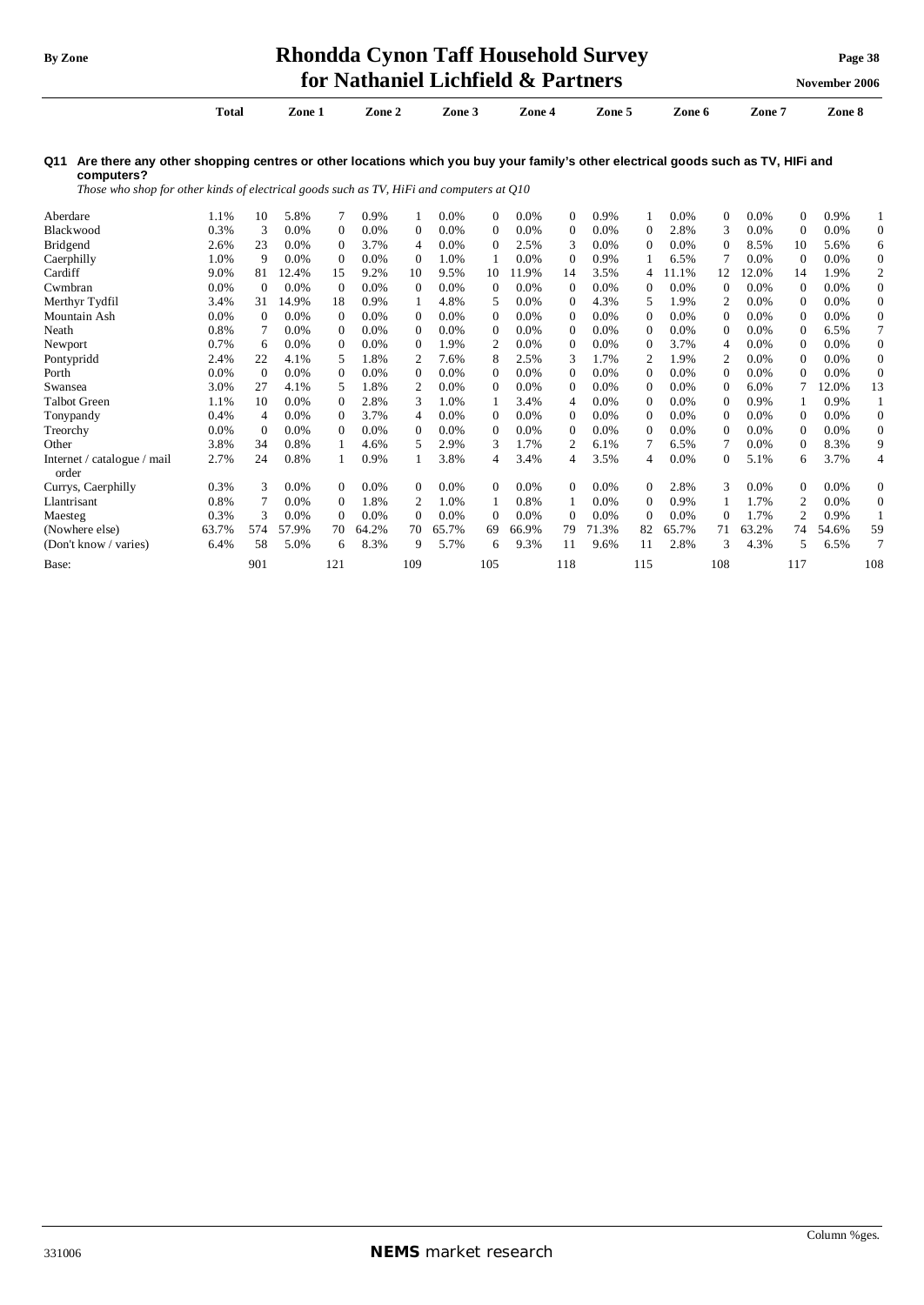**Q11 Are there any other shopping centres or other locations which you buy your family's other electrical goods such as TV, HIFi and computers?**

*Those who shop for other kinds of electrical goods such as TV, HiFi and computers at Q10*

| | Total | | Zone 1 | | Zone 2 | | Zone 3 | | Zone 4 | | Zone 5 | | Zone 6 | | Zone 7 | | Zone 8 | |
|---|---|---|---|---|---|---|---|---|---|---|---|---|---|---|---|---|---|---|
| Aberdare | 1.1% | 10 | 5.8% | 7 | 0.9% | 1 | 0.0% | 0 | 0.0% | 0 | 0.9% | 1 | 0.0% | 0 | 0.0% | 0 | 0.9% | 1 |
| Blackwood | 0.3% | 3 | 0.0% | 0 | 0.0% | 0 | 0.0% | 0 | 0.0% | 0 | 0.0% | 0 | 2.8% | 3 | 0.0% | 0 | 0.0% | 0 |
| Bridgend | 2.6% | 23 | 0.0% | 0 | 3.7% | 4 | 0.0% | 0 | 2.5% | 3 | 0.0% | 0 | 0.0% | 0 | 8.5% | 10 | 5.6% | 6 |
| Caerphilly | 1.0% | 9 | 0.0% | 0 | 0.0% | 0 | 1.0% | 1 | 0.0% | 0 | 0.9% | 1 | 6.5% | 7 | 0.0% | 0 | 0.0% | 0 |
| Cardiff | 9.0% | 81 | 12.4% | 15 | 9.2% | 10 | 9.5% | 10 | 11.9% | 14 | 3.5% | 4 | 11.1% | 12 | 12.0% | 14 | 1.9% | 2 |
| Cwmbran | 0.0% | 0 | 0.0% | 0 | 0.0% | 0 | 0.0% | 0 | 0.0% | 0 | 0.0% | 0 | 0.0% | 0 | 0.0% | 0 | 0.0% | 0 |
| Merthyr Tydfil | 3.4% | 31 | 14.9% | 18 | 0.9% | 1 | 4.8% | 5 | 0.0% | 0 | 4.3% | 5 | 1.9% | 2 | 0.0% | 0 | 0.0% | 0 |
| Mountain Ash | 0.0% | 0 | 0.0% | 0 | 0.0% | 0 | 0.0% | 0 | 0.0% | 0 | 0.0% | 0 | 0.0% | 0 | 0.0% | 0 | 0.0% | 0 |
| Neath | 0.8% | 7 | 0.0% | 0 | 0.0% | 0 | 0.0% | 0 | 0.0% | 0 | 0.0% | 0 | 0.0% | 0 | 0.0% | 0 | 6.5% | 7 |
| Newport | 0.7% | 6 | 0.0% | 0 | 0.0% | 0 | 1.9% | 2 | 0.0% | 0 | 0.0% | 0 | 3.7% | 4 | 0.0% | 0 | 0.0% | 0 |
| Pontypridd | 2.4% | 22 | 4.1% | 5 | 1.8% | 2 | 7.6% | 8 | 2.5% | 3 | 1.7% | 2 | 1.9% | 2 | 0.0% | 0 | 0.0% | 0 |
| Porth | 0.0% | 0 | 0.0% | 0 | 0.0% | 0 | 0.0% | 0 | 0.0% | 0 | 0.0% | 0 | 0.0% | 0 | 0.0% | 0 | 0.0% | 0 |
| Swansea | 3.0% | 27 | 4.1% | 5 | 1.8% | 2 | 0.0% | 0 | 0.0% | 0 | 0.0% | 0 | 0.0% | 0 | 6.0% | 7 | 12.0% | 13 |
| Talbot Green | 1.1% | 10 | 0.0% | 0 | 2.8% | 3 | 1.0% | 1 | 3.4% | 4 | 0.0% | 0 | 0.0% | 0 | 0.9% | 1 | 0.9% | 1 |
| Tonypandy | 0.4% | 4 | 0.0% | 0 | 3.7% | 4 | 0.0% | 0 | 0.0% | 0 | 0.0% | 0 | 0.0% | 0 | 0.0% | 0 | 0.0% | 0 |
| Treorchy | 0.0% | 0 | 0.0% | 0 | 0.0% | 0 | 0.0% | 0 | 0.0% | 0 | 0.0% | 0 | 0.0% | 0 | 0.0% | 0 | 0.0% | 0 |
| Other | 3.8% | 34 | 0.8% | 1 | 4.6% | 5 | 2.9% | 3 | 1.7% | 2 | 6.1% | 7 | 6.5% | 7 | 0.0% | 0 | 8.3% | 9 |
| Internet / catalogue / mail order | 2.7% | 24 | 0.8% | 1 | 0.9% | 1 | 3.8% | 4 | 3.4% | 4 | 3.5% | 4 | 0.0% | 0 | 5.1% | 6 | 3.7% | 4 |
| Currys, Caerphilly | 0.3% | 3 | 0.0% | 0 | 0.0% | 0 | 0.0% | 0 | 0.0% | 0 | 0.0% | 0 | 2.8% | 3 | 0.0% | 0 | 0.0% | 0 |
| Llantrisant | 0.8% | 7 | 0.0% | 0 | 1.8% | 2 | 1.0% | 1 | 0.8% | 1 | 0.0% | 0 | 0.9% | 1 | 1.7% | 2 | 0.0% | 0 |
| Maesteg | 0.3% | 3 | 0.0% | 0 | 0.0% | 0 | 0.0% | 0 | 0.0% | 0 | 0.0% | 0 | 0.0% | 0 | 1.7% | 2 | 0.9% | 1 |
| (Nowhere else) | 63.7% | 574 | 57.9% | 70 | 64.2% | 70 | 65.7% | 69 | 66.9% | 79 | 71.3% | 82 | 65.7% | 71 | 63.2% | 74 | 54.6% | 59 |
| (Don't know / varies) | 6.4% | 58 | 5.0% | 6 | 8.3% | 9 | 5.7% | 6 | 9.3% | 11 | 9.6% | 11 | 2.8% | 3 | 4.3% | 5 | 6.5% | 7 |
| Base: | | 901 | | 121 | | 109 | | 105 | | 118 | | 115 | | 108 | | 117 | | 108 |

Column %ges.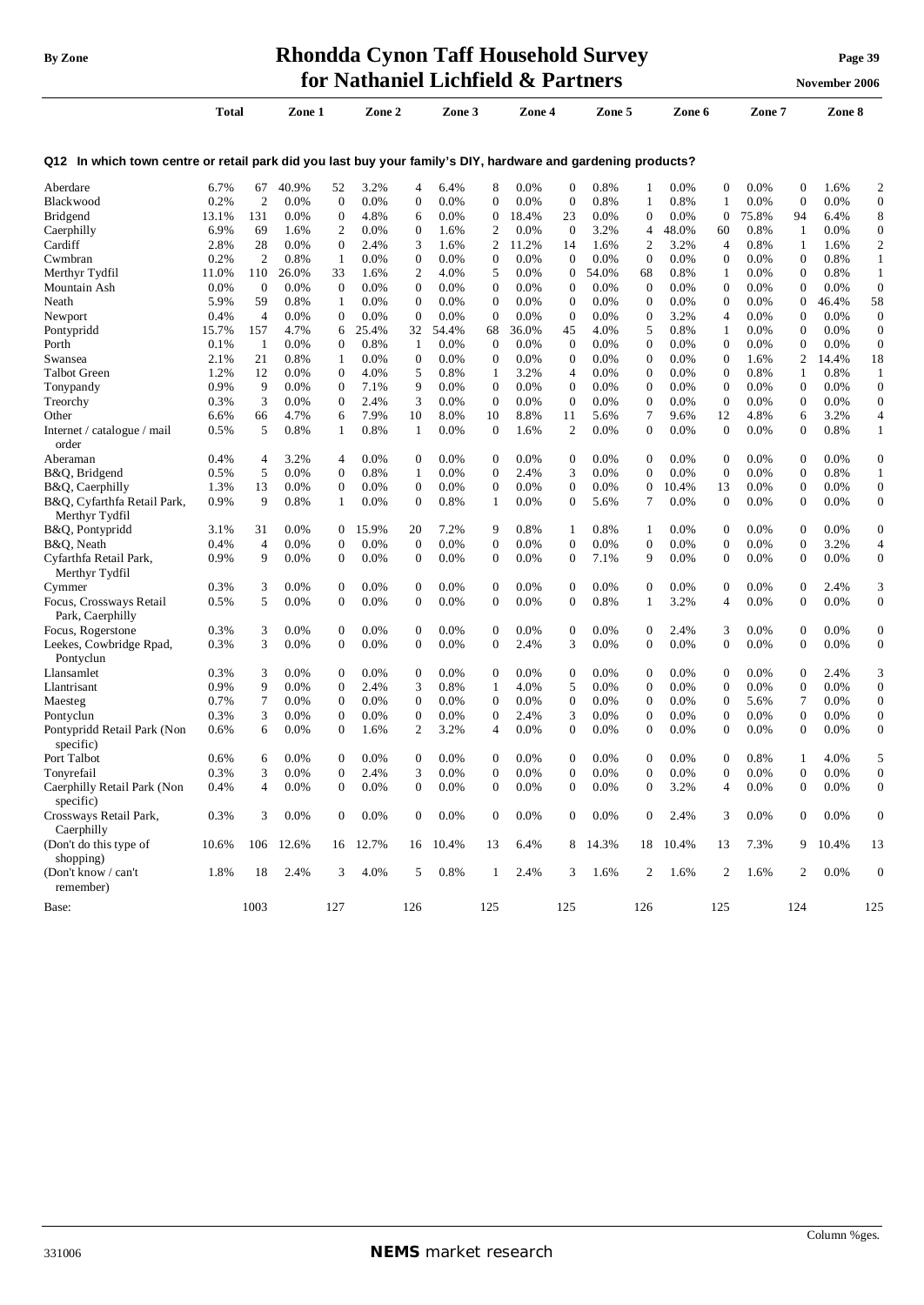## Q12 In which town centre or retail park did you last buy your family's DIY, hardware and gardening products?

| | Total | | Zone 1 | | Zone 2 | | Zone 3 | | Zone 4 | | Zone 5 | | Zone 6 | | Zone 7 | | Zone 8 | |
|---|---|---|---|---|---|---|---|---|---|---|---|---|---|---|---|---|---|---|
| Aberdare | 6.7% | 67 | 40.9% | 52 | 3.2% | 4 | 6.4% | 8 | 0.0% | 0 | 0.8% | 1 | 0.0% | 0 | 0.0% | 0 | 1.6% | 2 |
| Blackwood | 0.2% | 2 | 0.0% | 0 | 0.0% | 0 | 0.0% | 0 | 0.0% | 0 | 0.8% | 1 | 0.8% | 1 | 0.0% | 0 | 0.0% | 0 |
| Bridgend | 13.1% | 131 | 0.0% | 0 | 4.8% | 6 | 0.0% | 0 | 18.4% | 23 | 0.0% | 0 | 0.0% | 0 | 75.8% | 94 | 6.4% | 8 |
| Caerphilly | 6.9% | 69 | 1.6% | 2 | 0.0% | 0 | 1.6% | 2 | 0.0% | 0 | 3.2% | 4 | 48.0% | 60 | 0.8% | 1 | 0.0% | 0 |
| Cardiff | 2.8% | 28 | 0.0% | 0 | 2.4% | 3 | 1.6% | 2 | 11.2% | 14 | 1.6% | 2 | 3.2% | 4 | 0.8% | 1 | 1.6% | 2 |
| Cwmbran | 0.2% | 2 | 0.8% | 1 | 0.0% | 0 | 0.0% | 0 | 0.0% | 0 | 0.0% | 0 | 0.0% | 0 | 0.0% | 0 | 0.8% | 1 |
| Merthyr Tydfil | 11.0% | 110 | 26.0% | 33 | 1.6% | 2 | 4.0% | 5 | 0.0% | 0 | 54.0% | 68 | 0.8% | 1 | 0.0% | 0 | 0.8% | 1 |
| Mountain Ash | 0.0% | 0 | 0.0% | 0 | 0.0% | 0 | 0.0% | 0 | 0.0% | 0 | 0.0% | 0 | 0.0% | 0 | 0.0% | 0 | 0.0% | 0 |
| Neath | 5.9% | 59 | 0.8% | 1 | 0.0% | 0 | 0.0% | 0 | 0.0% | 0 | 0.0% | 0 | 0.0% | 0 | 0.0% | 0 | 46.4% | 58 |
| Newport | 0.4% | 4 | 0.0% | 0 | 0.0% | 0 | 0.0% | 0 | 0.0% | 0 | 0.0% | 0 | 3.2% | 4 | 0.0% | 0 | 0.0% | 0 |
| Pontypridd | 15.7% | 157 | 4.7% | 6 | 25.4% | 32 | 54.4% | 68 | 36.0% | 45 | 4.0% | 5 | 0.8% | 1 | 0.0% | 0 | 0.0% | 0 |
| Porth | 0.1% | 1 | 0.0% | 0 | 0.8% | 1 | 0.0% | 0 | 0.0% | 0 | 0.0% | 0 | 0.0% | 0 | 0.0% | 0 | 0.0% | 0 |
| Swansea | 2.1% | 21 | 0.8% | 1 | 0.0% | 0 | 0.0% | 0 | 0.0% | 0 | 0.0% | 0 | 0.0% | 0 | 1.6% | 2 | 14.4% | 18 |
| Talbot Green | 1.2% | 12 | 0.0% | 0 | 4.0% | 5 | 0.8% | 1 | 3.2% | 4 | 0.0% | 0 | 0.0% | 0 | 0.8% | 1 | 0.8% | 1 |
| Tonypandy | 0.9% | 9 | 0.0% | 0 | 7.1% | 9 | 0.0% | 0 | 0.0% | 0 | 0.0% | 0 | 0.0% | 0 | 0.0% | 0 | 0.0% | 0 |
| Treorchy | 0.3% | 3 | 0.0% | 0 | 2.4% | 3 | 0.0% | 0 | 0.0% | 0 | 0.0% | 0 | 0.0% | 0 | 0.0% | 0 | 0.0% | 0 |
| Other | 6.6% | 66 | 4.7% | 6 | 7.9% | 10 | 8.0% | 10 | 8.8% | 11 | 5.6% | 7 | 9.6% | 12 | 4.8% | 6 | 3.2% | 4 |
| Internet / catalogue / mail order | 0.5% | 5 | 0.8% | 1 | 0.8% | 1 | 0.0% | 0 | 1.6% | 2 | 0.0% | 0 | 0.0% | 0 | 0.0% | 0 | 0.8% | 1 |
| Aberaman | 0.4% | 4 | 3.2% | 4 | 0.0% | 0 | 0.0% | 0 | 0.0% | 0 | 0.0% | 0 | 0.0% | 0 | 0.0% | 0 | 0.0% | 0 |
| B&Q, Bridgend | 0.5% | 5 | 0.0% | 0 | 0.8% | 1 | 0.0% | 0 | 2.4% | 3 | 0.0% | 0 | 0.0% | 0 | 0.0% | 0 | 0.8% | 1 |
| B&Q, Caerphilly | 1.3% | 13 | 0.0% | 0 | 0.0% | 0 | 0.0% | 0 | 0.0% | 0 | 0.0% | 0 | 10.4% | 13 | 0.0% | 0 | 0.0% | 0 |
| B&Q, Cyfarthfa Retail Park, Merthyr Tydfil | 0.9% | 9 | 0.8% | 1 | 0.0% | 0 | 0.8% | 1 | 0.0% | 0 | 5.6% | 7 | 0.0% | 0 | 0.0% | 0 | 0.0% | 0 |
| B&Q, Pontypridd | 3.1% | 31 | 0.0% | 0 | 15.9% | 20 | 7.2% | 9 | 0.8% | 1 | 0.8% | 1 | 0.0% | 0 | 0.0% | 0 | 0.0% | 0 |
| B&Q, Neath | 0.4% | 4 | 0.0% | 0 | 0.0% | 0 | 0.0% | 0 | 0.0% | 0 | 0.0% | 0 | 0.0% | 0 | 0.0% | 0 | 3.2% | 4 |
| Cyfarthfa Retail Park, Merthyr Tydfil | 0.9% | 9 | 0.0% | 0 | 0.0% | 0 | 0.0% | 0 | 0.0% | 0 | 7.1% | 9 | 0.0% | 0 | 0.0% | 0 | 0.0% | 0 |
| Cymmer | 0.3% | 3 | 0.0% | 0 | 0.0% | 0 | 0.0% | 0 | 0.0% | 0 | 0.0% | 0 | 0.0% | 0 | 0.0% | 0 | 2.4% | 3 |
| Focus, Crossways Retail Park, Caerphilly | 0.5% | 5 | 0.0% | 0 | 0.0% | 0 | 0.0% | 0 | 0.0% | 0 | 0.8% | 1 | 3.2% | 4 | 0.0% | 0 | 0.0% | 0 |
| Focus, Rogerstone | 0.3% | 3 | 0.0% | 0 | 0.0% | 0 | 0.0% | 0 | 0.0% | 0 | 0.0% | 0 | 2.4% | 3 | 0.0% | 0 | 0.0% | 0 |
| Leekes, Cowbridge Rpad, Pontyclun | 0.3% | 3 | 0.0% | 0 | 0.0% | 0 | 0.0% | 0 | 2.4% | 3 | 0.0% | 0 | 0.0% | 0 | 0.0% | 0 | 0.0% | 0 |
| Llansamlet | 0.3% | 3 | 0.0% | 0 | 0.0% | 0 | 0.0% | 0 | 0.0% | 0 | 0.0% | 0 | 0.0% | 0 | 0.0% | 0 | 2.4% | 3 |
| Llantrisant | 0.9% | 9 | 0.0% | 0 | 2.4% | 3 | 0.8% | 1 | 4.0% | 5 | 0.0% | 0 | 0.0% | 0 | 0.0% | 0 | 0.0% | 0 |
| Maesteg | 0.7% | 7 | 0.0% | 0 | 0.0% | 0 | 0.0% | 0 | 0.0% | 0 | 0.0% | 0 | 0.0% | 0 | 5.6% | 7 | 0.0% | 0 |
| Pontyclun | 0.3% | 3 | 0.0% | 0 | 0.0% | 0 | 0.0% | 0 | 2.4% | 3 | 0.0% | 0 | 0.0% | 0 | 0.0% | 0 | 0.0% | 0 |
| Pontypridd Retail Park (Non specific) | 0.6% | 6 | 0.0% | 0 | 1.6% | 2 | 3.2% | 4 | 0.0% | 0 | 0.0% | 0 | 0.0% | 0 | 0.0% | 0 | 0.0% | 0 |
| Port Talbot | 0.6% | 6 | 0.0% | 0 | 0.0% | 0 | 0.0% | 0 | 0.0% | 0 | 0.0% | 0 | 0.0% | 0 | 0.8% | 1 | 4.0% | 5 |
| Tonyrefail | 0.3% | 3 | 0.0% | 0 | 2.4% | 3 | 0.0% | 0 | 0.0% | 0 | 0.0% | 0 | 0.0% | 0 | 0.0% | 0 | 0.0% | 0 |
| Caerphilly Retail Park (Non specific) | 0.4% | 4 | 0.0% | 0 | 0.0% | 0 | 0.0% | 0 | 0.0% | 0 | 0.0% | 0 | 3.2% | 4 | 0.0% | 0 | 0.0% | 0 |
| Crossways Retail Park, Caerphilly | 0.3% | 3 | 0.0% | 0 | 0.0% | 0 | 0.0% | 0 | 0.0% | 0 | 0.0% | 0 | 2.4% | 3 | 0.0% | 0 | 0.0% | 0 |
| (Don't do this type of shopping) | 10.6% | 106 | 12.6% | 16 | 12.7% | 16 | 10.4% | 13 | 6.4% | 8 | 14.3% | 18 | 10.4% | 13 | 7.3% | 9 | 10.4% | 13 |
| (Don't know / can't remember) | 1.8% | 18 | 2.4% | 3 | 4.0% | 5 | 0.8% | 1 | 2.4% | 3 | 1.6% | 2 | 1.6% | 2 | 1.6% | 2 | 0.0% | 0 |
| Base: | | 1003 | | 127 | | 126 | | 125 | | 125 | | 126 | | 125 | | 124 | | 125 |

Column %ges.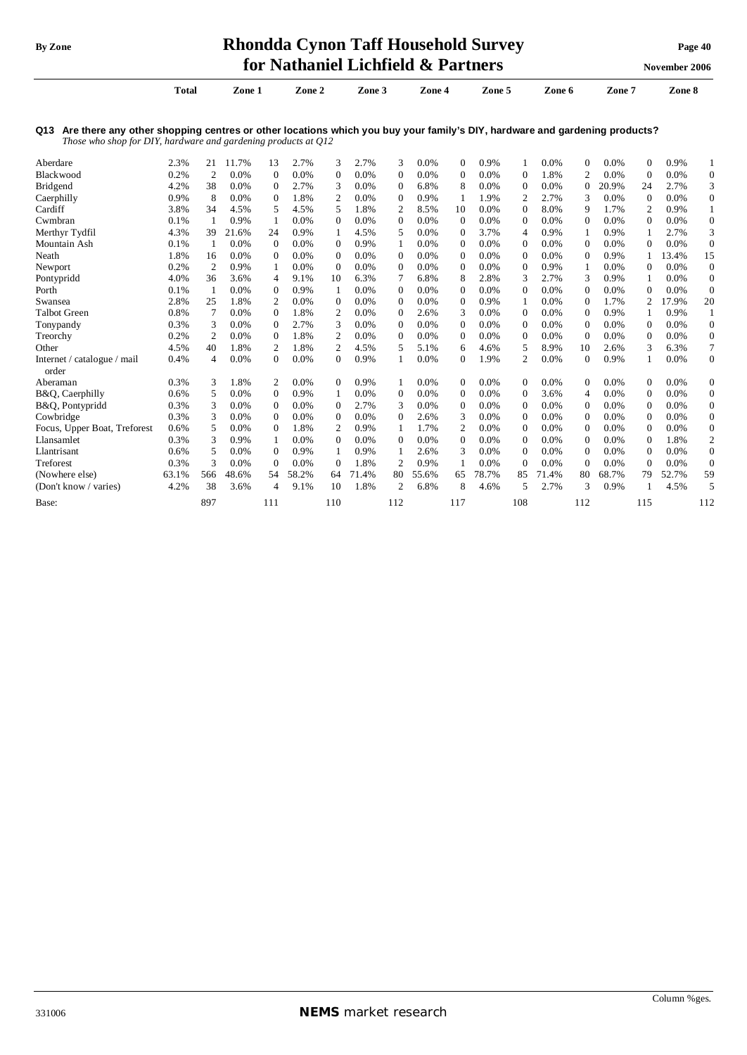**By Zone**

# Rhondda Cynon Taff Household Survey for Nathaniel Lichfield & Partners

November 2006

**Q13 Are there any other shopping centres or other locations which you buy your family's DIY, hardware and gardening products?**
*Those who shop for DIY, hardware and gardening products at Q12*

| | Total | | Zone 1 | | Zone 2 | | Zone 3 | | Zone 4 | | Zone 5 | | Zone 6 | | Zone 7 | | Zone 8 | |
|---|---|---|---|---|---|---|---|---|---|---|---|---|---|---|---|---|---|---|
| Aberdare | 2.3% | 21 | 11.7% | 13 | 2.7% | 3 | 2.7% | 3 | 0.0% | 0 | 0.9% | 1 | 0.0% | 0 | 0.0% | 0 | 0.9% | 1 |
| Blackwood | 0.2% | 2 | 0.0% | 0 | 0.0% | 0 | 0.0% | 0 | 0.0% | 0 | 0.0% | 0 | 1.8% | 2 | 0.0% | 0 | 0.0% | 0 |
| Bridgend | 4.2% | 38 | 0.0% | 0 | 2.7% | 3 | 0.0% | 0 | 6.8% | 8 | 0.0% | 0 | 0.0% | 0 | 20.9% | 24 | 2.7% | 3 |
| Caerphilly | 0.9% | 8 | 0.0% | 0 | 1.8% | 2 | 0.0% | 0 | 0.9% | 1 | 1.9% | 2 | 2.7% | 3 | 0.0% | 0 | 0.0% | 0 |
| Cardiff | 3.8% | 34 | 4.5% | 5 | 4.5% | 5 | 1.8% | 2 | 8.5% | 10 | 0.0% | 0 | 8.0% | 9 | 1.7% | 2 | 0.9% | 1 |
| Cwmbran | 0.1% | 1 | 0.9% | 1 | 0.0% | 0 | 0.0% | 0 | 0.0% | 0 | 0.0% | 0 | 0.0% | 0 | 0.0% | 0 | 0.0% | 0 |
| Merthyr Tydfil | 4.3% | 39 | 21.6% | 24 | 0.9% | 1 | 4.5% | 5 | 0.0% | 0 | 3.7% | 4 | 0.9% | 1 | 0.9% | 1 | 2.7% | 3 |
| Mountain Ash | 0.1% | 1 | 0.0% | 0 | 0.0% | 0 | 0.9% | 1 | 0.0% | 0 | 0.0% | 0 | 0.0% | 0 | 0.0% | 0 | 0.0% | 0 |
| Neath | 1.8% | 16 | 0.0% | 0 | 0.0% | 0 | 0.0% | 0 | 0.0% | 0 | 0.0% | 0 | 0.0% | 0 | 0.9% | 1 | 13.4% | 15 |
| Newport | 0.2% | 2 | 0.9% | 1 | 0.0% | 0 | 0.0% | 0 | 0.0% | 0 | 0.0% | 0 | 0.9% | 1 | 0.0% | 0 | 0.0% | 0 |
| Pontypridd | 4.0% | 36 | 3.6% | 4 | 9.1% | 10 | 6.3% | 7 | 6.8% | 8 | 2.8% | 3 | 2.7% | 3 | 0.9% | 1 | 0.0% | 0 |
| Porth | 0.1% | 1 | 0.0% | 0 | 0.9% | 1 | 0.0% | 0 | 0.0% | 0 | 0.0% | 0 | 0.0% | 0 | 0.0% | 0 | 0.0% | 0 |
| Swansea | 2.8% | 25 | 1.8% | 2 | 0.0% | 0 | 0.0% | 0 | 0.0% | 0 | 0.9% | 1 | 0.0% | 0 | 1.7% | 2 | 17.9% | 20 |
| Talbot Green | 0.8% | 7 | 0.0% | 0 | 1.8% | 2 | 0.0% | 0 | 2.6% | 3 | 0.0% | 0 | 0.0% | 0 | 0.9% | 1 | 0.9% | 1 |
| Tonypandy | 0.3% | 3 | 0.0% | 0 | 2.7% | 3 | 0.0% | 0 | 0.0% | 0 | 0.0% | 0 | 0.0% | 0 | 0.0% | 0 | 0.0% | 0 |
| Treorchy | 0.2% | 2 | 0.0% | 0 | 1.8% | 2 | 0.0% | 0 | 0.0% | 0 | 0.0% | 0 | 0.0% | 0 | 0.0% | 0 | 0.0% | 0 |
| Other | 4.5% | 40 | 1.8% | 2 | 1.8% | 2 | 4.5% | 5 | 5.1% | 6 | 4.6% | 5 | 8.9% | 10 | 2.6% | 3 | 6.3% | 7 |
| Internet / catalogue / mail order | 0.4% | 4 | 0.0% | 0 | 0.0% | 0 | 0.9% | 1 | 0.0% | 0 | 1.9% | 2 | 0.0% | 0 | 0.9% | 1 | 0.0% | 0 |
| Aberaman | 0.3% | 3 | 1.8% | 2 | 0.0% | 0 | 0.9% | 1 | 0.0% | 0 | 0.0% | 0 | 0.0% | 0 | 0.0% | 0 | 0.0% | 0 |
| B&Q, Caerphilly | 0.6% | 5 | 0.0% | 0 | 0.9% | 1 | 0.0% | 0 | 0.0% | 0 | 0.0% | 0 | 3.6% | 4 | 0.0% | 0 | 0.0% | 0 |
| B&Q, Pontypridd | 0.3% | 3 | 0.0% | 0 | 0.0% | 0 | 2.7% | 3 | 0.0% | 0 | 0.0% | 0 | 0.0% | 0 | 0.0% | 0 | 0.0% | 0 |
| Cowbridge | 0.3% | 3 | 0.0% | 0 | 0.0% | 0 | 0.0% | 0 | 2.6% | 3 | 0.0% | 0 | 0.0% | 0 | 0.0% | 0 | 0.0% | 0 |
| Focus, Upper Boat, Treforest | 0.6% | 5 | 0.0% | 0 | 1.8% | 2 | 0.9% | 1 | 1.7% | 2 | 0.0% | 0 | 0.0% | 0 | 0.0% | 0 | 0.0% | 0 |
| Llansamlet | 0.3% | 3 | 0.9% | 1 | 0.0% | 0 | 0.0% | 0 | 0.0% | 0 | 0.0% | 0 | 0.0% | 0 | 0.0% | 0 | 1.8% | 2 |
| Llantrisant | 0.6% | 5 | 0.0% | 0 | 0.9% | 1 | 0.9% | 1 | 2.6% | 3 | 0.0% | 0 | 0.0% | 0 | 0.0% | 0 | 0.0% | 0 |
| Treforest | 0.3% | 3 | 0.0% | 0 | 0.0% | 0 | 1.8% | 2 | 0.9% | 1 | 0.0% | 0 | 0.0% | 0 | 0.0% | 0 | 0.0% | 0 |
| (Nowhere else) | 63.1% | 566 | 48.6% | 54 | 58.2% | 64 | 71.4% | 80 | 55.6% | 65 | 78.7% | 85 | 71.4% | 80 | 68.7% | 79 | 52.7% | 59 |
| (Don't know / varies) | 4.2% | 38 | 3.6% | 4 | 9.1% | 10 | 1.8% | 2 | 6.8% | 8 | 4.6% | 5 | 2.7% | 3 | 0.9% | 1 | 4.5% | 5 |
| Base: | | 897 | | 111 | | 110 | | 112 | | 117 | | 108 | | 112 | | 115 | | 112 |

Column %ges.

331006 NEMS market research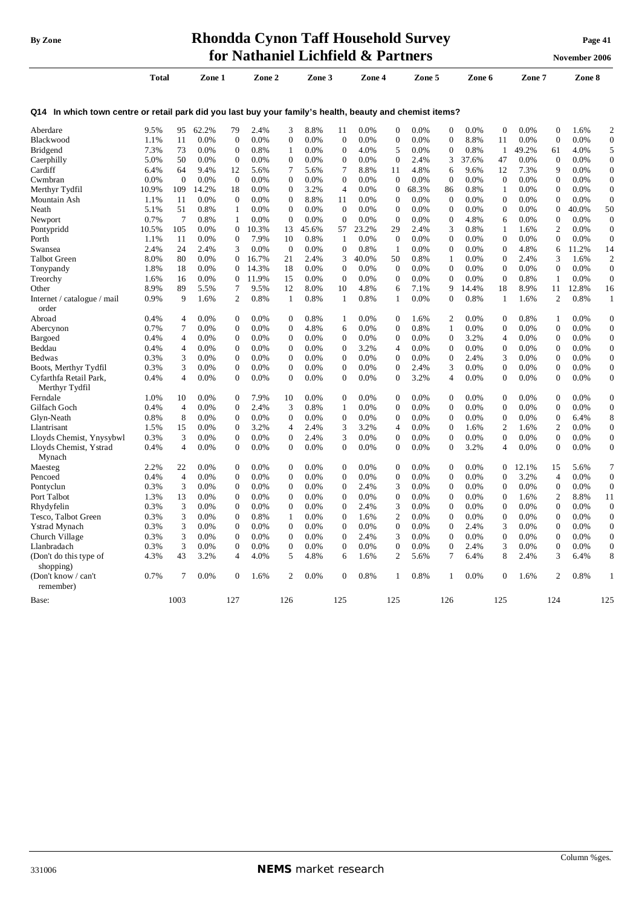## Q14 In which town centre or retail park did you last buy your family's health, beauty and chemist items?

| | Total | | Zone 1 | | Zone 2 | | Zone 3 | | Zone 4 | | Zone 5 | | Zone 6 | | Zone 7 | | Zone 8 | |
|---|---|---|---|---|---|---|---|---|---|---|---|---|---|---|---|---|---|---|
| Aberdare | 9.5% | 95 | 62.2% | 79 | 2.4% | 3 | 8.8% | 11 | 0.0% | 0 | 0.0% | 0 | 0.0% | 0 | 0.0% | 0 | 1.6% | 2 |
| Blackwood | 1.1% | 11 | 0.0% | 0 | 0.0% | 0 | 0.0% | 0 | 0.0% | 0 | 0.0% | 0 | 8.8% | 11 | 0.0% | 0 | 0.0% | 0 |
| Bridgend | 7.3% | 73 | 0.0% | 0 | 0.8% | 1 | 0.0% | 0 | 4.0% | 5 | 0.0% | 0 | 0.8% | 1 | 49.2% | 61 | 4.0% | 5 |
| Caerphilly | 5.0% | 50 | 0.0% | 0 | 0.0% | 0 | 0.0% | 0 | 0.0% | 0 | 2.4% | 3 | 37.6% | 47 | 0.0% | 0 | 0.0% | 0 |
| Cardiff | 6.4% | 64 | 9.4% | 12 | 5.6% | 7 | 5.6% | 7 | 8.8% | 11 | 4.8% | 6 | 9.6% | 12 | 7.3% | 9 | 0.0% | 0 |
| Cwmbran | 0.0% | 0 | 0.0% | 0 | 0.0% | 0 | 0.0% | 0 | 0.0% | 0 | 0.0% | 0 | 0.0% | 0 | 0.0% | 0 | 0.0% | 0 |
| Merthyr Tydfil | 10.9% | 109 | 14.2% | 18 | 0.0% | 0 | 3.2% | 4 | 0.0% | 0 | 68.3% | 86 | 0.8% | 1 | 0.0% | 0 | 0.0% | 0 |
| Mountain Ash | 1.1% | 11 | 0.0% | 0 | 0.0% | 0 | 8.8% | 11 | 0.0% | 0 | 0.0% | 0 | 0.0% | 0 | 0.0% | 0 | 0.0% | 0 |
| Neath | 5.1% | 51 | 0.8% | 1 | 0.0% | 0 | 0.0% | 0 | 0.0% | 0 | 0.0% | 0 | 0.0% | 0 | 0.0% | 0 | 40.0% | 50 |
| Newport | 0.7% | 7 | 0.8% | 1 | 0.0% | 0 | 0.0% | 0 | 0.0% | 0 | 0.0% | 0 | 4.8% | 6 | 0.0% | 0 | 0.0% | 0 |
| Pontypridd | 10.5% | 105 | 0.0% | 0 | 10.3% | 13 | 45.6% | 57 | 23.2% | 29 | 2.4% | 3 | 0.8% | 1 | 1.6% | 2 | 0.0% | 0 |
| Porth | 1.1% | 11 | 0.0% | 0 | 7.9% | 10 | 0.8% | 1 | 0.0% | 0 | 0.0% | 0 | 0.0% | 0 | 0.0% | 0 | 0.0% | 0 |
| Swansea | 2.4% | 24 | 2.4% | 3 | 0.0% | 0 | 0.0% | 0 | 0.8% | 1 | 0.0% | 0 | 0.0% | 0 | 4.8% | 6 | 11.2% | 14 |
| Talbot Green | 8.0% | 80 | 0.0% | 0 | 16.7% | 21 | 2.4% | 3 | 40.0% | 50 | 0.8% | 1 | 0.0% | 0 | 2.4% | 3 | 1.6% | 2 |
| Tonypandy | 1.8% | 18 | 0.0% | 0 | 14.3% | 18 | 0.0% | 0 | 0.0% | 0 | 0.0% | 0 | 0.0% | 0 | 0.0% | 0 | 0.0% | 0 |
| Treorchy | 1.6% | 16 | 0.0% | 0 | 11.9% | 15 | 0.0% | 0 | 0.0% | 0 | 0.0% | 0 | 0.0% | 0 | 0.8% | 1 | 0.0% | 0 |
| Other | 8.9% | 89 | 5.5% | 7 | 9.5% | 12 | 8.0% | 10 | 4.8% | 6 | 7.1% | 9 | 14.4% | 18 | 8.9% | 11 | 12.8% | 16 |
| Internet / catalogue / mail order | 0.9% | 9 | 1.6% | 2 | 0.8% | 1 | 0.8% | 1 | 0.8% | 1 | 0.0% | 0 | 0.8% | 1 | 1.6% | 2 | 0.8% | 1 |
| Abroad | 0.4% | 4 | 0.0% | 0 | 0.0% | 0 | 0.8% | 1 | 0.0% | 0 | 1.6% | 2 | 0.0% | 0 | 0.8% | 1 | 0.0% | 0 |
| Abercynon | 0.7% | 7 | 0.0% | 0 | 0.0% | 0 | 4.8% | 6 | 0.0% | 0 | 0.8% | 1 | 0.0% | 0 | 0.0% | 0 | 0.0% | 0 |
| Bargoed | 0.4% | 4 | 0.0% | 0 | 0.0% | 0 | 0.0% | 0 | 0.0% | 0 | 0.0% | 0 | 3.2% | 4 | 0.0% | 0 | 0.0% | 0 |
| Beddau | 0.4% | 4 | 0.0% | 0 | 0.0% | 0 | 0.0% | 0 | 3.2% | 4 | 0.0% | 0 | 0.0% | 0 | 0.0% | 0 | 0.0% | 0 |
| Bedwas | 0.3% | 3 | 0.0% | 0 | 0.0% | 0 | 0.0% | 0 | 0.0% | 0 | 0.0% | 0 | 2.4% | 3 | 0.0% | 0 | 0.0% | 0 |
| Boots, Merthyr Tydfil | 0.3% | 3 | 0.0% | 0 | 0.0% | 0 | 0.0% | 0 | 0.0% | 0 | 2.4% | 3 | 0.0% | 0 | 0.0% | 0 | 0.0% | 0 |
| Cyfarthfa Retail Park, Merthyr Tydfil | 0.4% | 4 | 0.0% | 0 | 0.0% | 0 | 0.0% | 0 | 0.0% | 0 | 3.2% | 4 | 0.0% | 0 | 0.0% | 0 | 0.0% | 0 |
| Ferndale | 1.0% | 10 | 0.0% | 0 | 7.9% | 10 | 0.0% | 0 | 0.0% | 0 | 0.0% | 0 | 0.0% | 0 | 0.0% | 0 | 0.0% | 0 |
| Gilfach Goch | 0.4% | 4 | 0.0% | 0 | 2.4% | 3 | 0.8% | 1 | 0.0% | 0 | 0.0% | 0 | 0.0% | 0 | 0.0% | 0 | 0.0% | 0 |
| Glyn-Neath | 0.8% | 8 | 0.0% | 0 | 0.0% | 0 | 0.0% | 0 | 0.0% | 0 | 0.0% | 0 | 0.0% | 0 | 0.0% | 0 | 6.4% | 8 |
| Llantrisant | 1.5% | 15 | 0.0% | 0 | 3.2% | 4 | 2.4% | 3 | 3.2% | 4 | 0.0% | 0 | 1.6% | 2 | 1.6% | 2 | 0.0% | 0 |
| Lloyds Chemist, Ynysybwl | 0.3% | 3 | 0.0% | 0 | 0.0% | 0 | 2.4% | 3 | 0.0% | 0 | 0.0% | 0 | 0.0% | 0 | 0.0% | 0 | 0.0% | 0 |
| Lloyds Chemist, Ystrad Mynach | 0.4% | 4 | 0.0% | 0 | 0.0% | 0 | 0.0% | 0 | 0.0% | 0 | 0.0% | 0 | 3.2% | 4 | 0.0% | 0 | 0.0% | 0 |
| Maesteg | 2.2% | 22 | 0.0% | 0 | 0.0% | 0 | 0.0% | 0 | 0.0% | 0 | 0.0% | 0 | 0.0% | 0 | 12.1% | 15 | 5.6% | 7 |
| Pencoed | 0.4% | 4 | 0.0% | 0 | 0.0% | 0 | 0.0% | 0 | 0.0% | 0 | 0.0% | 0 | 0.0% | 0 | 3.2% | 4 | 0.0% | 0 |
| Pontyclun | 0.3% | 3 | 0.0% | 0 | 0.0% | 0 | 0.0% | 0 | 2.4% | 3 | 0.0% | 0 | 0.0% | 0 | 0.0% | 0 | 0.0% | 0 |
| Port Talbot | 1.3% | 13 | 0.0% | 0 | 0.0% | 0 | 0.0% | 0 | 0.0% | 0 | 0.0% | 0 | 0.0% | 0 | 1.6% | 2 | 8.8% | 11 |
| Rhydyfelin | 0.3% | 3 | 0.0% | 0 | 0.0% | 0 | 0.0% | 0 | 2.4% | 3 | 0.0% | 0 | 0.0% | 0 | 0.0% | 0 | 0.0% | 0 |
| Tesco, Talbot Green | 0.3% | 3 | 0.0% | 0 | 0.8% | 1 | 0.0% | 0 | 1.6% | 2 | 0.0% | 0 | 0.0% | 0 | 0.0% | 0 | 0.0% | 0 |
| Ystrad Mynach | 0.3% | 3 | 0.0% | 0 | 0.0% | 0 | 0.0% | 0 | 0.0% | 0 | 0.0% | 0 | 2.4% | 3 | 0.0% | 0 | 0.0% | 0 |
| Church Village | 0.3% | 3 | 0.0% | 0 | 0.0% | 0 | 0.0% | 0 | 2.4% | 3 | 0.0% | 0 | 0.0% | 0 | 0.0% | 0 | 0.0% | 0 |
| Llanbradach | 0.3% | 3 | 0.0% | 0 | 0.0% | 0 | 0.0% | 0 | 0.0% | 0 | 0.0% | 0 | 2.4% | 3 | 0.0% | 0 | 0.0% | 0 |
| (Don't do this type of shopping) | 4.3% | 43 | 3.2% | 4 | 4.0% | 5 | 4.8% | 6 | 1.6% | 2 | 5.6% | 7 | 6.4% | 8 | 2.4% | 3 | 6.4% | 8 |
| (Don't know / can't remember) | 0.7% | 7 | 0.0% | 0 | 1.6% | 2 | 0.0% | 0 | 0.8% | 1 | 0.8% | 1 | 0.0% | 0 | 1.6% | 2 | 0.8% | 1 |
| Base: | | 1003 | | 127 | | 126 | | 125 | | 125 | | 126 | | 125 | | 124 | | 125 |

Column %ges.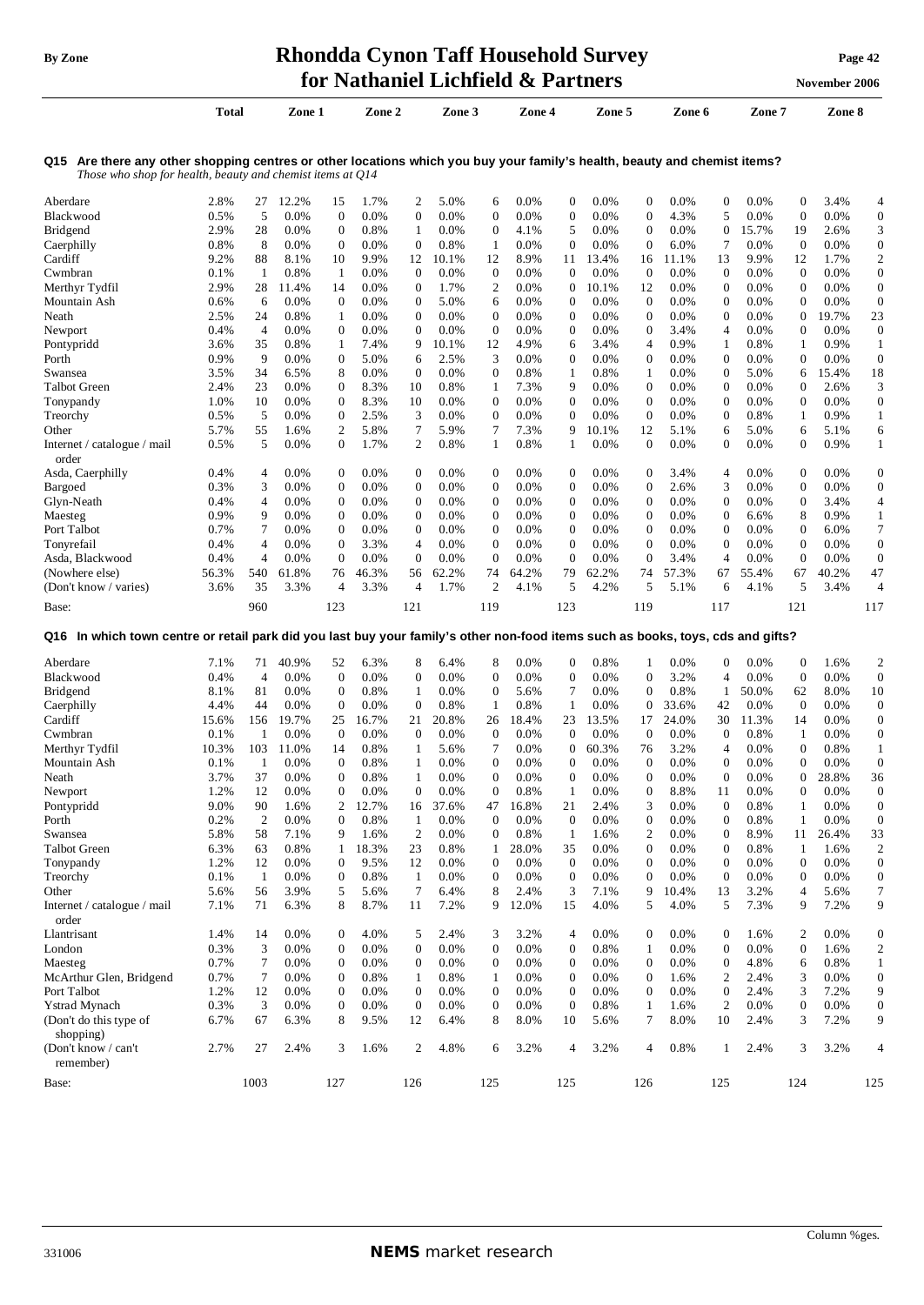## Q15 Are there any other shopping centres or other locations which you buy your family's health, beauty and chemist items?

*Those who shop for health, beauty and chemist items at Q14*

| | Total | | Zone 1 | | Zone 2 | | Zone 3 | | Zone 4 | | Zone 5 | | Zone 6 | | Zone 7 | | Zone 8 | |
|---|---|---|---|---|---|---|---|---|---|---|---|---|---|---|---|---|---|---|
| Aberdare | 2.8% | 27 | 12.2% | 15 | 1.7% | 2 | 5.0% | 6 | 0.0% | 0 | 0.0% | 0 | 0.0% | 0 | 0.0% | 0 | 3.4% | 4 |
| Blackwood | 0.5% | 5 | 0.0% | 0 | 0.0% | 0 | 0.0% | 0 | 0.0% | 0 | 0.0% | 0 | 4.3% | 5 | 0.0% | 0 | 0.0% | 0 |
| Bridgend | 2.9% | 28 | 0.0% | 0 | 0.8% | 1 | 0.0% | 0 | 4.1% | 5 | 0.0% | 0 | 0.0% | 0 | 15.7% | 19 | 2.6% | 3 |
| Caerphilly | 0.8% | 8 | 0.0% | 0 | 0.0% | 0 | 0.8% | 1 | 0.0% | 0 | 0.0% | 0 | 6.0% | 7 | 0.0% | 0 | 0.0% | 0 |
| Cardiff | 9.2% | 88 | 8.1% | 10 | 9.9% | 12 | 10.1% | 12 | 8.9% | 11 | 13.4% | 16 | 11.1% | 13 | 9.9% | 12 | 1.7% | 2 |
| Cwmbran | 0.1% | 1 | 0.8% | 1 | 0.0% | 0 | 0.0% | 0 | 0.0% | 0 | 0.0% | 0 | 0.0% | 0 | 0.0% | 0 | 0.0% | 0 |
| Merthyr Tydfil | 2.9% | 28 | 11.4% | 14 | 0.0% | 0 | 1.7% | 2 | 0.0% | 0 | 10.1% | 12 | 0.0% | 0 | 0.0% | 0 | 0.0% | 0 |
| Mountain Ash | 0.6% | 6 | 0.0% | 0 | 0.0% | 0 | 5.0% | 6 | 0.0% | 0 | 0.0% | 0 | 0.0% | 0 | 0.0% | 0 | 0.0% | 0 |
| Neath | 2.5% | 24 | 0.8% | 1 | 0.0% | 0 | 0.0% | 0 | 0.0% | 0 | 0.0% | 0 | 0.0% | 0 | 0.0% | 0 | 19.7% | 23 |
| Newport | 0.4% | 4 | 0.0% | 0 | 0.0% | 0 | 0.0% | 0 | 0.0% | 0 | 0.0% | 0 | 3.4% | 4 | 0.0% | 0 | 0.0% | 0 |
| Pontypridd | 3.6% | 35 | 0.8% | 1 | 7.4% | 9 | 10.1% | 12 | 4.9% | 6 | 3.4% | 4 | 0.9% | 1 | 0.8% | 1 | 0.9% | 1 |
| Porth | 0.9% | 9 | 0.0% | 0 | 5.0% | 6 | 2.5% | 3 | 0.0% | 0 | 0.0% | 0 | 0.0% | 0 | 0.0% | 0 | 0.0% | 0 |
| Swansea | 3.5% | 34 | 6.5% | 8 | 0.0% | 0 | 0.0% | 0 | 0.8% | 1 | 0.8% | 1 | 0.0% | 0 | 5.0% | 6 | 15.4% | 18 |
| Talbot Green | 2.4% | 23 | 0.0% | 0 | 8.3% | 10 | 0.8% | 1 | 7.3% | 9 | 0.0% | 0 | 0.0% | 0 | 0.0% | 0 | 2.6% | 3 |
| Tonypandy | 1.0% | 10 | 0.0% | 0 | 8.3% | 10 | 0.0% | 0 | 0.0% | 0 | 0.0% | 0 | 0.0% | 0 | 0.0% | 0 | 0.0% | 0 |
| Treorchy | 0.5% | 5 | 0.0% | 0 | 2.5% | 3 | 0.0% | 0 | 0.0% | 0 | 0.0% | 0 | 0.0% | 0 | 0.8% | 1 | 0.9% | 1 |
| Other | 5.7% | 55 | 1.6% | 2 | 5.8% | 7 | 5.9% | 7 | 7.3% | 9 | 10.1% | 12 | 5.1% | 6 | 5.0% | 6 | 5.1% | 6 |
| Internet / catalogue / mail order | 0.5% | 5 | 0.0% | 0 | 1.7% | 2 | 0.8% | 1 | 0.8% | 1 | 0.0% | 0 | 0.0% | 0 | 0.0% | 0 | 0.9% | 1 |
| Asda, Caerphilly | 0.4% | 4 | 0.0% | 0 | 0.0% | 0 | 0.0% | 0 | 0.0% | 0 | 0.0% | 0 | 3.4% | 4 | 0.0% | 0 | 0.0% | 0 |
| Bargoed | 0.3% | 3 | 0.0% | 0 | 0.0% | 0 | 0.0% | 0 | 0.0% | 0 | 0.0% | 0 | 2.6% | 3 | 0.0% | 0 | 0.0% | 0 |
| Glyn-Neath | 0.4% | 4 | 0.0% | 0 | 0.0% | 0 | 0.0% | 0 | 0.0% | 0 | 0.0% | 0 | 0.0% | 0 | 0.0% | 0 | 3.4% | 4 |
| Maesteg | 0.9% | 9 | 0.0% | 0 | 0.0% | 0 | 0.0% | 0 | 0.0% | 0 | 0.0% | 0 | 0.0% | 0 | 6.6% | 8 | 0.9% | 1 |
| Port Talbot | 0.7% | 7 | 0.0% | 0 | 0.0% | 0 | 0.0% | 0 | 0.0% | 0 | 0.0% | 0 | 0.0% | 0 | 0.0% | 0 | 6.0% | 7 |
| Tonyrefail | 0.4% | 4 | 0.0% | 0 | 3.3% | 4 | 0.0% | 0 | 0.0% | 0 | 0.0% | 0 | 0.0% | 0 | 0.0% | 0 | 0.0% | 0 |
| Asda, Blackwood | 0.4% | 4 | 0.0% | 0 | 0.0% | 0 | 0.0% | 0 | 0.0% | 0 | 0.0% | 0 | 3.4% | 4 | 0.0% | 0 | 0.0% | 0 |
| (Nowhere else) | 56.3% | 540 | 61.8% | 76 | 46.3% | 56 | 62.2% | 74 | 64.2% | 79 | 62.2% | 74 | 57.3% | 67 | 55.4% | 67 | 40.2% | 47 |
| (Don't know / varies) | 3.6% | 35 | 3.3% | 4 | 3.3% | 4 | 1.7% | 2 | 4.1% | 5 | 4.2% | 5 | 5.1% | 6 | 4.1% | 5 | 3.4% | 4 |
| Base: | | 960 | | 123 | | 121 | | 119 | | 123 | | 119 | | 117 | | 121 | | 117 |

## Q16 In which town centre or retail park did you last buy your family's other non-food items such as books, toys, cds and gifts?

| | Total | | Zone 1 | | Zone 2 | | Zone 3 | | Zone 4 | | Zone 5 | | Zone 6 | | Zone 7 | | Zone 8 | |
|---|---|---|---|---|---|---|---|---|---|---|---|---|---|---|---|---|---|---|
| Aberdare | 7.1% | 71 | 40.9% | 52 | 6.3% | 8 | 6.4% | 8 | 0.0% | 0 | 0.8% | 1 | 0.0% | 0 | 0.0% | 0 | 1.6% | 2 |
| Blackwood | 0.4% | 4 | 0.0% | 0 | 0.0% | 0 | 0.0% | 0 | 0.0% | 0 | 0.0% | 0 | 3.2% | 4 | 0.0% | 0 | 0.0% | 0 |
| Bridgend | 8.1% | 81 | 0.0% | 0 | 0.8% | 1 | 0.0% | 0 | 5.6% | 7 | 0.0% | 0 | 0.8% | 1 | 50.0% | 62 | 8.0% | 10 |
| Caerphilly | 4.4% | 44 | 0.0% | 0 | 0.0% | 0 | 0.8% | 1 | 0.8% | 1 | 0.0% | 0 | 33.6% | 42 | 0.0% | 0 | 0.0% | 0 |
| Cardiff | 15.6% | 156 | 19.7% | 25 | 16.7% | 21 | 20.8% | 26 | 18.4% | 23 | 13.5% | 17 | 24.0% | 30 | 11.3% | 14 | 0.0% | 0 |
| Cwmbran | 0.1% | 1 | 0.0% | 0 | 0.0% | 0 | 0.0% | 0 | 0.0% | 0 | 0.0% | 0 | 0.0% | 0 | 0.8% | 1 | 0.0% | 0 |
| Merthyr Tydfil | 10.3% | 103 | 11.0% | 14 | 0.8% | 1 | 5.6% | 7 | 0.0% | 0 | 60.3% | 76 | 3.2% | 4 | 0.0% | 0 | 0.8% | 1 |
| Mountain Ash | 0.1% | 1 | 0.0% | 0 | 0.8% | 1 | 0.0% | 0 | 0.0% | 0 | 0.0% | 0 | 0.0% | 0 | 0.0% | 0 | 0.0% | 0 |
| Neath | 3.7% | 37 | 0.0% | 0 | 0.8% | 1 | 0.0% | 0 | 0.0% | 0 | 0.0% | 0 | 0.0% | 0 | 0.0% | 0 | 28.8% | 36 |
| Newport | 1.2% | 12 | 0.0% | 0 | 0.0% | 0 | 0.0% | 0 | 0.8% | 1 | 0.0% | 0 | 8.8% | 11 | 0.0% | 0 | 0.0% | 0 |
| Pontypridd | 9.0% | 90 | 1.6% | 2 | 12.7% | 16 | 37.6% | 47 | 16.8% | 21 | 2.4% | 3 | 0.0% | 0 | 0.8% | 1 | 0.0% | 0 |
| Porth | 0.2% | 2 | 0.0% | 0 | 0.8% | 1 | 0.0% | 0 | 0.0% | 0 | 0.0% | 0 | 0.0% | 0 | 0.8% | 1 | 0.0% | 0 |
| Swansea | 5.8% | 58 | 7.1% | 9 | 1.6% | 2 | 0.0% | 0 | 0.8% | 1 | 1.6% | 2 | 0.0% | 0 | 8.9% | 11 | 26.4% | 33 |
| Talbot Green | 6.3% | 63 | 0.8% | 1 | 18.3% | 23 | 0.8% | 1 | 28.0% | 35 | 0.0% | 0 | 0.0% | 0 | 0.8% | 1 | 1.6% | 2 |
| Tonypandy | 1.2% | 12 | 0.0% | 0 | 9.5% | 12 | 0.0% | 0 | 0.0% | 0 | 0.0% | 0 | 0.0% | 0 | 0.0% | 0 | 0.0% | 0 |
| Treorchy | 0.1% | 1 | 0.0% | 0 | 0.8% | 1 | 0.0% | 0 | 0.0% | 0 | 0.0% | 0 | 0.0% | 0 | 0.0% | 0 | 0.0% | 0 |
| Other | 5.6% | 56 | 3.9% | 5 | 5.6% | 7 | 6.4% | 8 | 2.4% | 3 | 7.1% | 9 | 10.4% | 13 | 3.2% | 4 | 5.6% | 7 |
| Internet / catalogue / mail order | 7.1% | 71 | 6.3% | 8 | 8.7% | 11 | 7.2% | 9 | 12.0% | 15 | 4.0% | 5 | 4.0% | 5 | 7.3% | 9 | 7.2% | 9 |
| Llantrisant | 1.4% | 14 | 0.0% | 0 | 4.0% | 5 | 2.4% | 3 | 3.2% | 4 | 0.0% | 0 | 0.0% | 0 | 1.6% | 2 | 0.0% | 0 |
| London | 0.3% | 3 | 0.0% | 0 | 0.0% | 0 | 0.0% | 0 | 0.0% | 0 | 0.8% | 1 | 0.0% | 0 | 0.0% | 0 | 1.6% | 2 |
| Maesteg | 0.7% | 7 | 0.0% | 0 | 0.0% | 0 | 0.0% | 0 | 0.0% | 0 | 0.0% | 0 | 0.0% | 0 | 4.8% | 6 | 0.8% | 1 |
| McArthur Glen, Bridgend | 0.7% | 7 | 0.0% | 0 | 0.8% | 1 | 0.8% | 1 | 0.0% | 0 | 0.0% | 0 | 1.6% | 2 | 2.4% | 3 | 0.0% | 0 |
| Port Talbot | 1.2% | 12 | 0.0% | 0 | 0.0% | 0 | 0.0% | 0 | 0.0% | 0 | 0.0% | 0 | 0.0% | 0 | 2.4% | 3 | 7.2% | 9 |
| Ystrad Mynach | 0.3% | 3 | 0.0% | 0 | 0.0% | 0 | 0.0% | 0 | 0.0% | 0 | 0.8% | 1 | 1.6% | 2 | 0.0% | 0 | 0.0% | 0 |
| (Don't do this type of shopping) | 6.7% | 67 | 6.3% | 8 | 9.5% | 12 | 6.4% | 8 | 8.0% | 10 | 5.6% | 7 | 8.0% | 10 | 2.4% | 3 | 7.2% | 9 |
| (Don't know / can't remember) | 2.7% | 27 | 2.4% | 3 | 1.6% | 2 | 4.8% | 6 | 3.2% | 4 | 3.2% | 4 | 0.8% | 1 | 2.4% | 3 | 3.2% | 4 |
| Base: | | 1003 | | 127 | | 126 | | 125 | | 125 | | 126 | | 125 | | 124 | | 125 |

Column %ges.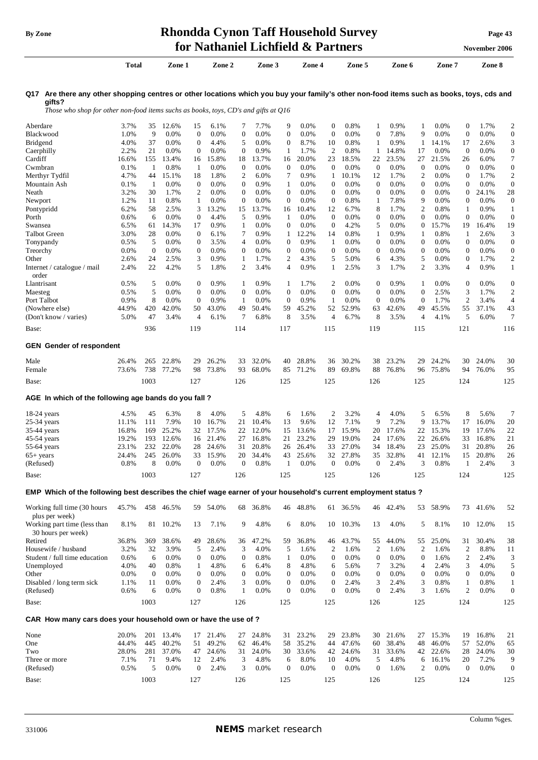# Rhondda Cynon Taff Household Survey for Nathaniel Lichfield & Partners

## Q17 Are there any other shopping centres or other locations which you buy your family's other non-food items such as books, toys, cds and gifts?

*Those who shop for other non-food items suchs as books, toys, CD's and gifts at Q16*

| | Total | | Zone 1 | | Zone 2 | | Zone 3 | | Zone 4 | | Zone 5 | | Zone 6 | | Zone 7 | | Zone 8 | |
|---|---|---|---|---|---|---|---|---|---|---|---|---|---|---|---|---|---|---|
| Aberdare | 3.7% | 35 | 12.6% | 15 | 6.1% | 7 | 7.7% | 9 | 0.0% | 0 | 0.8% | 1 | 0.9% | 1 | 0.0% | 0 | 1.7% | 2 |
| Blackwood | 1.0% | 9 | 0.0% | 0 | 0.0% | 0 | 0.0% | 0 | 0.0% | 0 | 0.0% | 0 | 7.8% | 9 | 0.0% | 0 | 0.0% | 0 |
| Bridgend | 4.0% | 37 | 0.0% | 0 | 4.4% | 5 | 0.0% | 0 | 8.7% | 10 | 0.8% | 1 | 0.9% | 1 | 14.1% | 17 | 2.6% | 3 |
| Caerphilly | 2.2% | 21 | 0.0% | 0 | 0.0% | 0 | 0.9% | 1 | 1.7% | 2 | 0.8% | 1 | 14.8% | 17 | 0.0% | 0 | 0.0% | 0 |
| Cardiff | 16.6% | 155 | 13.4% | 16 | 15.8% | 18 | 13.7% | 16 | 20.0% | 23 | 18.5% | 22 | 23.5% | 27 | 21.5% | 26 | 6.0% | 7 |
| Cwmbran | 0.1% | 1 | 0.8% | 1 | 0.0% | 0 | 0.0% | 0 | 0.0% | 0 | 0.0% | 0 | 0.0% | 0 | 0.0% | 0 | 0.0% | 0 |
| Merthyr Tydfil | 4.7% | 44 | 15.1% | 18 | 1.8% | 2 | 6.0% | 7 | 0.9% | 1 | 10.1% | 12 | 1.7% | 2 | 0.0% | 0 | 1.7% | 2 |
| Mountain Ash | 0.1% | 1 | 0.0% | 0 | 0.0% | 0 | 0.9% | 1 | 0.0% | 0 | 0.0% | 0 | 0.0% | 0 | 0.0% | 0 | 0.0% | 0 |
| Neath | 3.2% | 30 | 1.7% | 2 | 0.0% | 0 | 0.0% | 0 | 0.0% | 0 | 0.0% | 0 | 0.0% | 0 | 0.0% | 0 | 24.1% | 28 |
| Newport | 1.2% | 11 | 0.8% | 1 | 0.0% | 0 | 0.0% | 0 | 0.0% | 0 | 0.8% | 1 | 7.8% | 9 | 0.0% | 0 | 0.0% | 0 |
| Pontypridd | 6.2% | 58 | 2.5% | 3 | 13.2% | 15 | 13.7% | 16 | 10.4% | 12 | 6.7% | 8 | 1.7% | 2 | 0.8% | 1 | 0.9% | 1 |
| Porth | 0.6% | 6 | 0.0% | 0 | 4.4% | 5 | 0.9% | 1 | 0.0% | 0 | 0.0% | 0 | 0.0% | 0 | 0.0% | 0 | 0.0% | 0 |
| Swansea | 6.5% | 61 | 14.3% | 17 | 0.9% | 1 | 0.0% | 0 | 0.0% | 0 | 4.2% | 5 | 0.0% | 0 | 15.7% | 19 | 16.4% | 19 |
| Talbot Green | 3.0% | 28 | 0.0% | 0 | 6.1% | 7 | 0.9% | 1 | 12.2% | 14 | 0.8% | 1 | 0.9% | 1 | 0.8% | 1 | 2.6% | 3 |
| Tonypandy | 0.5% | 5 | 0.0% | 0 | 3.5% | 4 | 0.0% | 0 | 0.9% | 1 | 0.0% | 0 | 0.0% | 0 | 0.0% | 0 | 0.0% | 0 |
| Treorchy | 0.0% | 0 | 0.0% | 0 | 0.0% | 0 | 0.0% | 0 | 0.0% | 0 | 0.0% | 0 | 0.0% | 0 | 0.0% | 0 | 0.0% | 0 |
| Other | 2.6% | 24 | 2.5% | 3 | 0.9% | 1 | 1.7% | 2 | 4.3% | 5 | 5.0% | 6 | 4.3% | 5 | 0.0% | 0 | 1.7% | 2 |
| Internet / catalogue / mail order | 2.4% | 22 | 4.2% | 5 | 1.8% | 2 | 3.4% | 4 | 0.9% | 1 | 2.5% | 3 | 1.7% | 2 | 3.3% | 4 | 0.9% | 1 |
| Llantrisant | 0.5% | 5 | 0.0% | 0 | 0.9% | 1 | 0.9% | 1 | 1.7% | 2 | 0.0% | 0 | 0.9% | 1 | 0.0% | 0 | 0.0% | 0 |
| Maesteg | 0.5% | 5 | 0.0% | 0 | 0.0% | 0 | 0.0% | 0 | 0.0% | 0 | 0.0% | 0 | 0.0% | 0 | 2.5% | 3 | 1.7% | 2 |
| Port Talbot | 0.9% | 8 | 0.0% | 0 | 0.9% | 1 | 0.0% | 0 | 0.9% | 1 | 0.0% | 0 | 0.0% | 0 | 1.7% | 2 | 3.4% | 4 |
| (Nowhere else) | 44.9% | 420 | 42.0% | 50 | 43.0% | 49 | 50.4% | 59 | 45.2% | 52 | 52.9% | 63 | 42.6% | 49 | 45.5% | 55 | 37.1% | 43 |
| (Don't know / varies) | 5.0% | 47 | 3.4% | 4 | 6.1% | 7 | 6.8% | 8 | 3.5% | 4 | 6.7% | 8 | 3.5% | 4 | 4.1% | 5 | 6.0% | 7 |
| Base: | | 936 | | 119 | | 114 | | 117 | | 115 | | 119 | | 115 | | 121 | | 116 |

## GEN Gender of respondent

| | Total | | Zone 1 | | Zone 2 | | Zone 3 | | Zone 4 | | Zone 5 | | Zone 6 | | Zone 7 | | Zone 8 | |
|---|---|---|---|---|---|---|---|---|---|---|---|---|---|---|---|---|---|---|
| Male | 26.4% | 265 | 22.8% | 29 | 26.2% | 33 | 32.0% | 40 | 28.8% | 36 | 30.2% | 38 | 23.2% | 29 | 24.2% | 30 | 24.0% | 30 |
| Female | 73.6% | 738 | 77.2% | 98 | 73.8% | 93 | 68.0% | 85 | 71.2% | 89 | 69.8% | 88 | 76.8% | 96 | 75.8% | 94 | 76.0% | 95 |
| Base: | | 1003 | | 127 | | 126 | | 125 | | 125 | | 126 | | 125 | | 124 | | 125 |

## AGE In which of the following age bands do you fall ?

| | Total | | Zone 1 | | Zone 2 | | Zone 3 | | Zone 4 | | Zone 5 | | Zone 6 | | Zone 7 | | Zone 8 | |
|---|---|---|---|---|---|---|---|---|---|---|---|---|---|---|---|---|---|---|
| 18-24 years | 4.5% | 45 | 6.3% | 8 | 4.0% | 5 | 4.8% | 6 | 1.6% | 2 | 3.2% | 4 | 4.0% | 5 | 6.5% | 8 | 5.6% | 7 |
| 25-34 years | 11.1% | 111 | 7.9% | 10 | 16.7% | 21 | 10.4% | 13 | 9.6% | 12 | 7.1% | 9 | 7.2% | 9 | 13.7% | 17 | 16.0% | 20 |
| 35-44 years | 16.8% | 169 | 25.2% | 32 | 17.5% | 22 | 12.0% | 15 | 13.6% | 17 | 15.9% | 20 | 17.6% | 22 | 15.3% | 19 | 17.6% | 22 |
| 45-54 years | 19.2% | 193 | 12.6% | 16 | 21.4% | 27 | 16.8% | 21 | 23.2% | 29 | 19.0% | 24 | 17.6% | 22 | 26.6% | 33 | 16.8% | 21 |
| 55-64 years | 23.1% | 232 | 22.0% | 28 | 24.6% | 31 | 20.8% | 26 | 26.4% | 33 | 27.0% | 34 | 18.4% | 23 | 25.0% | 31 | 20.8% | 26 |
| 65+ years | 24.4% | 245 | 26.0% | 33 | 15.9% | 20 | 34.4% | 43 | 25.6% | 32 | 27.8% | 35 | 32.8% | 41 | 12.1% | 15 | 20.8% | 26 |
| (Refused) | 0.8% | 8 | 0.0% | 0 | 0.0% | 0 | 0.8% | 1 | 0.0% | 0 | 0.0% | 0 | 2.4% | 3 | 0.8% | 1 | 2.4% | 3 |
| Base: | | 1003 | | 127 | | 126 | | 125 | | 125 | | 126 | | 125 | | 124 | | 125 |

## EMP Which of the following best describes the chief wage earner of your household's current employment status ?

| | Total | | Zone 1 | | Zone 2 | | Zone 3 | | Zone 4 | | Zone 5 | | Zone 6 | | Zone 7 | | Zone 8 | |
|---|---|---|---|---|---|---|---|---|---|---|---|---|---|---|---|---|---|---|
| Working full time (30 hours plus per week) | 45.7% | 458 | 46.5% | 59 | 54.0% | 68 | 36.8% | 46 | 48.8% | 61 | 36.5% | 46 | 42.4% | 53 | 58.9% | 73 | 41.6% | 52 |
| Working part time (less than 30 hours per week) | 8.1% | 81 | 10.2% | 13 | 7.1% | 9 | 4.8% | 6 | 8.0% | 10 | 10.3% | 13 | 4.0% | 5 | 8.1% | 10 | 12.0% | 15 |
| Retired | 36.8% | 369 | 38.6% | 49 | 28.6% | 36 | 47.2% | 59 | 36.8% | 46 | 43.7% | 55 | 44.0% | 55 | 25.0% | 31 | 30.4% | 38 |
| Housewife / husband | 3.2% | 32 | 3.9% | 5 | 2.4% | 3 | 4.0% | 5 | 1.6% | 2 | 1.6% | 2 | 1.6% | 2 | 1.6% | 2 | 8.8% | 11 |
| Student / full time education | 0.6% | 6 | 0.0% | 0 | 0.0% | 0 | 0.8% | 1 | 0.0% | 0 | 0.0% | 0 | 0.0% | 0 | 1.6% | 2 | 2.4% | 3 |
| Unemployed | 4.0% | 40 | 0.8% | 1 | 4.8% | 6 | 6.4% | 8 | 4.8% | 6 | 5.6% | 7 | 3.2% | 4 | 2.4% | 3 | 4.0% | 5 |
| Other | 0.0% | 0 | 0.0% | 0 | 0.0% | 0 | 0.0% | 0 | 0.0% | 0 | 0.0% | 0 | 0.0% | 0 | 0.0% | 0 | 0.0% | 0 |
| Disabled / long term sick | 1.1% | 11 | 0.0% | 0 | 2.4% | 3 | 0.0% | 0 | 0.0% | 0 | 2.4% | 3 | 2.4% | 3 | 0.8% | 1 | 0.8% | 1 |
| (Refused) | 0.6% | 6 | 0.0% | 0 | 0.8% | 1 | 0.0% | 0 | 0.0% | 0 | 0.0% | 0 | 2.4% | 3 | 1.6% | 2 | 0.0% | 0 |
| Base: | | 1003 | | 127 | | 126 | | 125 | | 125 | | 126 | | 125 | | 124 | | 125 |

## CAR How many cars does your household own or have the use of ?

| | Total | | Zone 1 | | Zone 2 | | Zone 3 | | Zone 4 | | Zone 5 | | Zone 6 | | Zone 7 | | Zone 8 | |
|---|---|---|---|---|---|---|---|---|---|---|---|---|---|---|---|---|---|---|
| None | 20.0% | 201 | 13.4% | 17 | 21.4% | 27 | 24.8% | 31 | 23.2% | 29 | 23.8% | 30 | 21.6% | 27 | 15.3% | 19 | 16.8% | 21 |
| One | 44.4% | 445 | 40.2% | 51 | 49.2% | 62 | 46.4% | 58 | 35.2% | 44 | 47.6% | 60 | 38.4% | 48 | 46.0% | 57 | 52.0% | 65 |
| Two | 28.0% | 281 | 37.0% | 47 | 24.6% | 31 | 24.0% | 30 | 33.6% | 42 | 24.6% | 31 | 33.6% | 42 | 22.6% | 28 | 24.0% | 30 |
| Three or more | 7.1% | 71 | 9.4% | 12 | 2.4% | 3 | 4.8% | 6 | 8.0% | 10 | 4.0% | 5 | 4.8% | 6 | 16.1% | 20 | 7.2% | 9 |
| (Refused) | 0.5% | 5 | 0.0% | 0 | 2.4% | 3 | 0.0% | 0 | 0.0% | 0 | 0.0% | 0 | 1.6% | 2 | 0.0% | 0 | 0.0% | 0 |
| Base: | | 1003 | | 127 | | 126 | | 125 | | 125 | | 126 | | 125 | | 124 | | 125 |

Column %ges.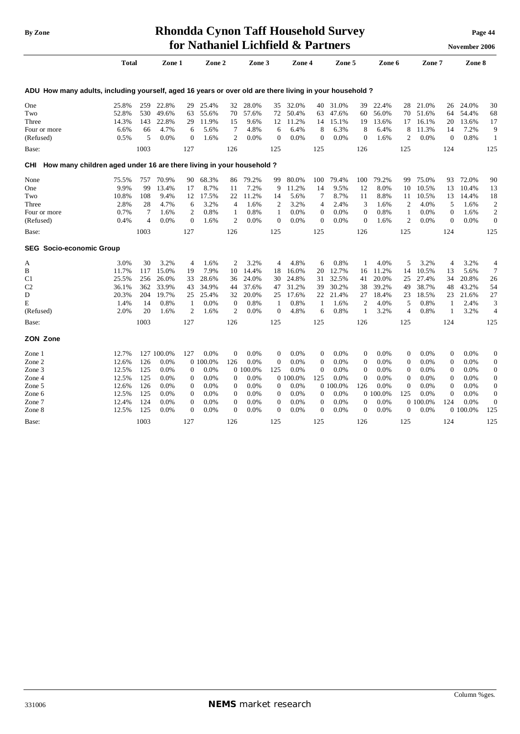### ADU How many adults, including yourself, aged 16 years or over old are there living in your household ?

| | Total % | Total n | Zone 1 % | Zone 1 n | Zone 2 % | Zone 2 n | Zone 3 % | Zone 3 n | Zone 4 % | Zone 4 n | Zone 5 % | Zone 5 n | Zone 6 % | Zone 6 n | Zone 7 % | Zone 7 n | Zone 8 % | Zone 8 n |
|---|---|---|---|---|---|---|---|---|---|---|---|---|---|---|---|---|---|---|
| One | 25.8% | 259 | 22.8% | 29 | 25.4% | 32 | 28.0% | 35 | 32.0% | 40 | 31.0% | 39 | 22.4% | 28 | 21.0% | 26 | 24.0% | 30 |
| Two | 52.8% | 530 | 49.6% | 63 | 55.6% | 70 | 57.6% | 72 | 50.4% | 63 | 47.6% | 60 | 56.0% | 70 | 51.6% | 64 | 54.4% | 68 |
| Three | 14.3% | 143 | 22.8% | 29 | 11.9% | 15 | 9.6% | 12 | 11.2% | 14 | 15.1% | 19 | 13.6% | 17 | 16.1% | 20 | 13.6% | 17 |
| Four or more | 6.6% | 66 | 4.7% | 6 | 5.6% | 7 | 4.8% | 6 | 6.4% | 8 | 6.3% | 8 | 6.4% | 8 | 11.3% | 14 | 7.2% | 9 |
| (Refused) | 0.5% | 5 | 0.0% | 0 | 1.6% | 2 | 0.0% | 0 | 0.0% | 0 | 0.0% | 0 | 1.6% | 2 | 0.0% | 0 | 0.8% | 1 |
| Base: | | 1003 | | 127 | | 126 | | 125 | | 125 | | 126 | | 125 | | 124 | | 125 |

### CHI How many children aged under 16 are there living in your household ?

| | Total % | Total n | Zone 1 % | Zone 1 n | Zone 2 % | Zone 2 n | Zone 3 % | Zone 3 n | Zone 4 % | Zone 4 n | Zone 5 % | Zone 5 n | Zone 6 % | Zone 6 n | Zone 7 % | Zone 7 n | Zone 8 % | Zone 8 n |
|---|---|---|---|---|---|---|---|---|---|---|---|---|---|---|---|---|---|---|
| None | 75.5% | 757 | 70.9% | 90 | 68.3% | 86 | 79.2% | 99 | 80.0% | 100 | 79.4% | 100 | 79.2% | 99 | 75.0% | 93 | 72.0% | 90 |
| One | 9.9% | 99 | 13.4% | 17 | 8.7% | 11 | 7.2% | 9 | 11.2% | 14 | 9.5% | 12 | 8.0% | 10 | 10.5% | 13 | 10.4% | 13 |
| Two | 10.8% | 108 | 9.4% | 12 | 17.5% | 22 | 11.2% | 14 | 5.6% | 7 | 8.7% | 11 | 8.8% | 11 | 10.5% | 13 | 14.4% | 18 |
| Three | 2.8% | 28 | 4.7% | 6 | 3.2% | 4 | 1.6% | 2 | 3.2% | 4 | 2.4% | 3 | 1.6% | 2 | 4.0% | 5 | 1.6% | 2 |
| Four or more | 0.7% | 7 | 1.6% | 2 | 0.8% | 1 | 0.8% | 1 | 0.0% | 0 | 0.0% | 0 | 0.8% | 1 | 0.0% | 0 | 1.6% | 2 |
| (Refused) | 0.4% | 4 | 0.0% | 0 | 1.6% | 2 | 0.0% | 0 | 0.0% | 0 | 0.0% | 0 | 1.6% | 2 | 0.0% | 0 | 0.0% | 0 |
| Base: | | 1003 | | 127 | | 126 | | 125 | | 125 | | 126 | | 125 | | 124 | | 125 |

### SEG Socio-economic Group

| | Total % | Total n | Zone 1 % | Zone 1 n | Zone 2 % | Zone 2 n | Zone 3 % | Zone 3 n | Zone 4 % | Zone 4 n | Zone 5 % | Zone 5 n | Zone 6 % | Zone 6 n | Zone 7 % | Zone 7 n | Zone 8 % | Zone 8 n |
|---|---|---|---|---|---|---|---|---|---|---|---|---|---|---|---|---|---|---|
| A | 3.0% | 30 | 3.2% | 4 | 1.6% | 2 | 3.2% | 4 | 4.8% | 6 | 0.8% | 1 | 4.0% | 5 | 3.2% | 4 | 3.2% | 4 |
| B | 11.7% | 117 | 15.0% | 19 | 7.9% | 10 | 14.4% | 18 | 16.0% | 20 | 12.7% | 16 | 11.2% | 14 | 10.5% | 13 | 5.6% | 7 |
| C1 | 25.5% | 256 | 26.0% | 33 | 28.6% | 36 | 24.0% | 30 | 24.8% | 31 | 32.5% | 41 | 20.0% | 25 | 27.4% | 34 | 20.8% | 26 |
| C2 | 36.1% | 362 | 33.9% | 43 | 34.9% | 44 | 37.6% | 47 | 31.2% | 39 | 30.2% | 38 | 39.2% | 49 | 38.7% | 48 | 43.2% | 54 |
| D | 20.3% | 204 | 19.7% | 25 | 25.4% | 32 | 20.0% | 25 | 17.6% | 22 | 21.4% | 27 | 18.4% | 23 | 18.5% | 23 | 21.6% | 27 |
| E | 1.4% | 14 | 0.8% | 1 | 0.0% | 0 | 0.8% | 1 | 0.8% | 1 | 1.6% | 2 | 4.0% | 5 | 0.8% | 1 | 2.4% | 3 |
| (Refused) | 2.0% | 20 | 1.6% | 2 | 1.6% | 2 | 0.0% | 0 | 4.8% | 6 | 0.8% | 1 | 3.2% | 4 | 0.8% | 1 | 3.2% | 4 |
| Base: | | 1003 | | 127 | | 126 | | 125 | | 125 | | 126 | | 125 | | 124 | | 125 |

### ZON Zone

| | Total % | Total n | Zone 1 % | Zone 1 n | Zone 2 % | Zone 2 n | Zone 3 % | Zone 3 n | Zone 4 % | Zone 4 n | Zone 5 % | Zone 5 n | Zone 6 % | Zone 6 n | Zone 7 % | Zone 7 n | Zone 8 % | Zone 8 n |
|---|---|---|---|---|---|---|---|---|---|---|---|---|---|---|---|---|---|---|
| Zone 1 | 12.7% | 127 | 100.0% | 127 | 0.0% | 0 | 0.0% | 0 | 0.0% | 0 | 0.0% | 0 | 0.0% | 0 | 0.0% | 0 | 0.0% | 0 |
| Zone 2 | 12.6% | 126 | 0.0% | 0 | 100.0% | 126 | 0.0% | 0 | 0.0% | 0 | 0.0% | 0 | 0.0% | 0 | 0.0% | 0 | 0.0% | 0 |
| Zone 3 | 12.5% | 125 | 0.0% | 0 | 0.0% | 0 | 100.0% | 125 | 0.0% | 0 | 0.0% | 0 | 0.0% | 0 | 0.0% | 0 | 0.0% | 0 |
| Zone 4 | 12.5% | 125 | 0.0% | 0 | 0.0% | 0 | 0.0% | 0 | 100.0% | 125 | 0.0% | 0 | 0.0% | 0 | 0.0% | 0 | 0.0% | 0 |
| Zone 5 | 12.6% | 126 | 0.0% | 0 | 0.0% | 0 | 0.0% | 0 | 0.0% | 0 | 100.0% | 126 | 0.0% | 0 | 0.0% | 0 | 0.0% | 0 |
| Zone 6 | 12.5% | 125 | 0.0% | 0 | 0.0% | 0 | 0.0% | 0 | 0.0% | 0 | 0.0% | 0 | 100.0% | 125 | 0.0% | 0 | 0.0% | 0 |
| Zone 7 | 12.4% | 124 | 0.0% | 0 | 0.0% | 0 | 0.0% | 0 | 0.0% | 0 | 0.0% | 0 | 0.0% | 0 | 100.0% | 124 | 0.0% | 0 |
| Zone 8 | 12.5% | 125 | 0.0% | 0 | 0.0% | 0 | 0.0% | 0 | 0.0% | 0 | 0.0% | 0 | 0.0% | 0 | 0.0% | 0 | 100.0% | 125 |
| Base: | | 1003 | | 127 | | 126 | | 125 | | 125 | | 126 | | 125 | | 124 | | 125 |

Column %ges.